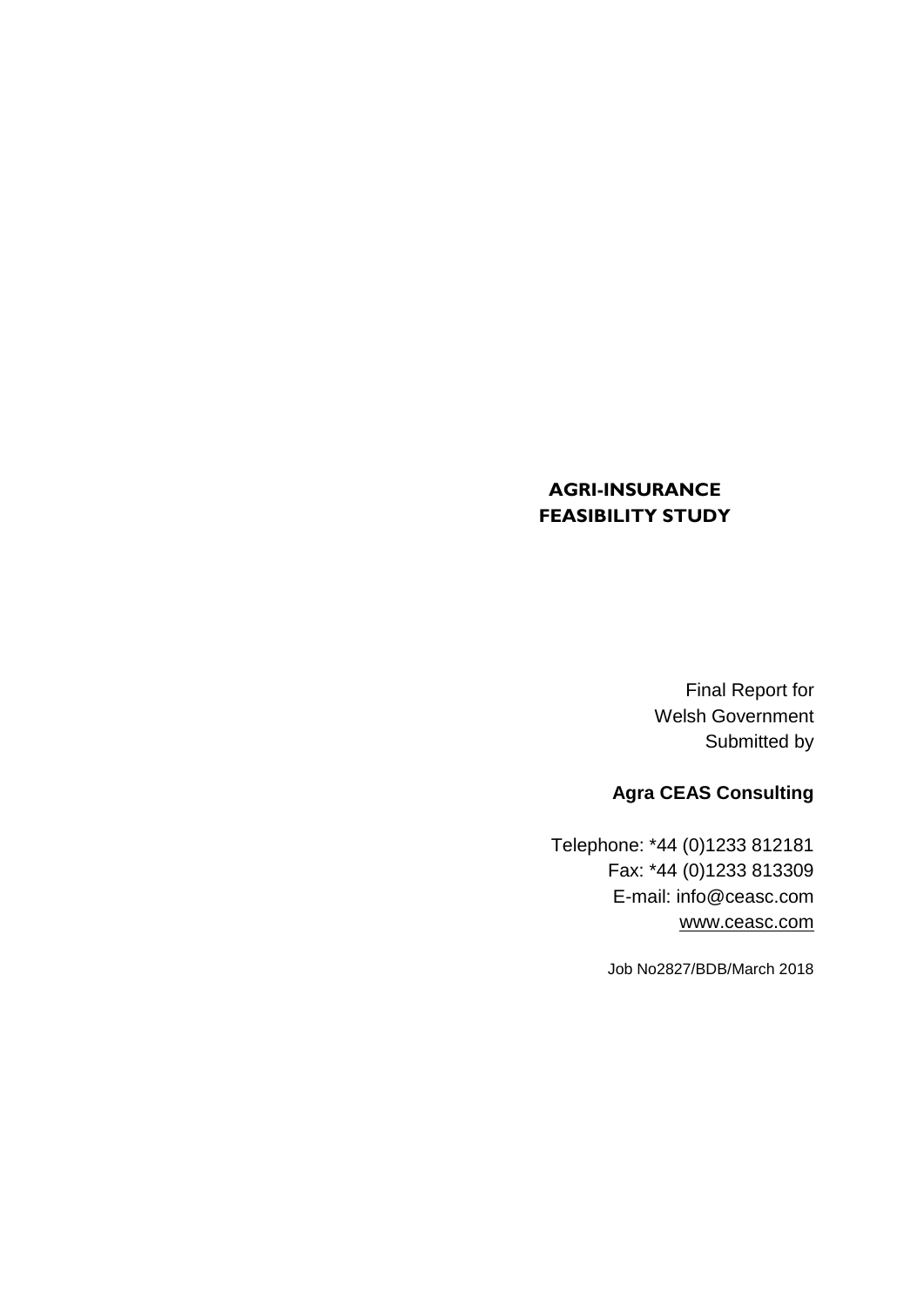# AGRI-INSURANCE FEASIBILITY STUDY

Final Report for
Welsh Government
Submitted by

**Agra CEAS Consulting**

Telephone: *44 (0)1233 812181
Fax: *44 (0)1233 813309
E-mail: info@ceasc.com
www.ceasc.com

Job No2827/BDB/March 2018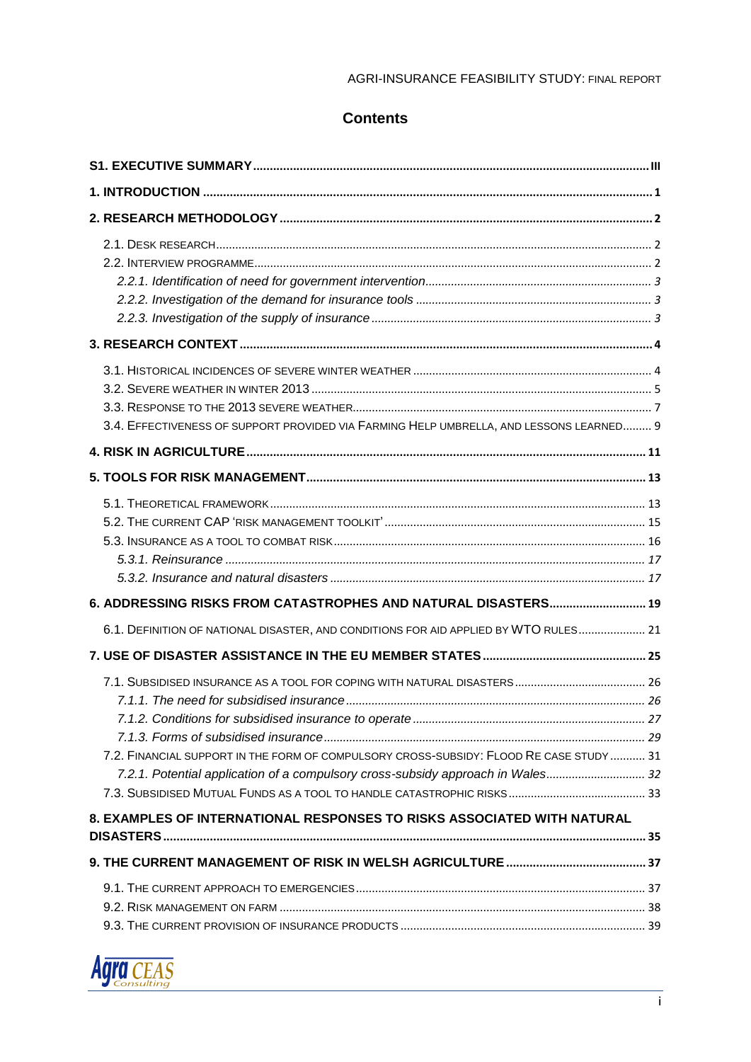# Contents

**S1. EXECUTIVE SUMMARY** ..... III

**1. INTRODUCTION** ..... 1

**2. RESEARCH METHODOLOGY** ..... 2

- 2.1. DESK RESEARCH ..... 2
- 2.2. INTERVIEW PROGRAMME ..... 2
  - *2.2.1. Identification of need for government intervention* ..... 3
  - *2.2.2. Investigation of the demand for insurance tools* ..... 3
  - *2.2.3. Investigation of the supply of insurance* ..... 3

**3. RESEARCH CONTEXT** ..... 4

- 3.1. HISTORICAL INCIDENCES OF SEVERE WINTER WEATHER ..... 4
- 3.2. SEVERE WEATHER IN WINTER 2013 ..... 5
- 3.3. RESPONSE TO THE 2013 SEVERE WEATHER ..... 7
- 3.4. EFFECTIVENESS OF SUPPORT PROVIDED VIA FARMING HELP UMBRELLA, AND LESSONS LEARNED ..... 9

**4. RISK IN AGRICULTURE** ..... 11

**5. TOOLS FOR RISK MANAGEMENT** ..... 13

- 5.1. THEORETICAL FRAMEWORK ..... 13
- 5.2. THE CURRENT CAP 'RISK MANAGEMENT TOOLKIT' ..... 15
- 5.3. INSURANCE AS A TOOL TO COMBAT RISK ..... 16
  - *5.3.1. Reinsurance* ..... 17
  - *5.3.2. Insurance and natural disasters* ..... 17

**6. ADDRESSING RISKS FROM CATASTROPHES AND NATURAL DISASTERS** ..... 19

- 6.1. DEFINITION OF NATIONAL DISASTER, AND CONDITIONS FOR AID APPLIED BY WTO RULES ..... 21

**7. USE OF DISASTER ASSISTANCE IN THE EU MEMBER STATES** ..... 25

- 7.1. SUBSIDISED INSURANCE AS A TOOL FOR COPING WITH NATURAL DISASTERS ..... 26
  - *7.1.1. The need for subsidised insurance* ..... 26
  - *7.1.2. Conditions for subsidised insurance to operate* ..... 27
  - *7.1.3. Forms of subsidised insurance* ..... 29
- 7.2. FINANCIAL SUPPORT IN THE FORM OF COMPULSORY CROSS-SUBSIDY: FLOOD RE CASE STUDY ..... 31
  - *7.2.1. Potential application of a compulsory cross-subsidy approach in Wales* ..... 32
- 7.3. SUBSIDISED MUTUAL FUNDS AS A TOOL TO HANDLE CATASTROPHIC RISKS ..... 33

**8. EXAMPLES OF INTERNATIONAL RESPONSES TO RISKS ASSOCIATED WITH NATURAL DISASTERS** ..... 35

**9. THE CURRENT MANAGEMENT OF RISK IN WELSH AGRICULTURE** ..... 37

- 9.1. THE CURRENT APPROACH TO EMERGENCIES ..... 37
- 9.2. RISK MANAGEMENT ON FARM ..... 38
- 9.3. THE CURRENT PROVISION OF INSURANCE PRODUCTS ..... 39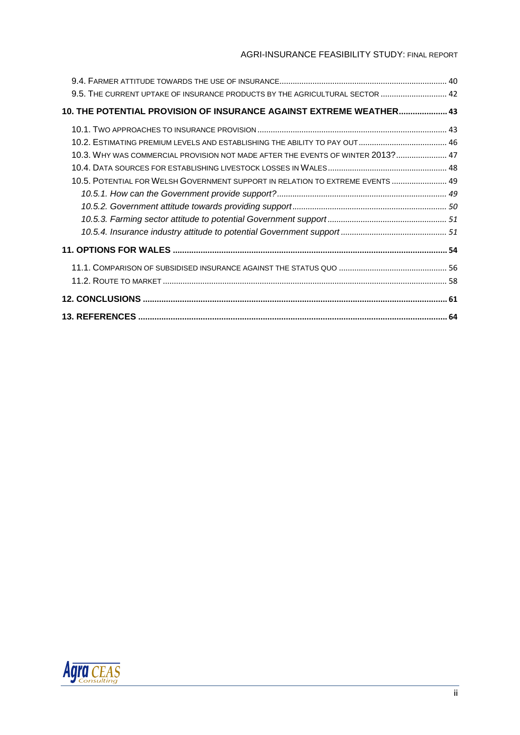9.4. Farmer attitude towards the use of insurance ........................................................................... 40

9.5. The current uptake of insurance products by the agricultural sector ............................. 42

**10. THE POTENTIAL PROVISION OF INSURANCE AGAINST EXTREME WEATHER..................... 43**

10.1. Two approaches to insurance provision ..................................................................................... 43

10.2. Estimating premium levels and establishing the ability to pay out ........................................ 46

10.3. Why was commercial provision not made after the events of winter 2013? ....................... 47

10.4. Data sources for establishing livestock losses in Wales ...................................................... 48

10.5. Potential for Welsh Government support in relation to extreme events ......................... 49

*10.5.1. How can the Government provide support? ............................................................................ 49*

*10.5.2. Government attitude towards providing support ..................................................................... 50*

*10.5.3. Farming sector attitude to potential Government support ..................................................... 51*

*10.5.4. Insurance industry attitude to potential Government support ............................................... 51*

**11. OPTIONS FOR WALES ...................................................................................................................... 54**

11.1. Comparison of subsidised insurance against the status quo ................................................. 56

11.2. Route to market ................................................................................................................................ 58

**12. CONCLUSIONS ................................................................................................................................... 61**

**13. REFERENCES ..................................................................................................................................... 64**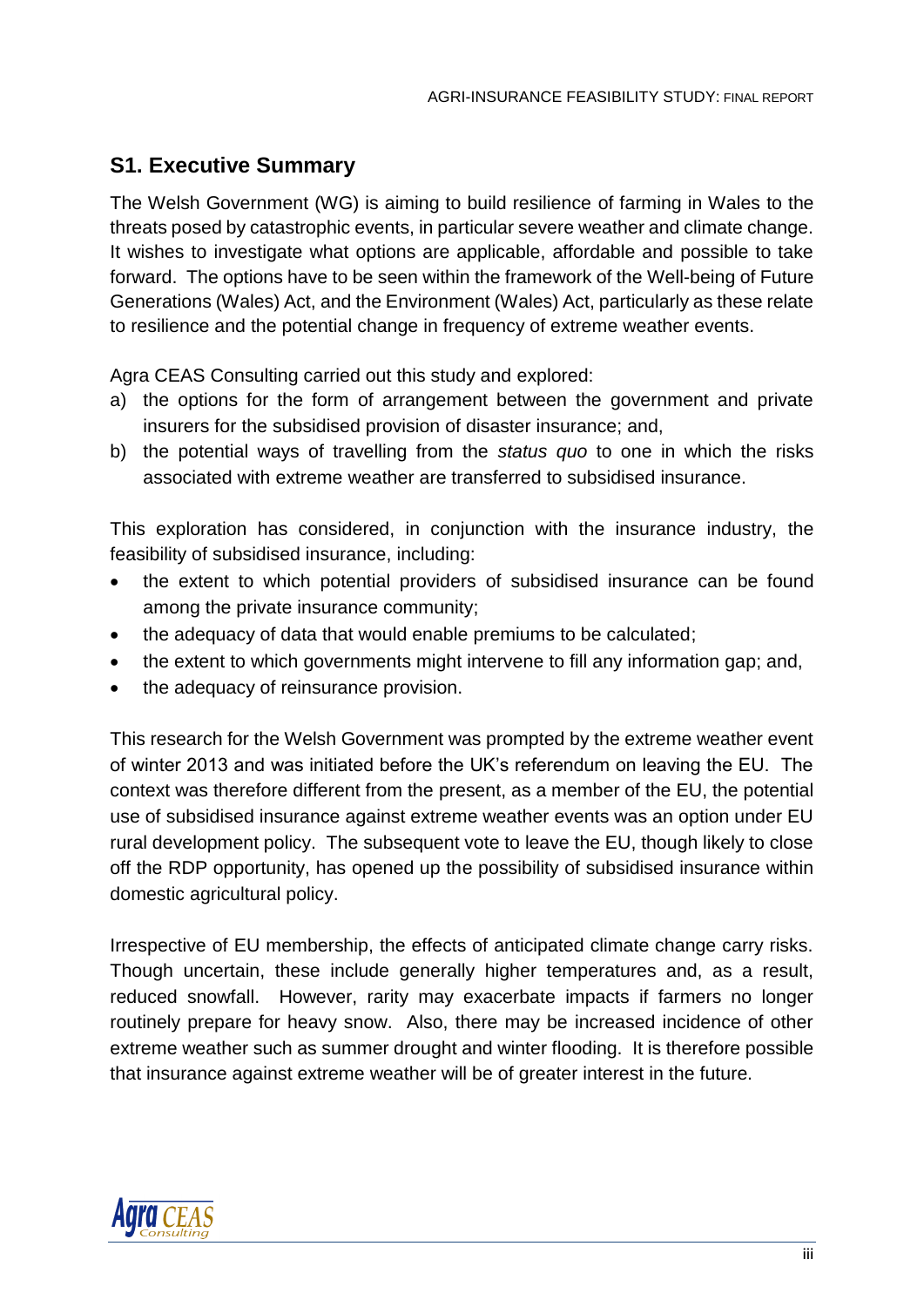## S1. Executive Summary

The Welsh Government (WG) is aiming to build resilience of farming in Wales to the threats posed by catastrophic events, in particular severe weather and climate change. It wishes to investigate what options are applicable, affordable and possible to take forward. The options have to be seen within the framework of the Well-being of Future Generations (Wales) Act, and the Environment (Wales) Act, particularly as these relate to resilience and the potential change in frequency of extreme weather events.

Agra CEAS Consulting carried out this study and explored:

a) the options for the form of arrangement between the government and private insurers for the subsidised provision of disaster insurance; and,
b) the potential ways of travelling from the *status quo* to one in which the risks associated with extreme weather are transferred to subsidised insurance.

This exploration has considered, in conjunction with the insurance industry, the feasibility of subsidised insurance, including:

- the extent to which potential providers of subsidised insurance can be found among the private insurance community;
- the adequacy of data that would enable premiums to be calculated;
- the extent to which governments might intervene to fill any information gap; and,
- the adequacy of reinsurance provision.

This research for the Welsh Government was prompted by the extreme weather event of winter 2013 and was initiated before the UK's referendum on leaving the EU. The context was therefore different from the present, as a member of the EU, the potential use of subsidised insurance against extreme weather events was an option under EU rural development policy. The subsequent vote to leave the EU, though likely to close off the RDP opportunity, has opened up the possibility of subsidised insurance within domestic agricultural policy.

Irrespective of EU membership, the effects of anticipated climate change carry risks. Though uncertain, these include generally higher temperatures and, as a result, reduced snowfall. However, rarity may exacerbate impacts if farmers no longer routinely prepare for heavy snow. Also, there may be increased incidence of other extreme weather such as summer drought and winter flooding. It is therefore possible that insurance against extreme weather will be of greater interest in the future.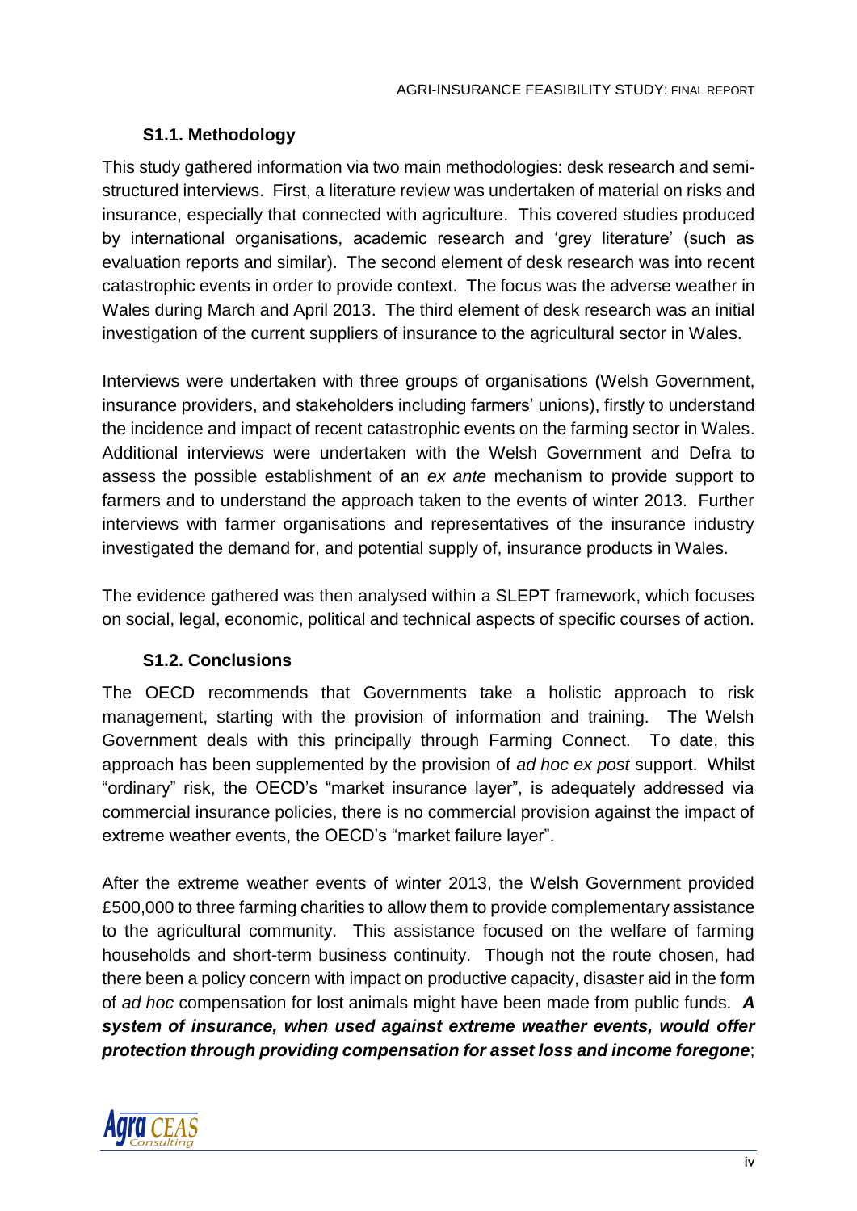### S1.1. Methodology

This study gathered information via two main methodologies: desk research and semi-structured interviews. First, a literature review was undertaken of material on risks and insurance, especially that connected with agriculture. This covered studies produced by international organisations, academic research and 'grey literature' (such as evaluation reports and similar). The second element of desk research was into recent catastrophic events in order to provide context. The focus was the adverse weather in Wales during March and April 2013. The third element of desk research was an initial investigation of the current suppliers of insurance to the agricultural sector in Wales.

Interviews were undertaken with three groups of organisations (Welsh Government, insurance providers, and stakeholders including farmers' unions), firstly to understand the incidence and impact of recent catastrophic events on the farming sector in Wales. Additional interviews were undertaken with the Welsh Government and Defra to assess the possible establishment of an *ex ante* mechanism to provide support to farmers and to understand the approach taken to the events of winter 2013. Further interviews with farmer organisations and representatives of the insurance industry investigated the demand for, and potential supply of, insurance products in Wales.

The evidence gathered was then analysed within a SLEPT framework, which focuses on social, legal, economic, political and technical aspects of specific courses of action.

### S1.2. Conclusions

The OECD recommends that Governments take a holistic approach to risk management, starting with the provision of information and training. The Welsh Government deals with this principally through Farming Connect. To date, this approach has been supplemented by the provision of *ad hoc ex post* support. Whilst "ordinary" risk, the OECD's "market insurance layer", is adequately addressed via commercial insurance policies, there is no commercial provision against the impact of extreme weather events, the OECD's "market failure layer".

After the extreme weather events of winter 2013, the Welsh Government provided £500,000 to three farming charities to allow them to provide complementary assistance to the agricultural community. This assistance focused on the welfare of farming households and short-term business continuity. Though not the route chosen, had there been a policy concern with impact on productive capacity, disaster aid in the form of *ad hoc* compensation for lost animals might have been made from public funds. ***A system of insurance, when used against extreme weather events, would offer protection through providing compensation for asset loss and income foregone***;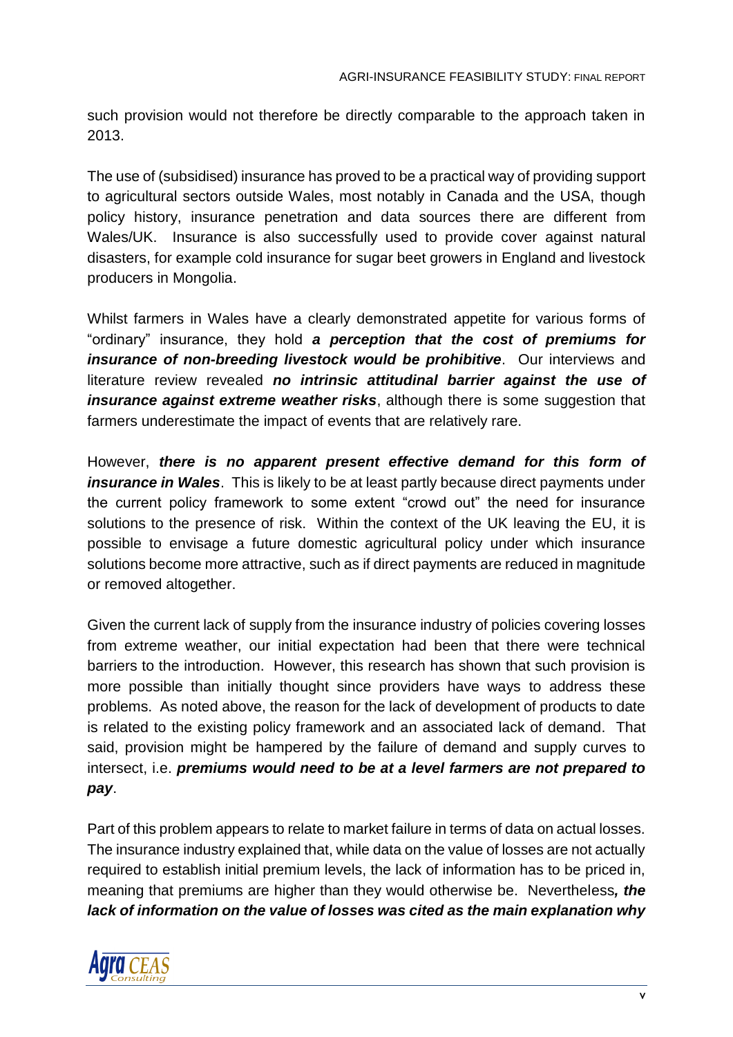such provision would not therefore be directly comparable to the approach taken in 2013.

The use of (subsidised) insurance has proved to be a practical way of providing support to agricultural sectors outside Wales, most notably in Canada and the USA, though policy history, insurance penetration and data sources there are different from Wales/UK. Insurance is also successfully used to provide cover against natural disasters, for example cold insurance for sugar beet growers in England and livestock producers in Mongolia.

Whilst farmers in Wales have a clearly demonstrated appetite for various forms of "ordinary" insurance, they hold ***a perception that the cost of premiums for insurance of non-breeding livestock would be prohibitive***. Our interviews and literature review revealed ***no intrinsic attitudinal barrier against the use of insurance against extreme weather risks***, although there is some suggestion that farmers underestimate the impact of events that are relatively rare.

However, ***there is no apparent present effective demand for this form of insurance in Wales***. This is likely to be at least partly because direct payments under the current policy framework to some extent "crowd out" the need for insurance solutions to the presence of risk. Within the context of the UK leaving the EU, it is possible to envisage a future domestic agricultural policy under which insurance solutions become more attractive, such as if direct payments are reduced in magnitude or removed altogether.

Given the current lack of supply from the insurance industry of policies covering losses from extreme weather, our initial expectation had been that there were technical barriers to the introduction. However, this research has shown that such provision is more possible than initially thought since providers have ways to address these problems. As noted above, the reason for the lack of development of products to date is related to the existing policy framework and an associated lack of demand. That said, provision might be hampered by the failure of demand and supply curves to intersect, i.e. ***premiums would need to be at a level farmers are not prepared to pay***.

Part of this problem appears to relate to market failure in terms of data on actual losses. The insurance industry explained that, while data on the value of losses are not actually required to establish initial premium levels, the lack of information has to be priced in, meaning that premiums are higher than they would otherwise be. Nevertheless***, the lack of information on the value of losses was cited as the main explanation why***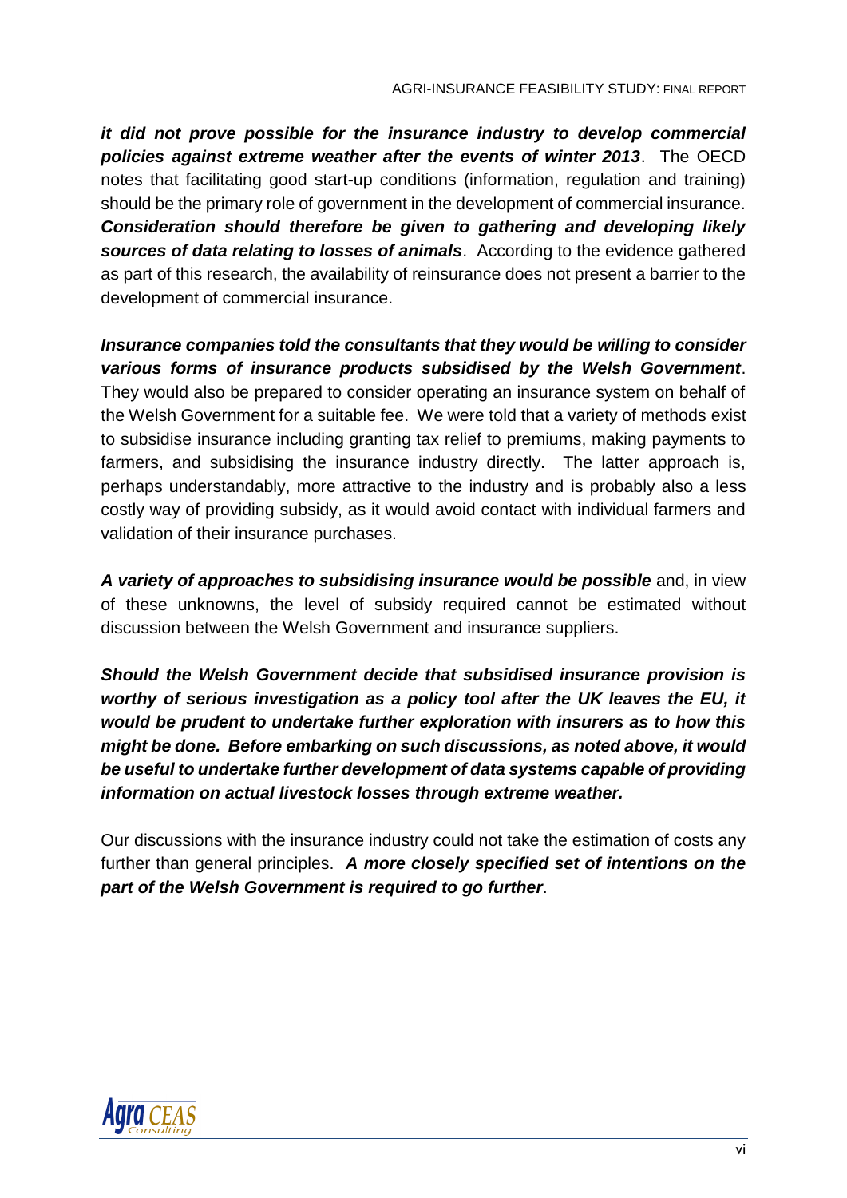***it did not prove possible for the insurance industry to develop commercial policies against extreme weather after the events of winter 2013***. The OECD notes that facilitating good start-up conditions (information, regulation and training) should be the primary role of government in the development of commercial insurance. ***Consideration should therefore be given to gathering and developing likely sources of data relating to losses of animals***. According to the evidence gathered as part of this research, the availability of reinsurance does not present a barrier to the development of commercial insurance.

***Insurance companies told the consultants that they would be willing to consider various forms of insurance products subsidised by the Welsh Government***. They would also be prepared to consider operating an insurance system on behalf of the Welsh Government for a suitable fee. We were told that a variety of methods exist to subsidise insurance including granting tax relief to premiums, making payments to farmers, and subsidising the insurance industry directly. The latter approach is, perhaps understandably, more attractive to the industry and is probably also a less costly way of providing subsidy, as it would avoid contact with individual farmers and validation of their insurance purchases.

***A variety of approaches to subsidising insurance would be possible*** and, in view of these unknowns, the level of subsidy required cannot be estimated without discussion between the Welsh Government and insurance suppliers.

***Should the Welsh Government decide that subsidised insurance provision is worthy of serious investigation as a policy tool after the UK leaves the EU, it would be prudent to undertake further exploration with insurers as to how this might be done. Before embarking on such discussions, as noted above, it would be useful to undertake further development of data systems capable of providing information on actual livestock losses through extreme weather.***

Our discussions with the insurance industry could not take the estimation of costs any further than general principles. ***A more closely specified set of intentions on the part of the Welsh Government is required to go further***.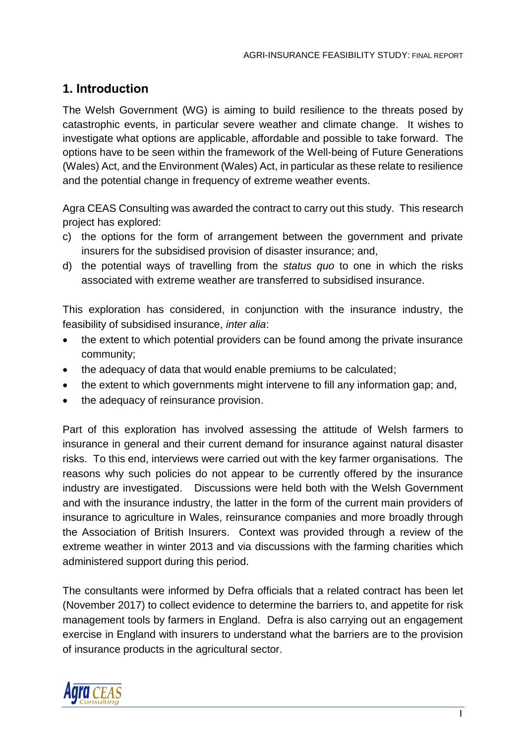# 1. Introduction

The Welsh Government (WG) is aiming to build resilience to the threats posed by catastrophic events, in particular severe weather and climate change. It wishes to investigate what options are applicable, affordable and possible to take forward. The options have to be seen within the framework of the Well-being of Future Generations (Wales) Act, and the Environment (Wales) Act, in particular as these relate to resilience and the potential change in frequency of extreme weather events.

Agra CEAS Consulting was awarded the contract to carry out this study. This research project has explored:

c) the options for the form of arrangement between the government and private insurers for the subsidised provision of disaster insurance; and,
d) the potential ways of travelling from the *status quo* to one in which the risks associated with extreme weather are transferred to subsidised insurance.

This exploration has considered, in conjunction with the insurance industry, the feasibility of subsidised insurance, *inter alia*:

- the extent to which potential providers can be found among the private insurance community;
- the adequacy of data that would enable premiums to be calculated;
- the extent to which governments might intervene to fill any information gap; and,
- the adequacy of reinsurance provision.

Part of this exploration has involved assessing the attitude of Welsh farmers to insurance in general and their current demand for insurance against natural disaster risks. To this end, interviews were carried out with the key farmer organisations. The reasons why such policies do not appear to be currently offered by the insurance industry are investigated. Discussions were held both with the Welsh Government and with the insurance industry, the latter in the form of the current main providers of insurance to agriculture in Wales, reinsurance companies and more broadly through the Association of British Insurers. Context was provided through a review of the extreme weather in winter 2013 and via discussions with the farming charities which administered support during this period.

The consultants were informed by Defra officials that a related contract has been let (November 2017) to collect evidence to determine the barriers to, and appetite for risk management tools by farmers in England. Defra is also carrying out an engagement exercise in England with insurers to understand what the barriers are to the provision of insurance products in the agricultural sector.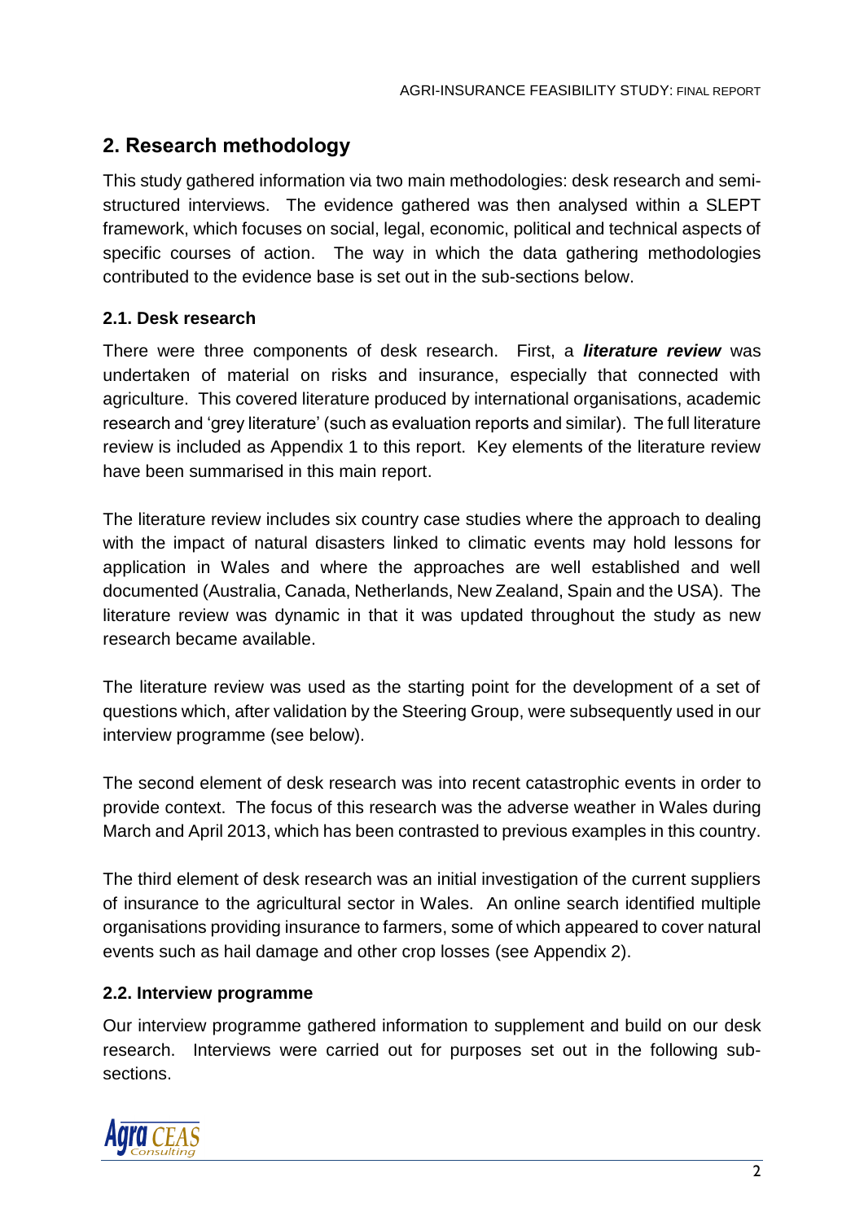## 2. Research methodology

This study gathered information via two main methodologies: desk research and semi-structured interviews. The evidence gathered was then analysed within a SLEPT framework, which focuses on social, legal, economic, political and technical aspects of specific courses of action. The way in which the data gathering methodologies contributed to the evidence base is set out in the sub-sections below.

### 2.1. Desk research

There were three components of desk research. First, a ***literature review*** was undertaken of material on risks and insurance, especially that connected with agriculture. This covered literature produced by international organisations, academic research and 'grey literature' (such as evaluation reports and similar). The full literature review is included as Appendix 1 to this report. Key elements of the literature review have been summarised in this main report.

The literature review includes six country case studies where the approach to dealing with the impact of natural disasters linked to climatic events may hold lessons for application in Wales and where the approaches are well established and well documented (Australia, Canada, Netherlands, New Zealand, Spain and the USA). The literature review was dynamic in that it was updated throughout the study as new research became available.

The literature review was used as the starting point for the development of a set of questions which, after validation by the Steering Group, were subsequently used in our interview programme (see below).

The second element of desk research was into recent catastrophic events in order to provide context. The focus of this research was the adverse weather in Wales during March and April 2013, which has been contrasted to previous examples in this country.

The third element of desk research was an initial investigation of the current suppliers of insurance to the agricultural sector in Wales. An online search identified multiple organisations providing insurance to farmers, some of which appeared to cover natural events such as hail damage and other crop losses (see Appendix 2).

### 2.2. Interview programme

Our interview programme gathered information to supplement and build on our desk research. Interviews were carried out for purposes set out in the following sub-sections.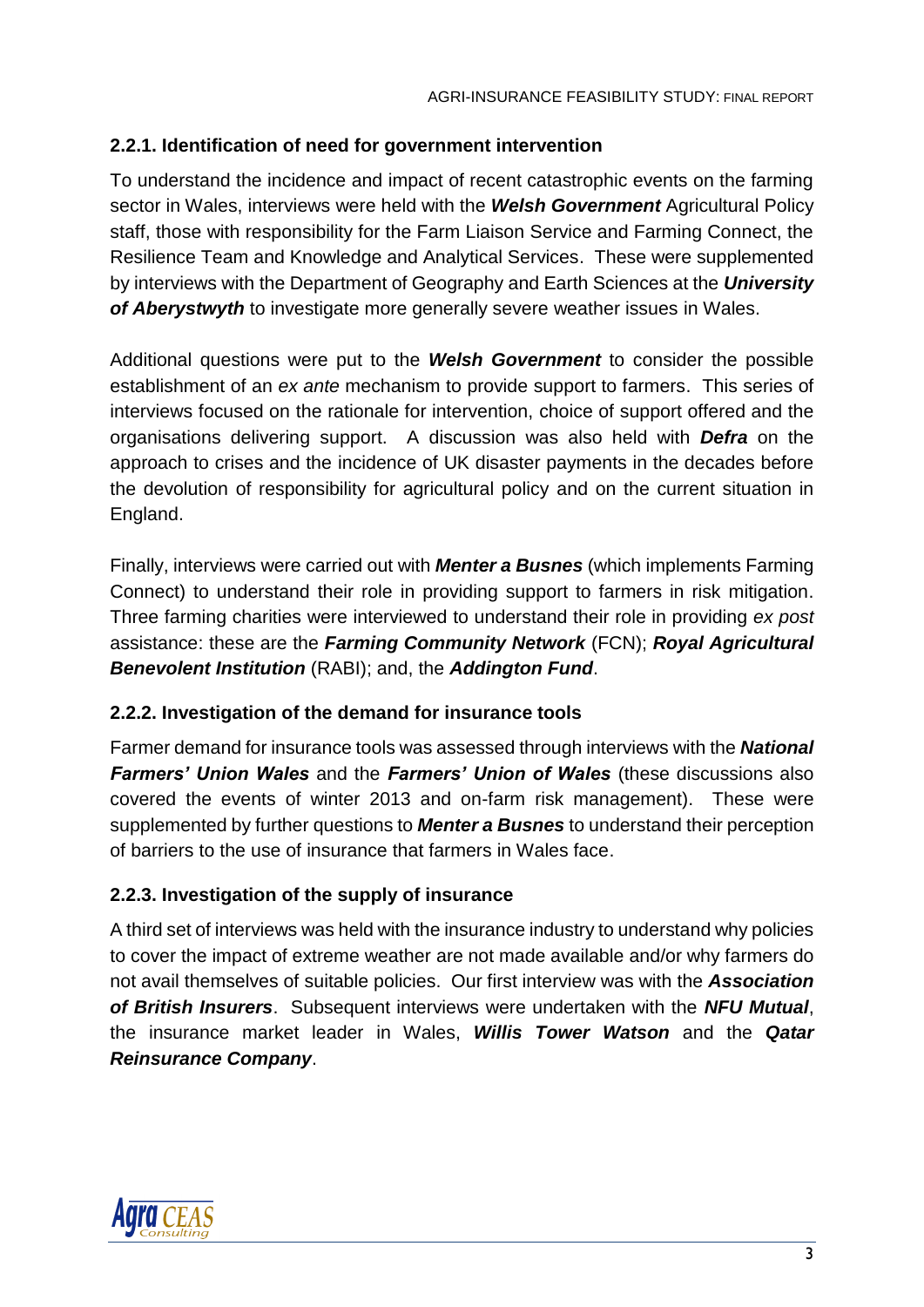### 2.2.1. Identification of need for government intervention

To understand the incidence and impact of recent catastrophic events on the farming sector in Wales, interviews were held with the ***Welsh Government*** Agricultural Policy staff, those with responsibility for the Farm Liaison Service and Farming Connect, the Resilience Team and Knowledge and Analytical Services. These were supplemented by interviews with the Department of Geography and Earth Sciences at the ***University of Aberystwyth*** to investigate more generally severe weather issues in Wales.

Additional questions were put to the ***Welsh Government*** to consider the possible establishment of an *ex ante* mechanism to provide support to farmers. This series of interviews focused on the rationale for intervention, choice of support offered and the organisations delivering support. A discussion was also held with ***Defra*** on the approach to crises and the incidence of UK disaster payments in the decades before the devolution of responsibility for agricultural policy and on the current situation in England.

Finally, interviews were carried out with ***Menter a Busnes*** (which implements Farming Connect) to understand their role in providing support to farmers in risk mitigation. Three farming charities were interviewed to understand their role in providing *ex post* assistance: these are the ***Farming Community Network*** (FCN); ***Royal Agricultural Benevolent Institution*** (RABI); and, the ***Addington Fund***.

### 2.2.2. Investigation of the demand for insurance tools

Farmer demand for insurance tools was assessed through interviews with the ***National Farmers' Union Wales*** and the ***Farmers' Union of Wales*** (these discussions also covered the events of winter 2013 and on-farm risk management). These were supplemented by further questions to ***Menter a Busnes*** to understand their perception of barriers to the use of insurance that farmers in Wales face.

### 2.2.3. Investigation of the supply of insurance

A third set of interviews was held with the insurance industry to understand why policies to cover the impact of extreme weather are not made available and/or why farmers do not avail themselves of suitable policies. Our first interview was with the ***Association of British Insurers***. Subsequent interviews were undertaken with the ***NFU Mutual***, the insurance market leader in Wales, ***Willis Tower Watson*** and the ***Qatar Reinsurance Company***.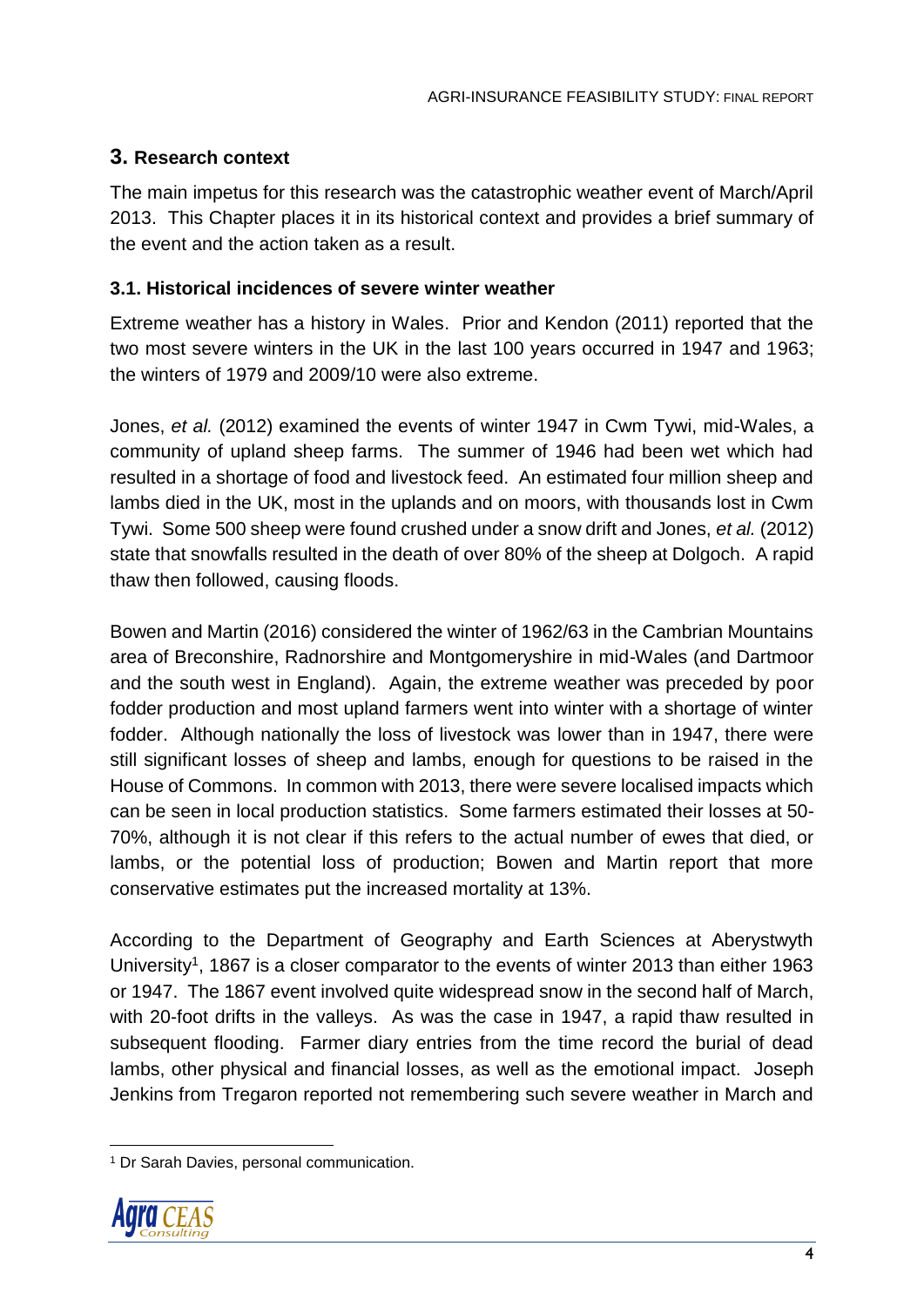## 3. Research context

The main impetus for this research was the catastrophic weather event of March/April 2013. This Chapter places it in its historical context and provides a brief summary of the event and the action taken as a result.

### 3.1. Historical incidences of severe winter weather

Extreme weather has a history in Wales. Prior and Kendon (2011) reported that the two most severe winters in the UK in the last 100 years occurred in 1947 and 1963; the winters of 1979 and 2009/10 were also extreme.

Jones, *et al.* (2012) examined the events of winter 1947 in Cwm Tywi, mid-Wales, a community of upland sheep farms. The summer of 1946 had been wet which had resulted in a shortage of food and livestock feed. An estimated four million sheep and lambs died in the UK, most in the uplands and on moors, with thousands lost in Cwm Tywi. Some 500 sheep were found crushed under a snow drift and Jones, *et al.* (2012) state that snowfalls resulted in the death of over 80% of the sheep at Dolgoch. A rapid thaw then followed, causing floods.

Bowen and Martin (2016) considered the winter of 1962/63 in the Cambrian Mountains area of Breconshire, Radnorshire and Montgomeryshire in mid-Wales (and Dartmoor and the south west in England). Again, the extreme weather was preceded by poor fodder production and most upland farmers went into winter with a shortage of winter fodder. Although nationally the loss of livestock was lower than in 1947, there were still significant losses of sheep and lambs, enough for questions to be raised in the House of Commons. In common with 2013, there were severe localised impacts which can be seen in local production statistics. Some farmers estimated their losses at 50-70%, although it is not clear if this refers to the actual number of ewes that died, or lambs, or the potential loss of production; Bowen and Martin report that more conservative estimates put the increased mortality at 13%.

According to the Department of Geography and Earth Sciences at Aberystwyth University[1], 1867 is a closer comparator to the events of winter 2013 than either 1963 or 1947. The 1867 event involved quite widespread snow in the second half of March, with 20-foot drifts in the valleys. As was the case in 1947, a rapid thaw resulted in subsequent flooding. Farmer diary entries from the time record the burial of dead lambs, other physical and financial losses, as well as the emotional impact. Joseph Jenkins from Tregaron reported not remembering such severe weather in March and

[1] Dr Sarah Davies, personal communication.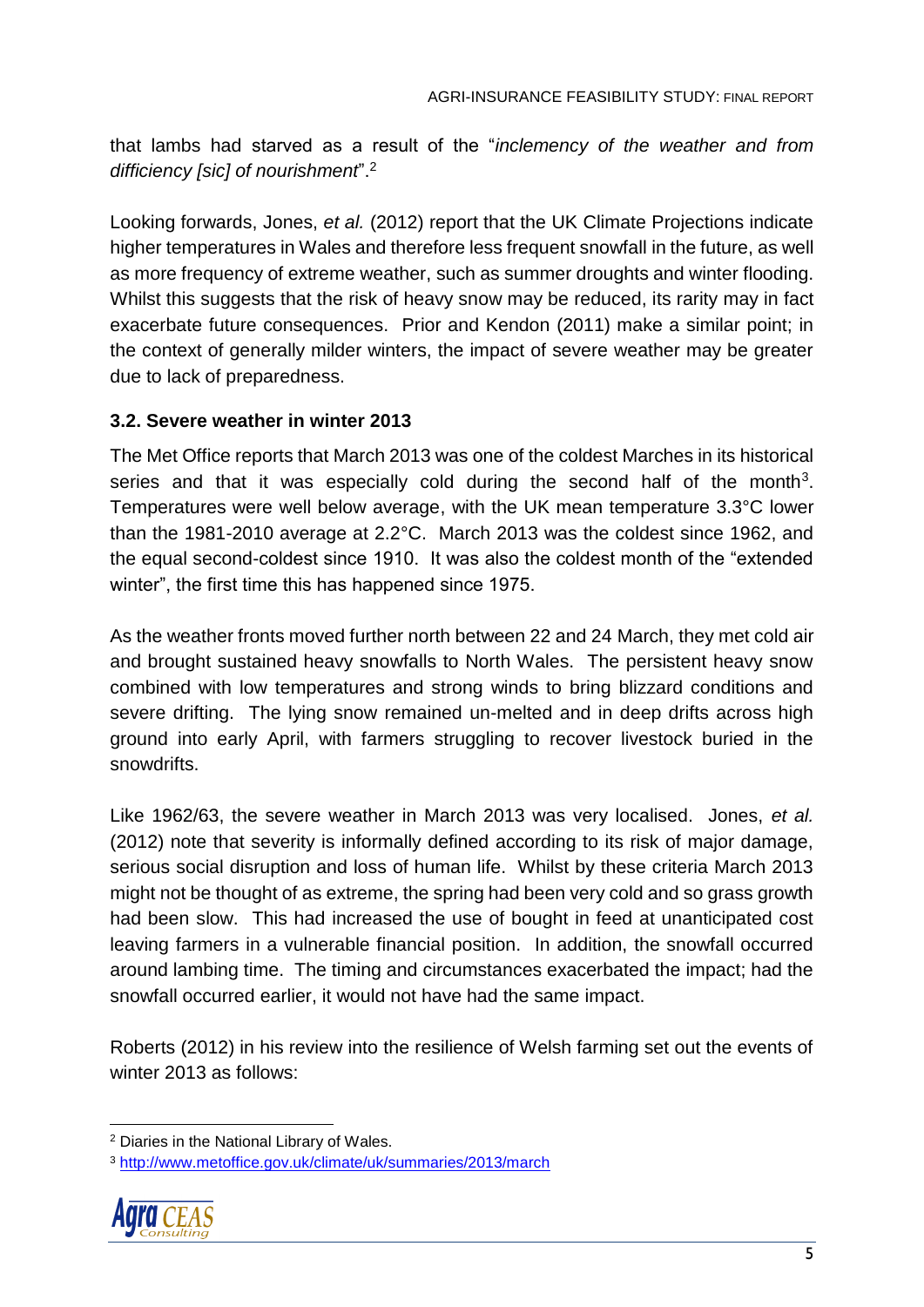that lambs had starved as a result of the "*inclemency of the weather and from difficiency [sic] of nourishment*".[2]

Looking forwards, Jones, *et al.* (2012) report that the UK Climate Projections indicate higher temperatures in Wales and therefore less frequent snowfall in the future, as well as more frequency of extreme weather, such as summer droughts and winter flooding. Whilst this suggests that the risk of heavy snow may be reduced, its rarity may in fact exacerbate future consequences. Prior and Kendon (2011) make a similar point; in the context of generally milder winters, the impact of severe weather may be greater due to lack of preparedness.

### 3.2. Severe weather in winter 2013

The Met Office reports that March 2013 was one of the coldest Marches in its historical series and that it was especially cold during the second half of the month[3]. Temperatures were well below average, with the UK mean temperature 3.3°C lower than the 1981-2010 average at 2.2°C. March 2013 was the coldest since 1962, and the equal second-coldest since 1910. It was also the coldest month of the "extended winter", the first time this has happened since 1975.

As the weather fronts moved further north between 22 and 24 March, they met cold air and brought sustained heavy snowfalls to North Wales. The persistent heavy snow combined with low temperatures and strong winds to bring blizzard conditions and severe drifting. The lying snow remained un-melted and in deep drifts across high ground into early April, with farmers struggling to recover livestock buried in the snowdrifts.

Like 1962/63, the severe weather in March 2013 was very localised. Jones, *et al.* (2012) note that severity is informally defined according to its risk of major damage, serious social disruption and loss of human life. Whilst by these criteria March 2013 might not be thought of as extreme, the spring had been very cold and so grass growth had been slow. This had increased the use of bought in feed at unanticipated cost leaving farmers in a vulnerable financial position. In addition, the snowfall occurred around lambing time. The timing and circumstances exacerbated the impact; had the snowfall occurred earlier, it would not have had the same impact.

Roberts (2012) in his review into the resilience of Welsh farming set out the events of winter 2013 as follows:

---

[2] Diaries in the National Library of Wales.

[3] http://www.metoffice.gov.uk/climate/uk/summaries/2013/march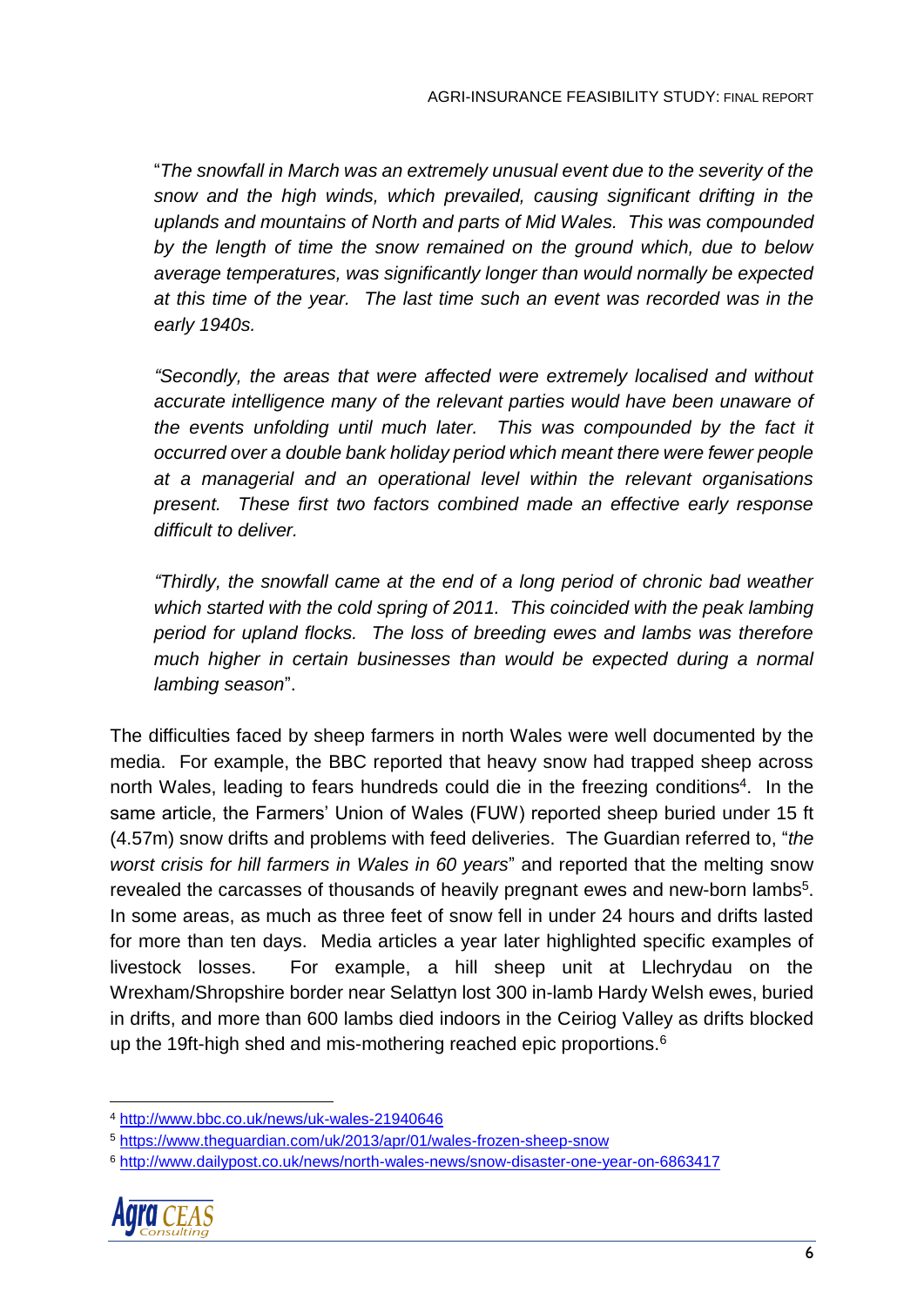"*The snowfall in March was an extremely unusual event due to the severity of the snow and the high winds, which prevailed, causing significant drifting in the uplands and mountains of North and parts of Mid Wales. This was compounded by the length of time the snow remained on the ground which, due to below average temperatures, was significantly longer than would normally be expected at this time of the year. The last time such an event was recorded was in the early 1940s.*

*"Secondly, the areas that were affected were extremely localised and without accurate intelligence many of the relevant parties would have been unaware of the events unfolding until much later. This was compounded by the fact it occurred over a double bank holiday period which meant there were fewer people at a managerial and an operational level within the relevant organisations present. These first two factors combined made an effective early response difficult to deliver.*

*"Thirdly, the snowfall came at the end of a long period of chronic bad weather which started with the cold spring of 2011. This coincided with the peak lambing period for upland flocks. The loss of breeding ewes and lambs was therefore much higher in certain businesses than would be expected during a normal lambing season*".

The difficulties faced by sheep farmers in north Wales were well documented by the media. For example, the BBC reported that heavy snow had trapped sheep across north Wales, leading to fears hundreds could die in the freezing conditions[4]. In the same article, the Farmers' Union of Wales (FUW) reported sheep buried under 15 ft (4.57m) snow drifts and problems with feed deliveries. The Guardian referred to, "*the worst crisis for hill farmers in Wales in 60 years*" and reported that the melting snow revealed the carcasses of thousands of heavily pregnant ewes and new-born lambs[5]. In some areas, as much as three feet of snow fell in under 24 hours and drifts lasted for more than ten days. Media articles a year later highlighted specific examples of livestock losses. For example, a hill sheep unit at Llechrydau on the Wrexham/Shropshire border near Selattyn lost 300 in-lamb Hardy Welsh ewes, buried in drifts, and more than 600 lambs died indoors in the Ceiriog Valley as drifts blocked up the 19ft-high shed and mis-mothering reached epic proportions.[6]

---

[4] http://www.bbc.co.uk/news/uk-wales-21940646

[5] https://www.theguardian.com/uk/2013/apr/01/wales-frozen-sheep-snow

[6] http://www.dailypost.co.uk/news/north-wales-news/snow-disaster-one-year-on-6863417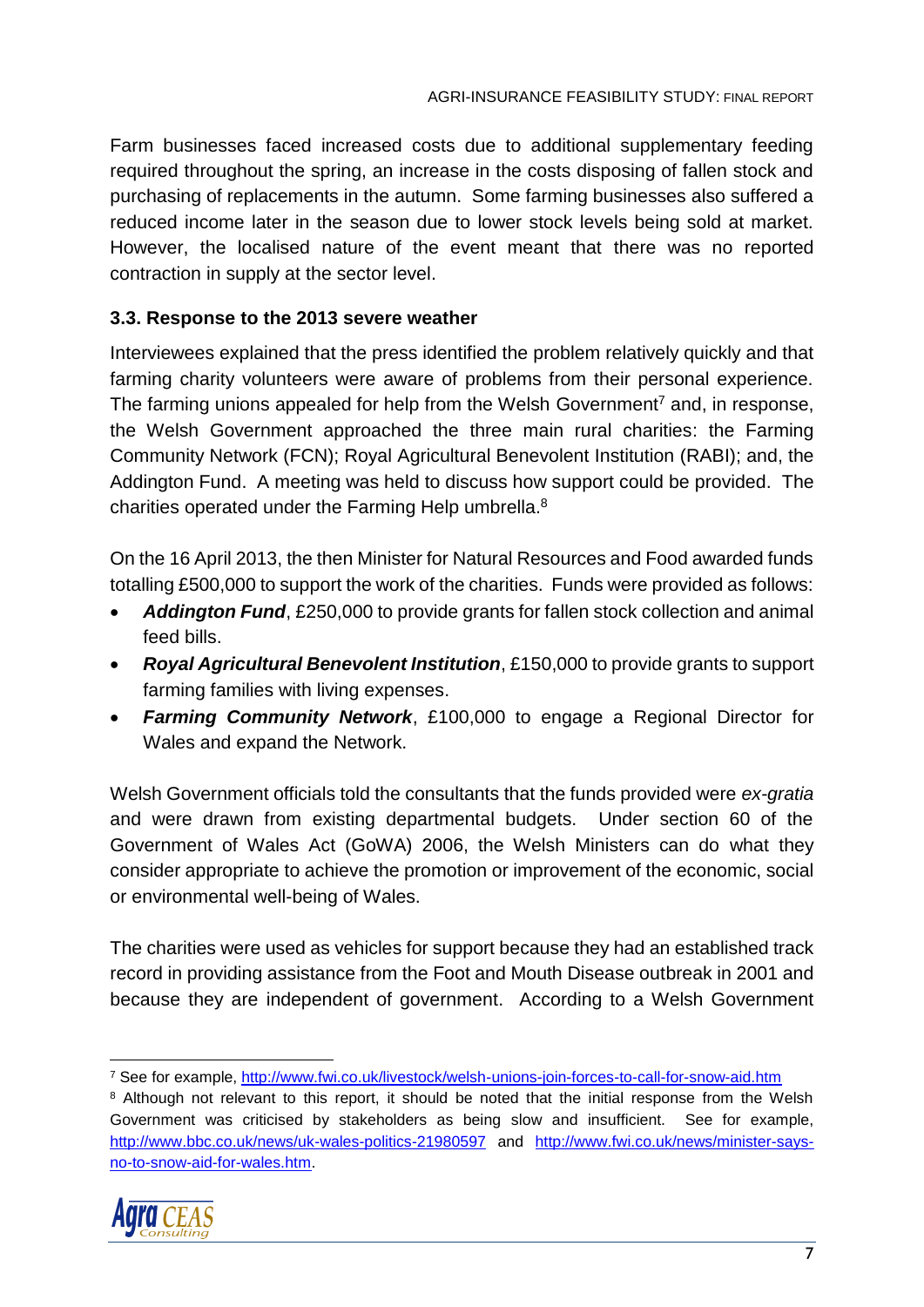Farm businesses faced increased costs due to additional supplementary feeding required throughout the spring, an increase in the costs disposing of fallen stock and purchasing of replacements in the autumn. Some farming businesses also suffered a reduced income later in the season due to lower stock levels being sold at market. However, the localised nature of the event meant that there was no reported contraction in supply at the sector level.

### 3.3. Response to the 2013 severe weather

Interviewees explained that the press identified the problem relatively quickly and that farming charity volunteers were aware of problems from their personal experience. The farming unions appealed for help from the Welsh Government[7] and, in response, the Welsh Government approached the three main rural charities: the Farming Community Network (FCN); Royal Agricultural Benevolent Institution (RABI); and, the Addington Fund. A meeting was held to discuss how support could be provided. The charities operated under the Farming Help umbrella.[8]

On the 16 April 2013, the then Minister for Natural Resources and Food awarded funds totalling £500,000 to support the work of the charities. Funds were provided as follows:

- ***Addington Fund***, £250,000 to provide grants for fallen stock collection and animal feed bills.
- ***Royal Agricultural Benevolent Institution***, £150,000 to provide grants to support farming families with living expenses.
- ***Farming Community Network***, £100,000 to engage a Regional Director for Wales and expand the Network.

Welsh Government officials told the consultants that the funds provided were *ex-gratia* and were drawn from existing departmental budgets. Under section 60 of the Government of Wales Act (GoWA) 2006, the Welsh Ministers can do what they consider appropriate to achieve the promotion or improvement of the economic, social or environmental well-being of Wales.

The charities were used as vehicles for support because they had an established track record in providing assistance from the Foot and Mouth Disease outbreak in 2001 and because they are independent of government. According to a Welsh Government

---

[7] See for example, http://www.fwi.co.uk/livestock/welsh-unions-join-forces-to-call-for-snow-aid.htm

[8] Although not relevant to this report, it should be noted that the initial response from the Welsh Government was criticised by stakeholders as being slow and insufficient. See for example, http://www.bbc.co.uk/news/uk-wales-politics-21980597 and http://www.fwi.co.uk/news/minister-says-no-to-snow-aid-for-wales.htm.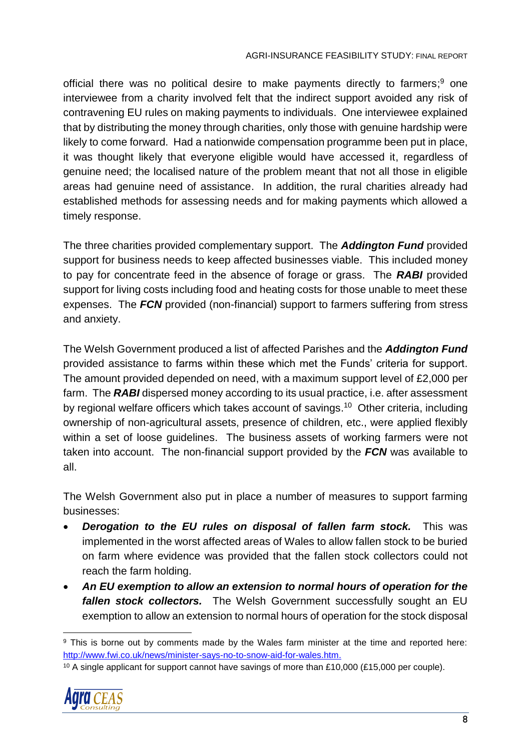official there was no political desire to make payments directly to farmers;[9] one interviewee from a charity involved felt that the indirect support avoided any risk of contravening EU rules on making payments to individuals. One interviewee explained that by distributing the money through charities, only those with genuine hardship were likely to come forward. Had a nationwide compensation programme been put in place, it was thought likely that everyone eligible would have accessed it, regardless of genuine need; the localised nature of the problem meant that not all those in eligible areas had genuine need of assistance. In addition, the rural charities already had established methods for assessing needs and for making payments which allowed a timely response.

The three charities provided complementary support. The ***Addington Fund*** provided support for business needs to keep affected businesses viable. This included money to pay for concentrate feed in the absence of forage or grass. The ***RABI*** provided support for living costs including food and heating costs for those unable to meet these expenses. The ***FCN*** provided (non-financial) support to farmers suffering from stress and anxiety.

The Welsh Government produced a list of affected Parishes and the ***Addington Fund*** provided assistance to farms within these which met the Funds' criteria for support. The amount provided depended on need, with a maximum support level of £2,000 per farm. The ***RABI*** dispersed money according to its usual practice, i.e. after assessment by regional welfare officers which takes account of savings.[10] Other criteria, including ownership of non-agricultural assets, presence of children, etc., were applied flexibly within a set of loose guidelines. The business assets of working farmers were not taken into account. The non-financial support provided by the ***FCN*** was available to all.

The Welsh Government also put in place a number of measures to support farming businesses:

- ***Derogation to the EU rules on disposal of fallen farm stock.*** This was implemented in the worst affected areas of Wales to allow fallen stock to be buried on farm where evidence was provided that the fallen stock collectors could not reach the farm holding.
- ***An EU exemption to allow an extension to normal hours of operation for the fallen stock collectors.*** The Welsh Government successfully sought an EU exemption to allow an extension to normal hours of operation for the stock disposal

[9] This is borne out by comments made by the Wales farm minister at the time and reported here: http://www.fwi.co.uk/news/minister-says-no-to-snow-aid-for-wales.htm.

[10] A single applicant for support cannot have savings of more than £10,000 (£15,000 per couple).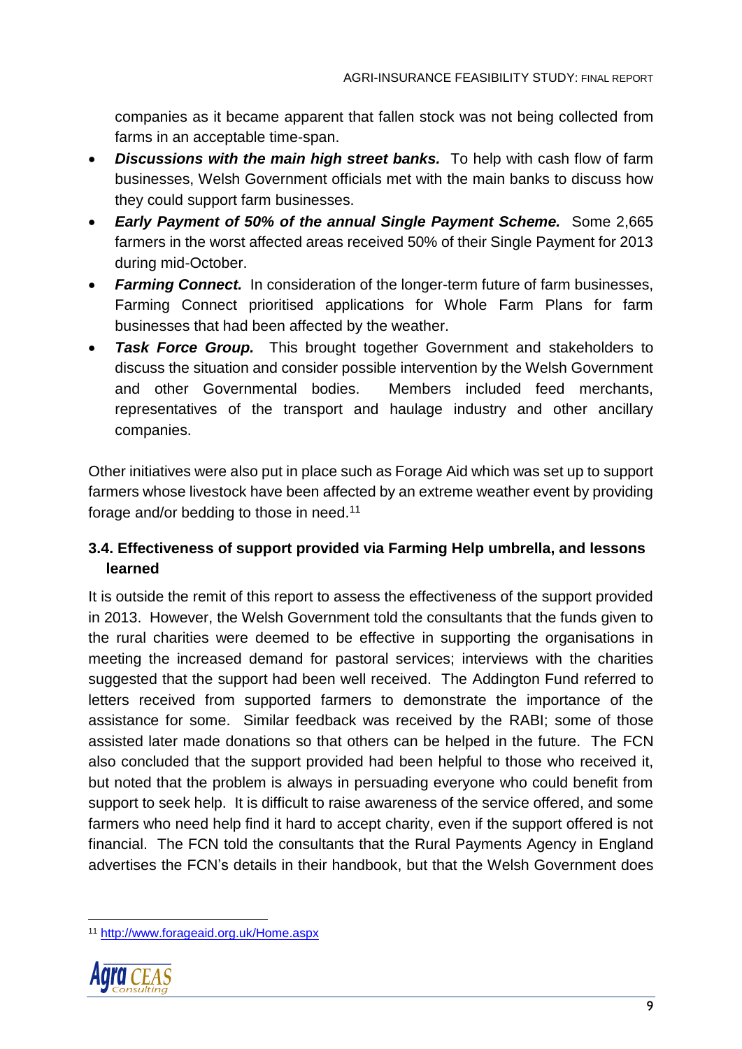companies as it became apparent that fallen stock was not being collected from farms in an acceptable time-span.

- ***Discussions with the main high street banks.*** To help with cash flow of farm businesses, Welsh Government officials met with the main banks to discuss how they could support farm businesses.
- ***Early Payment of 50% of the annual Single Payment Scheme.*** Some 2,665 farmers in the worst affected areas received 50% of their Single Payment for 2013 during mid-October.
- ***Farming Connect.*** In consideration of the longer-term future of farm businesses, Farming Connect prioritised applications for Whole Farm Plans for farm businesses that had been affected by the weather.
- ***Task Force Group.*** This brought together Government and stakeholders to discuss the situation and consider possible intervention by the Welsh Government and other Governmental bodies. Members included feed merchants, representatives of the transport and haulage industry and other ancillary companies.

Other initiatives were also put in place such as Forage Aid which was set up to support farmers whose livestock have been affected by an extreme weather event by providing forage and/or bedding to those in need.[11]

### 3.4. Effectiveness of support provided via Farming Help umbrella, and lessons learned

It is outside the remit of this report to assess the effectiveness of the support provided in 2013. However, the Welsh Government told the consultants that the funds given to the rural charities were deemed to be effective in supporting the organisations in meeting the increased demand for pastoral services; interviews with the charities suggested that the support had been well received. The Addington Fund referred to letters received from supported farmers to demonstrate the importance of the assistance for some. Similar feedback was received by the RABI; some of those assisted later made donations so that others can be helped in the future. The FCN also concluded that the support provided had been helpful to those who received it, but noted that the problem is always in persuading everyone who could benefit from support to seek help. It is difficult to raise awareness of the service offered, and some farmers who need help find it hard to accept charity, even if the support offered is not financial. The FCN told the consultants that the Rural Payments Agency in England advertises the FCN's details in their handbook, but that the Welsh Government does

[11] http://www.forageaid.org.uk/Home.aspx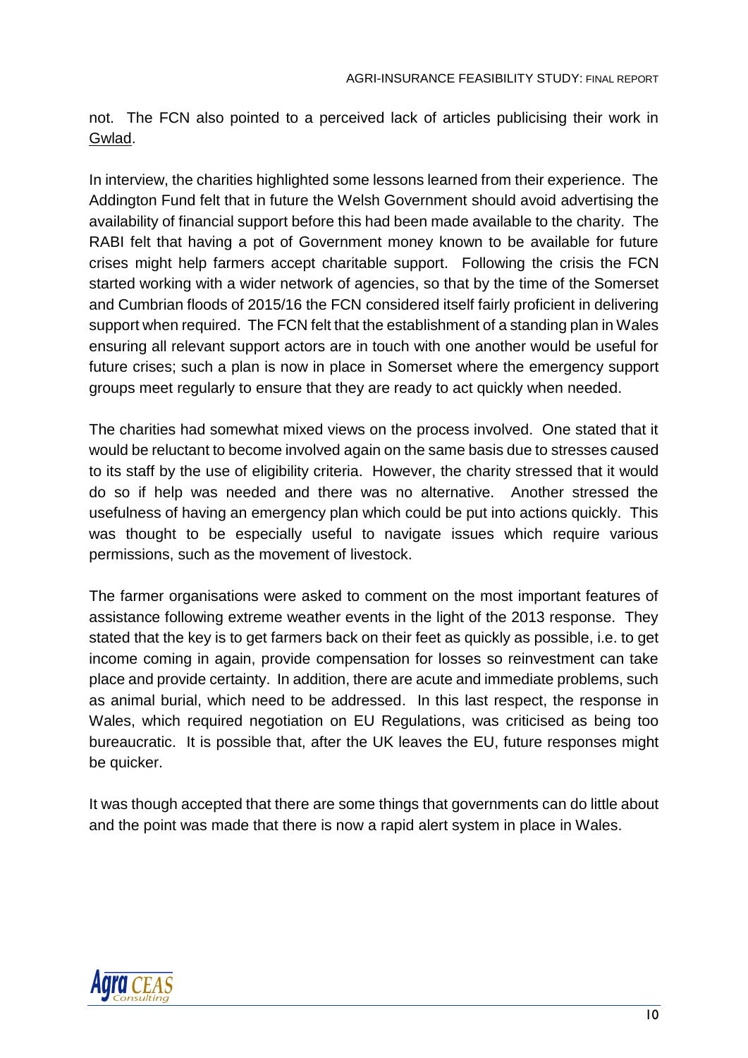not. The FCN also pointed to a perceived lack of articles publicising their work in Gwlad.

In interview, the charities highlighted some lessons learned from their experience. The Addington Fund felt that in future the Welsh Government should avoid advertising the availability of financial support before this had been made available to the charity. The RABI felt that having a pot of Government money known to be available for future crises might help farmers accept charitable support. Following the crisis the FCN started working with a wider network of agencies, so that by the time of the Somerset and Cumbrian floods of 2015/16 the FCN considered itself fairly proficient in delivering support when required. The FCN felt that the establishment of a standing plan in Wales ensuring all relevant support actors are in touch with one another would be useful for future crises; such a plan is now in place in Somerset where the emergency support groups meet regularly to ensure that they are ready to act quickly when needed.

The charities had somewhat mixed views on the process involved. One stated that it would be reluctant to become involved again on the same basis due to stresses caused to its staff by the use of eligibility criteria. However, the charity stressed that it would do so if help was needed and there was no alternative. Another stressed the usefulness of having an emergency plan which could be put into actions quickly. This was thought to be especially useful to navigate issues which require various permissions, such as the movement of livestock.

The farmer organisations were asked to comment on the most important features of assistance following extreme weather events in the light of the 2013 response. They stated that the key is to get farmers back on their feet as quickly as possible, i.e. to get income coming in again, provide compensation for losses so reinvestment can take place and provide certainty. In addition, there are acute and immediate problems, such as animal burial, which need to be addressed. In this last respect, the response in Wales, which required negotiation on EU Regulations, was criticised as being too bureaucratic. It is possible that, after the UK leaves the EU, future responses might be quicker.

It was though accepted that there are some things that governments can do little about and the point was made that there is now a rapid alert system in place in Wales.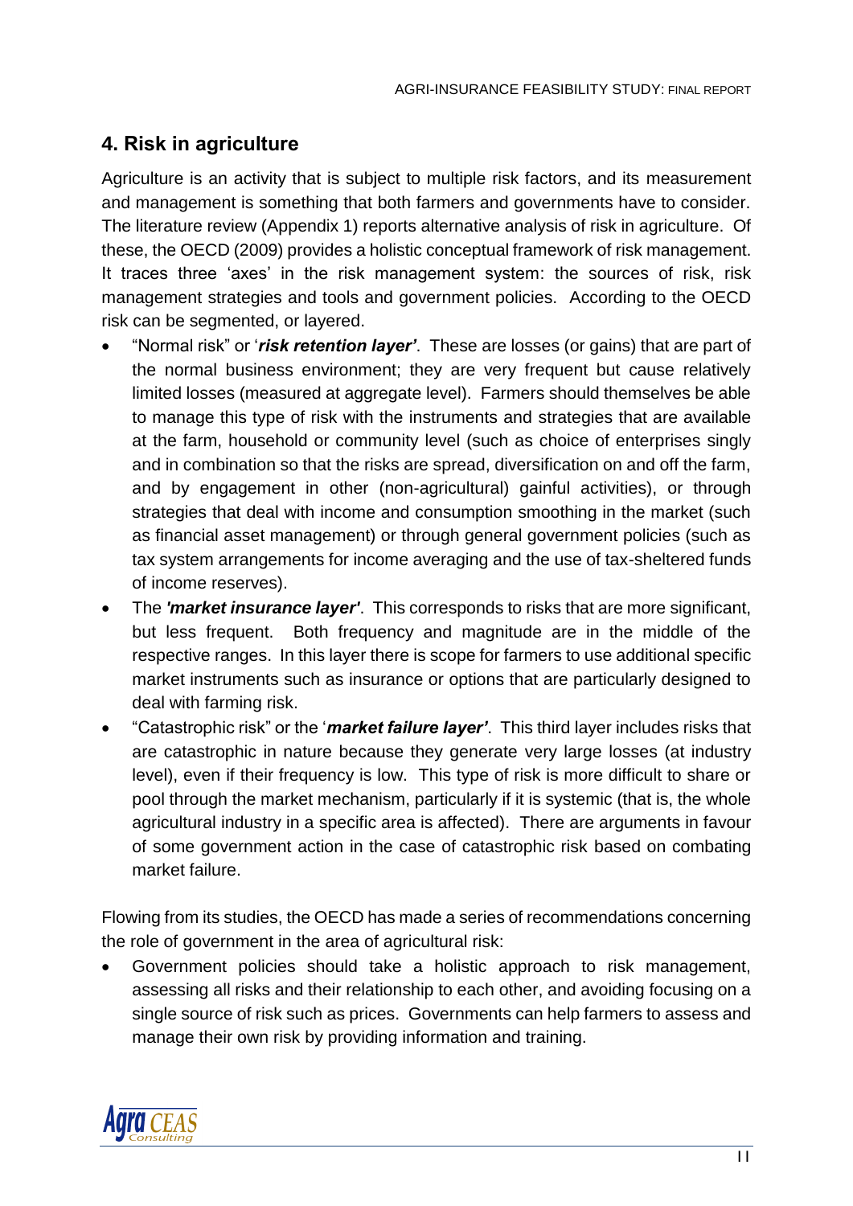## 4. Risk in agriculture

Agriculture is an activity that is subject to multiple risk factors, and its measurement and management is something that both farmers and governments have to consider. The literature review (Appendix 1) reports alternative analysis of risk in agriculture. Of these, the OECD (2009) provides a holistic conceptual framework of risk management. It traces three 'axes' in the risk management system: the sources of risk, risk management strategies and tools and government policies. According to the OECD risk can be segmented, or layered.

- "Normal risk" or '***risk retention layer'***. These are losses (or gains) that are part of the normal business environment; they are very frequent but cause relatively limited losses (measured at aggregate level). Farmers should themselves be able to manage this type of risk with the instruments and strategies that are available at the farm, household or community level (such as choice of enterprises singly and in combination so that the risks are spread, diversification on and off the farm, and by engagement in other (non-agricultural) gainful activities), or through strategies that deal with income and consumption smoothing in the market (such as financial asset management) or through general government policies (such as tax system arrangements for income averaging and the use of tax-sheltered funds of income reserves).
- The ***'market insurance layer'***. This corresponds to risks that are more significant, but less frequent. Both frequency and magnitude are in the middle of the respective ranges. In this layer there is scope for farmers to use additional specific market instruments such as insurance or options that are particularly designed to deal with farming risk.
- "Catastrophic risk" or the '***market failure layer'***. This third layer includes risks that are catastrophic in nature because they generate very large losses (at industry level), even if their frequency is low. This type of risk is more difficult to share or pool through the market mechanism, particularly if it is systemic (that is, the whole agricultural industry in a specific area is affected). There are arguments in favour of some government action in the case of catastrophic risk based on combating market failure.

Flowing from its studies, the OECD has made a series of recommendations concerning the role of government in the area of agricultural risk:

- Government policies should take a holistic approach to risk management, assessing all risks and their relationship to each other, and avoiding focusing on a single source of risk such as prices. Governments can help farmers to assess and manage their own risk by providing information and training.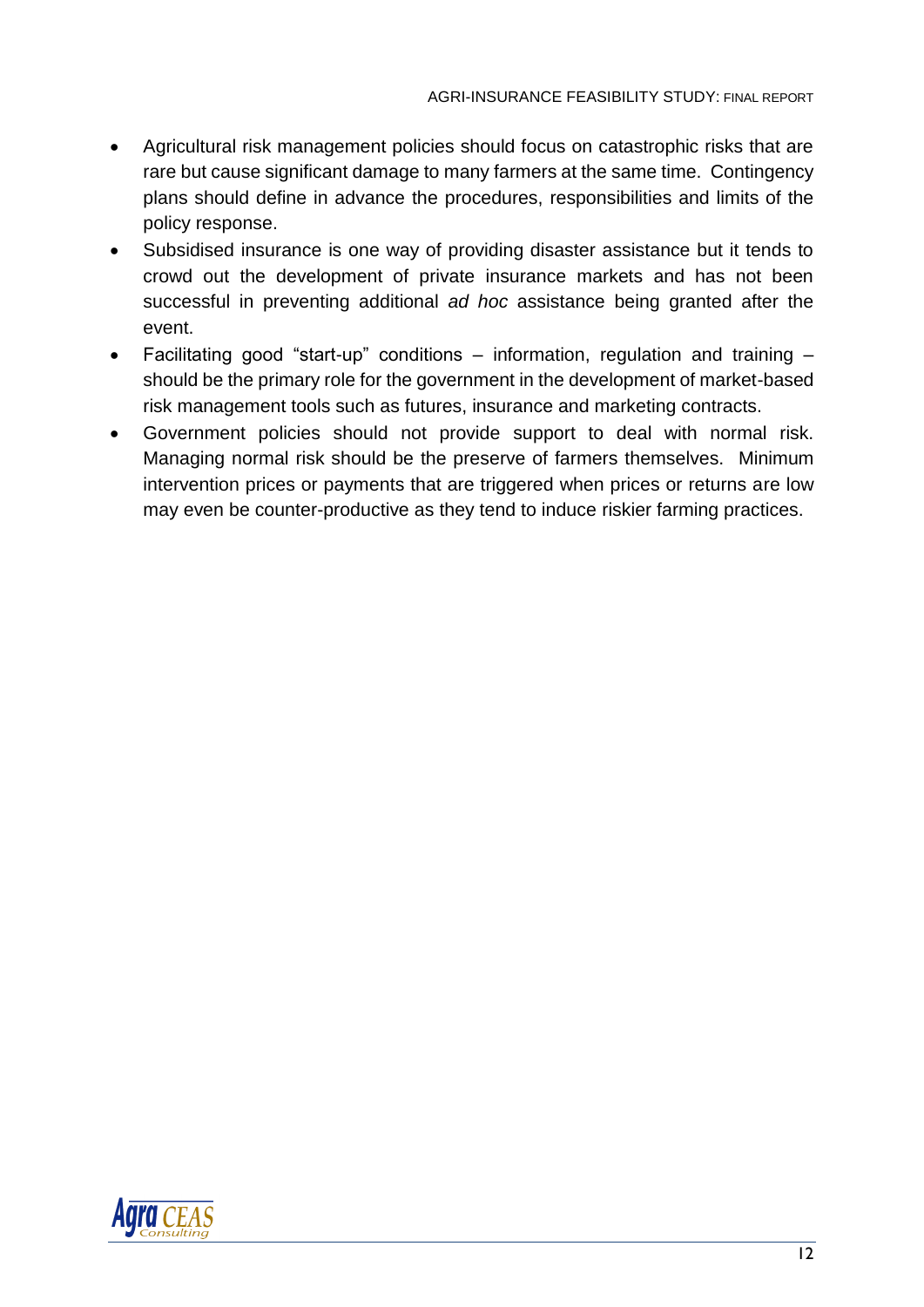- Agricultural risk management policies should focus on catastrophic risks that are rare but cause significant damage to many farmers at the same time. Contingency plans should define in advance the procedures, responsibilities and limits of the policy response.
- Subsidised insurance is one way of providing disaster assistance but it tends to crowd out the development of private insurance markets and has not been successful in preventing additional *ad hoc* assistance being granted after the event.
- Facilitating good "start-up" conditions – information, regulation and training – should be the primary role for the government in the development of market-based risk management tools such as futures, insurance and marketing contracts.
- Government policies should not provide support to deal with normal risk. Managing normal risk should be the preserve of farmers themselves. Minimum intervention prices or payments that are triggered when prices or returns are low may even be counter-productive as they tend to induce riskier farming practices.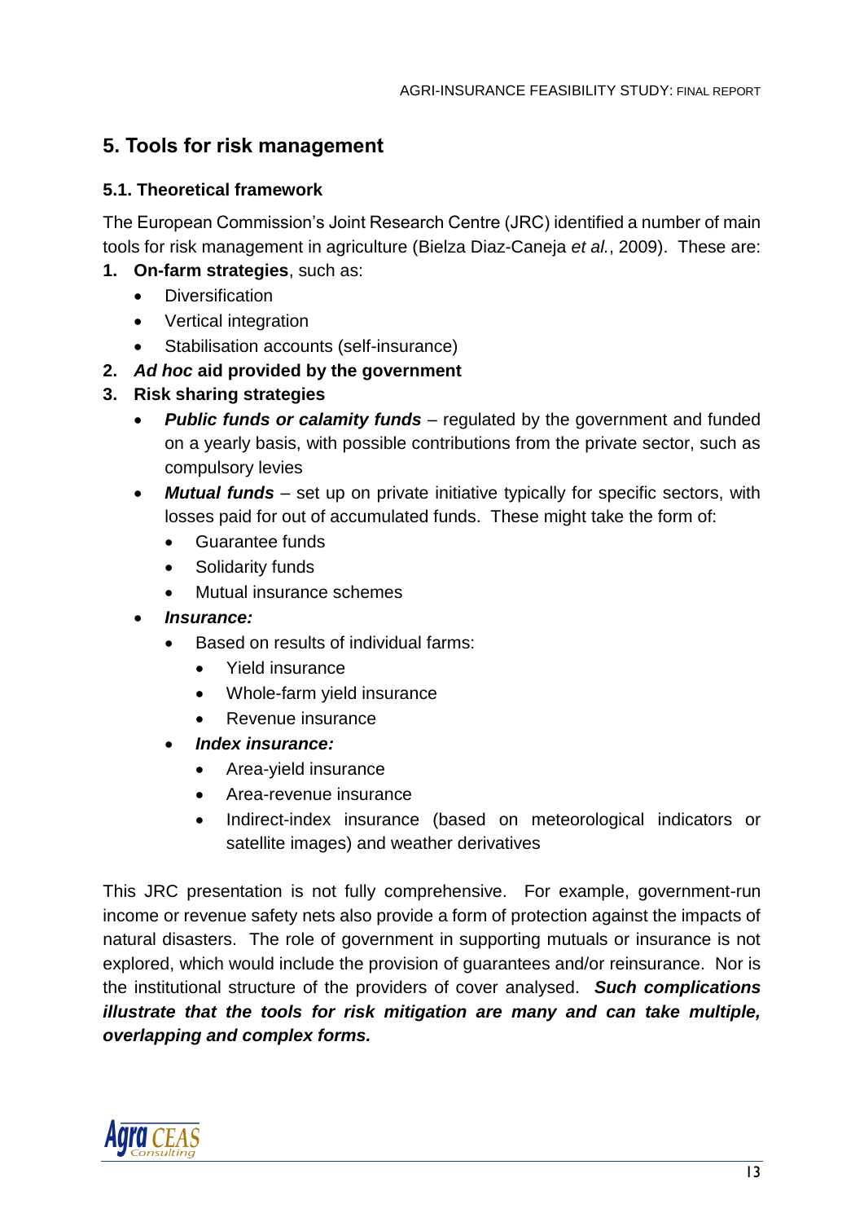## 5. Tools for risk management

### 5.1. Theoretical framework

The European Commission's Joint Research Centre (JRC) identified a number of main tools for risk management in agriculture (Bielza Diaz-Caneja *et al.*, 2009). These are:

1. **On-farm strategies**, such as:
   - Diversification
   - Vertical integration
   - Stabilisation accounts (self-insurance)
2. ***Ad hoc* aid provided by the government**
3. **Risk sharing strategies**
   - ***Public funds or calamity funds*** – regulated by the government and funded on a yearly basis, with possible contributions from the private sector, such as compulsory levies
   - ***Mutual funds*** – set up on private initiative typically for specific sectors, with losses paid for out of accumulated funds. These might take the form of:
     - Guarantee funds
     - Solidarity funds
     - Mutual insurance schemes
   - ***Insurance:***
     - Based on results of individual farms:
       - Yield insurance
       - Whole-farm yield insurance
       - Revenue insurance
     - ***Index insurance:***
       - Area-yield insurance
       - Area-revenue insurance
       - Indirect-index insurance (based on meteorological indicators or satellite images) and weather derivatives

This JRC presentation is not fully comprehensive. For example, government-run income or revenue safety nets also provide a form of protection against the impacts of natural disasters. The role of government in supporting mutuals or insurance is not explored, which would include the provision of guarantees and/or reinsurance. Nor is the institutional structure of the providers of cover analysed. ***Such complications illustrate that the tools for risk mitigation are many and can take multiple, overlapping and complex forms.***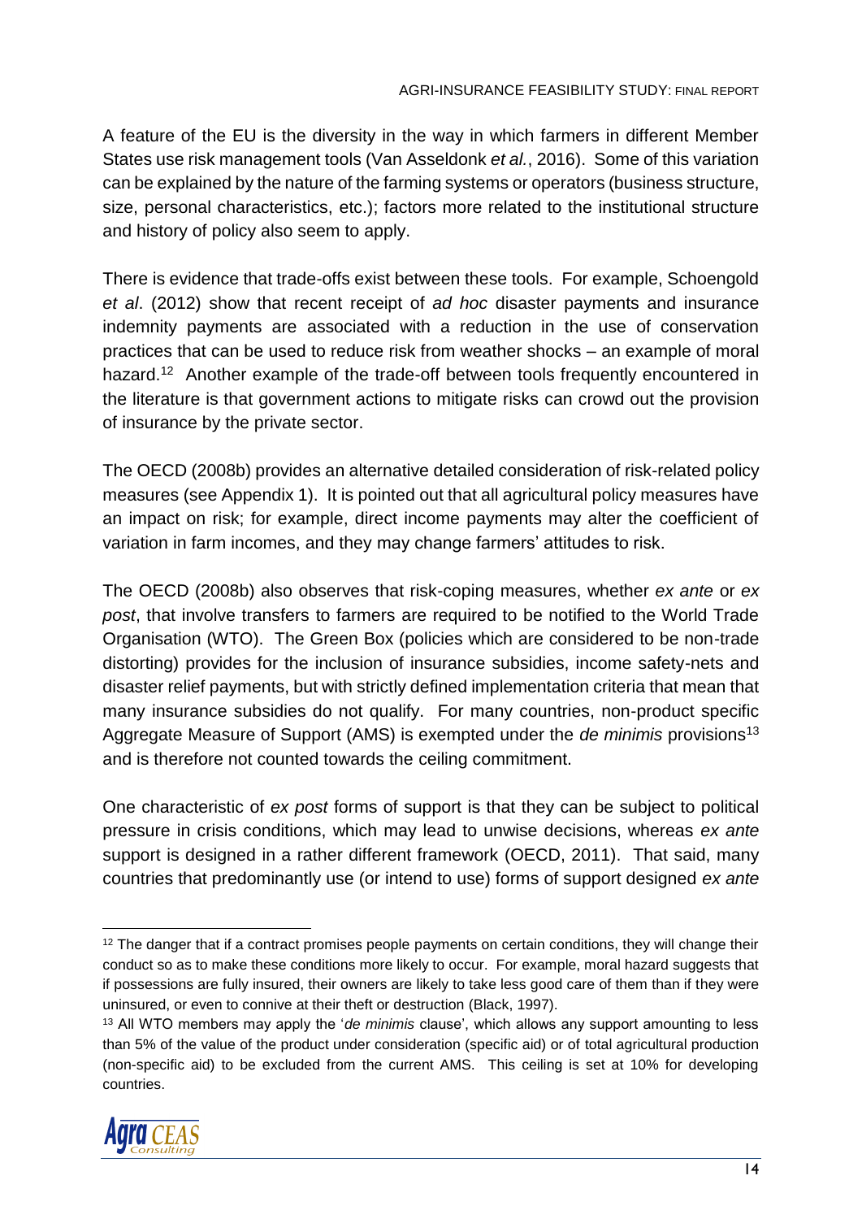A feature of the EU is the diversity in the way in which farmers in different Member States use risk management tools (Van Asseldonk *et al.*, 2016). Some of this variation can be explained by the nature of the farming systems or operators (business structure, size, personal characteristics, etc.); factors more related to the institutional structure and history of policy also seem to apply.

There is evidence that trade-offs exist between these tools. For example, Schoengold *et al*. (2012) show that recent receipt of *ad hoc* disaster payments and insurance indemnity payments are associated with a reduction in the use of conservation practices that can be used to reduce risk from weather shocks – an example of moral hazard.[12] Another example of the trade-off between tools frequently encountered in the literature is that government actions to mitigate risks can crowd out the provision of insurance by the private sector.

The OECD (2008b) provides an alternative detailed consideration of risk-related policy measures (see Appendix 1). It is pointed out that all agricultural policy measures have an impact on risk; for example, direct income payments may alter the coefficient of variation in farm incomes, and they may change farmers' attitudes to risk.

The OECD (2008b) also observes that risk-coping measures, whether *ex ante* or *ex post*, that involve transfers to farmers are required to be notified to the World Trade Organisation (WTO). The Green Box (policies which are considered to be non-trade distorting) provides for the inclusion of insurance subsidies, income safety-nets and disaster relief payments, but with strictly defined implementation criteria that mean that many insurance subsidies do not qualify. For many countries, non-product specific Aggregate Measure of Support (AMS) is exempted under the *de minimis* provisions[13] and is therefore not counted towards the ceiling commitment.

One characteristic of *ex post* forms of support is that they can be subject to political pressure in crisis conditions, which may lead to unwise decisions, whereas *ex ante* support is designed in a rather different framework (OECD, 2011). That said, many countries that predominantly use (or intend to use) forms of support designed *ex ante*

---

[12] The danger that if a contract promises people payments on certain conditions, they will change their conduct so as to make these conditions more likely to occur. For example, moral hazard suggests that if possessions are fully insured, their owners are likely to take less good care of them than if they were uninsured, or even to connive at their theft or destruction (Black, 1997).

[13] All WTO members may apply the '*de minimis* clause', which allows any support amounting to less than 5% of the value of the product under consideration (specific aid) or of total agricultural production (non-specific aid) to be excluded from the current AMS. This ceiling is set at 10% for developing countries.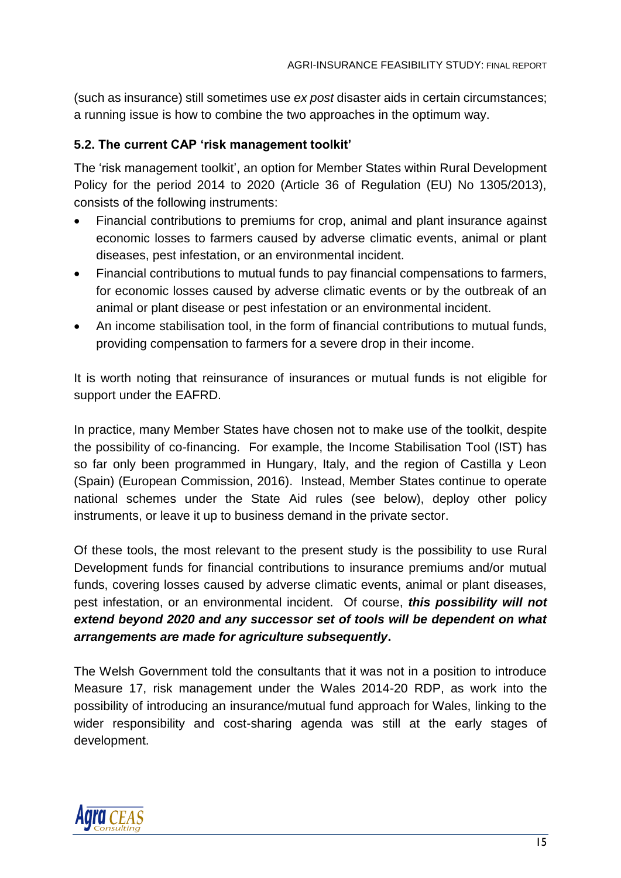(such as insurance) still sometimes use *ex post* disaster aids in certain circumstances; a running issue is how to combine the two approaches in the optimum way.

### 5.2. The current CAP 'risk management toolkit'

The 'risk management toolkit', an option for Member States within Rural Development Policy for the period 2014 to 2020 (Article 36 of Regulation (EU) No 1305/2013), consists of the following instruments:

- Financial contributions to premiums for crop, animal and plant insurance against economic losses to farmers caused by adverse climatic events, animal or plant diseases, pest infestation, or an environmental incident.
- Financial contributions to mutual funds to pay financial compensations to farmers, for economic losses caused by adverse climatic events or by the outbreak of an animal or plant disease or pest infestation or an environmental incident.
- An income stabilisation tool, in the form of financial contributions to mutual funds, providing compensation to farmers for a severe drop in their income.

It is worth noting that reinsurance of insurances or mutual funds is not eligible for support under the EAFRD.

In practice, many Member States have chosen not to make use of the toolkit, despite the possibility of co-financing. For example, the Income Stabilisation Tool (IST) has so far only been programmed in Hungary, Italy, and the region of Castilla y Leon (Spain) (European Commission, 2016). Instead, Member States continue to operate national schemes under the State Aid rules (see below), deploy other policy instruments, or leave it up to business demand in the private sector.

Of these tools, the most relevant to the present study is the possibility to use Rural Development funds for financial contributions to insurance premiums and/or mutual funds, covering losses caused by adverse climatic events, animal or plant diseases, pest infestation, or an environmental incident. Of course, ***this possibility will not extend beyond 2020 and any successor set of tools will be dependent on what arrangements are made for agriculture subsequently*****.**

The Welsh Government told the consultants that it was not in a position to introduce Measure 17, risk management under the Wales 2014-20 RDP, as work into the possibility of introducing an insurance/mutual fund approach for Wales, linking to the wider responsibility and cost-sharing agenda was still at the early stages of development.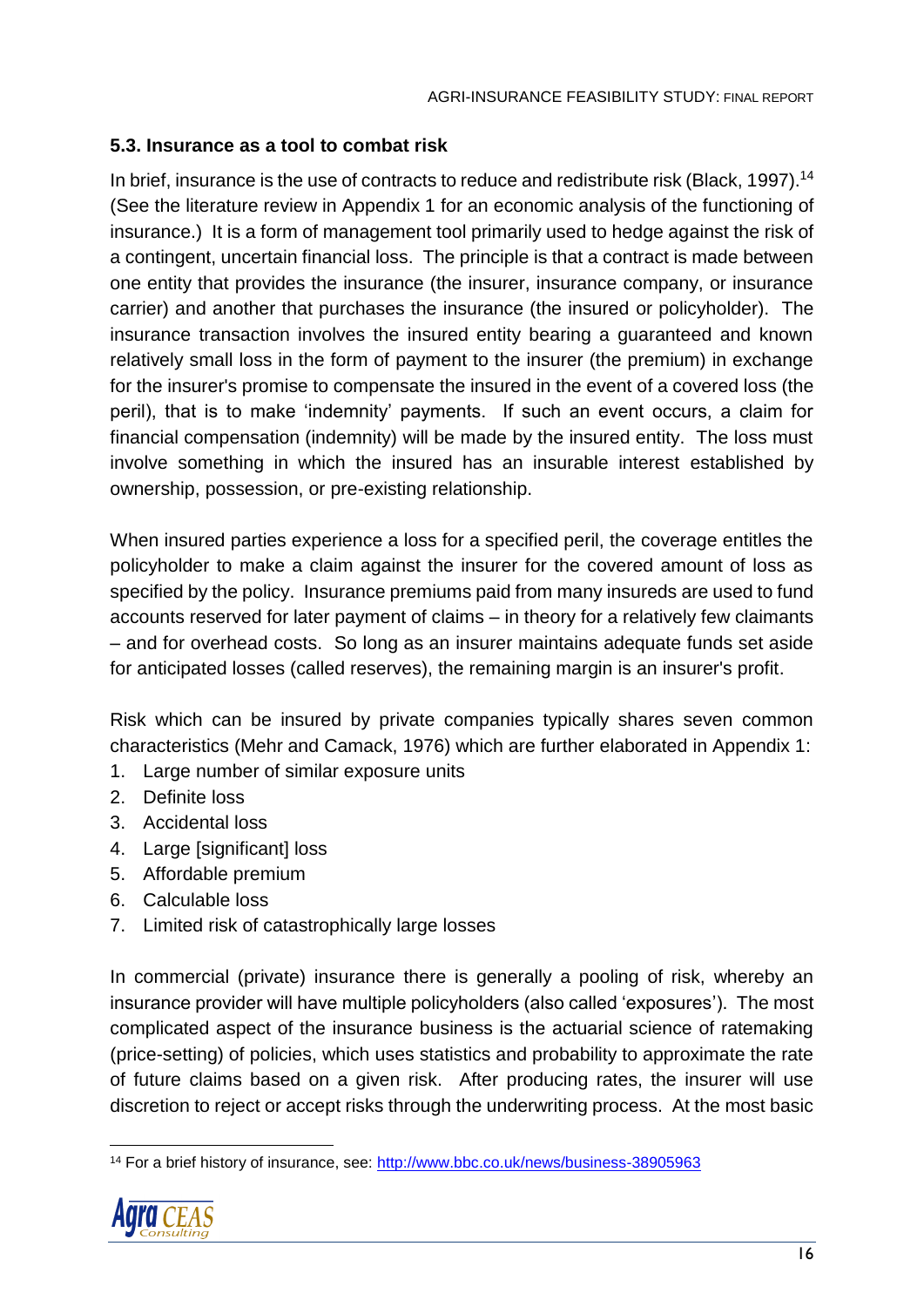### 5.3. Insurance as a tool to combat risk

In brief, insurance is the use of contracts to reduce and redistribute risk (Black, 1997).[14] (See the literature review in Appendix 1 for an economic analysis of the functioning of insurance.) It is a form of management tool primarily used to hedge against the risk of a contingent, uncertain financial loss. The principle is that a contract is made between one entity that provides the insurance (the insurer, insurance company, or insurance carrier) and another that purchases the insurance (the insured or policyholder). The insurance transaction involves the insured entity bearing a guaranteed and known relatively small loss in the form of payment to the insurer (the premium) in exchange for the insurer's promise to compensate the insured in the event of a covered loss (the peril), that is to make 'indemnity' payments. If such an event occurs, a claim for financial compensation (indemnity) will be made by the insured entity. The loss must involve something in which the insured has an insurable interest established by ownership, possession, or pre-existing relationship.

When insured parties experience a loss for a specified peril, the coverage entitles the policyholder to make a claim against the insurer for the covered amount of loss as specified by the policy. Insurance premiums paid from many insureds are used to fund accounts reserved for later payment of claims – in theory for a relatively few claimants – and for overhead costs. So long as an insurer maintains adequate funds set aside for anticipated losses (called reserves), the remaining margin is an insurer's profit.

Risk which can be insured by private companies typically shares seven common characteristics (Mehr and Camack, 1976) which are further elaborated in Appendix 1:

1. Large number of similar exposure units
2. Definite loss
3. Accidental loss
4. Large [significant] loss
5. Affordable premium
6. Calculable loss
7. Limited risk of catastrophically large losses

In commercial (private) insurance there is generally a pooling of risk, whereby an insurance provider will have multiple policyholders (also called 'exposures'). The most complicated aspect of the insurance business is the actuarial science of ratemaking (price-setting) of policies, which uses statistics and probability to approximate the rate of future claims based on a given risk. After producing rates, the insurer will use discretion to reject or accept risks through the underwriting process. At the most basic

[14] For a brief history of insurance, see: http://www.bbc.co.uk/news/business-38905963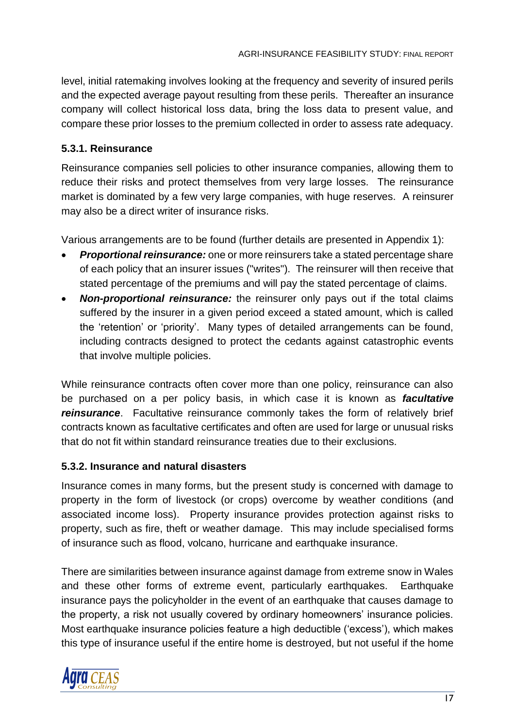level, initial ratemaking involves looking at the frequency and severity of insured perils and the expected average payout resulting from these perils. Thereafter an insurance company will collect historical loss data, bring the loss data to present value, and compare these prior losses to the premium collected in order to assess rate adequacy.

### 5.3.1. Reinsurance

Reinsurance companies sell policies to other insurance companies, allowing them to reduce their risks and protect themselves from very large losses. The reinsurance market is dominated by a few very large companies, with huge reserves. A reinsurer may also be a direct writer of insurance risks.

Various arrangements are to be found (further details are presented in Appendix 1):

- ***Proportional reinsurance:*** one or more reinsurers take a stated percentage share of each policy that an insurer issues ("writes"). The reinsurer will then receive that stated percentage of the premiums and will pay the stated percentage of claims.
- ***Non-proportional reinsurance:*** the reinsurer only pays out if the total claims suffered by the insurer in a given period exceed a stated amount, which is called the 'retention' or 'priority'. Many types of detailed arrangements can be found, including contracts designed to protect the cedants against catastrophic events that involve multiple policies.

While reinsurance contracts often cover more than one policy, reinsurance can also be purchased on a per policy basis, in which case it is known as ***facultative reinsurance***. Facultative reinsurance commonly takes the form of relatively brief contracts known as facultative certificates and often are used for large or unusual risks that do not fit within standard reinsurance treaties due to their exclusions.

### 5.3.2. Insurance and natural disasters

Insurance comes in many forms, but the present study is concerned with damage to property in the form of livestock (or crops) overcome by weather conditions (and associated income loss). Property insurance provides protection against risks to property, such as fire, theft or weather damage. This may include specialised forms of insurance such as flood, volcano, hurricane and earthquake insurance.

There are similarities between insurance against damage from extreme snow in Wales and these other forms of extreme event, particularly earthquakes. Earthquake insurance pays the policyholder in the event of an earthquake that causes damage to the property, a risk not usually covered by ordinary homeowners' insurance policies. Most earthquake insurance policies feature a high deductible ('excess'), which makes this type of insurance useful if the entire home is destroyed, but not useful if the home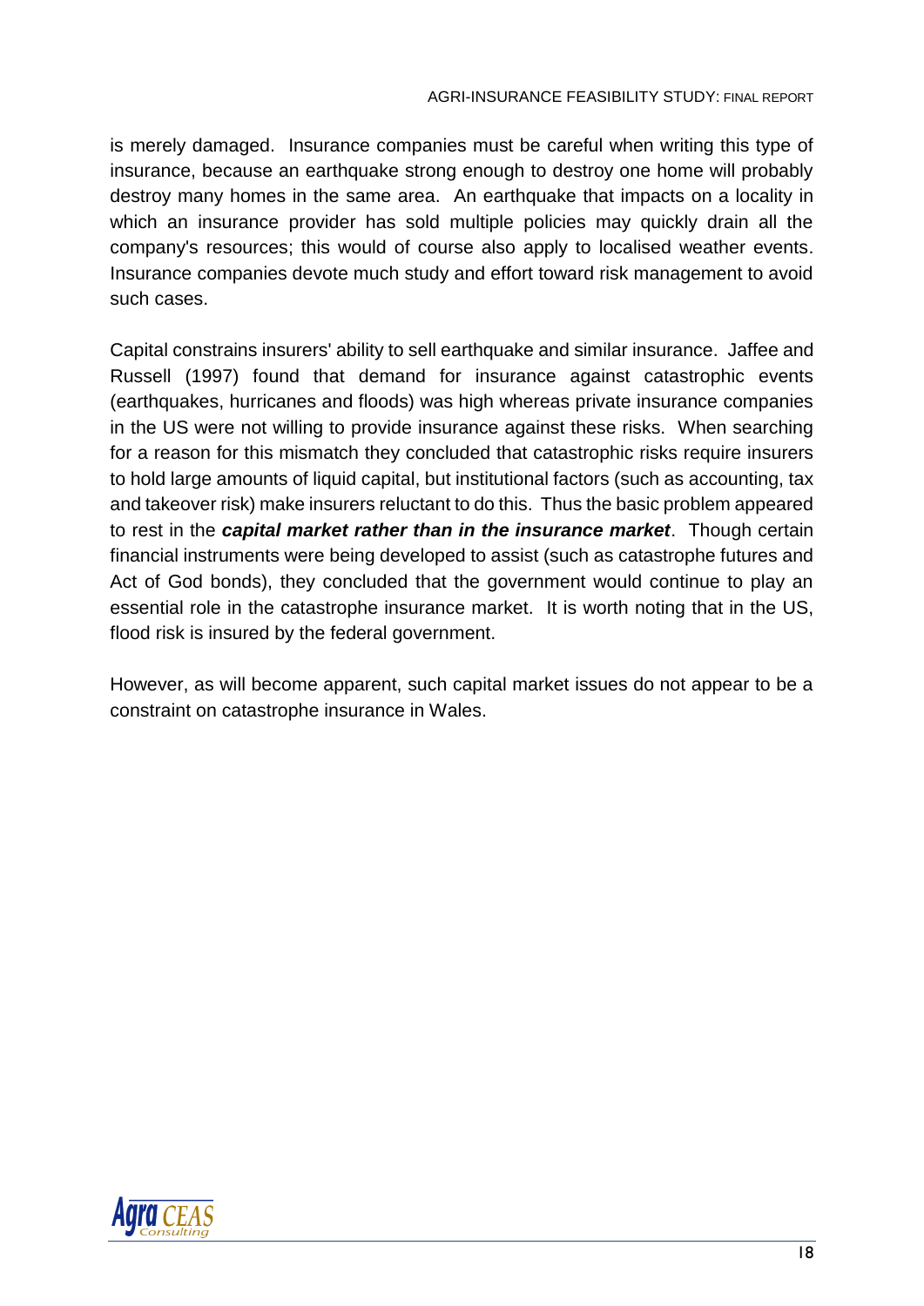is merely damaged. Insurance companies must be careful when writing this type of insurance, because an earthquake strong enough to destroy one home will probably destroy many homes in the same area. An earthquake that impacts on a locality in which an insurance provider has sold multiple policies may quickly drain all the company's resources; this would of course also apply to localised weather events. Insurance companies devote much study and effort toward risk management to avoid such cases.

Capital constrains insurers' ability to sell earthquake and similar insurance. Jaffee and Russell (1997) found that demand for insurance against catastrophic events (earthquakes, hurricanes and floods) was high whereas private insurance companies in the US were not willing to provide insurance against these risks. When searching for a reason for this mismatch they concluded that catastrophic risks require insurers to hold large amounts of liquid capital, but institutional factors (such as accounting, tax and takeover risk) make insurers reluctant to do this. Thus the basic problem appeared to rest in the ***capital market rather than in the insurance market***. Though certain financial instruments were being developed to assist (such as catastrophe futures and Act of God bonds), they concluded that the government would continue to play an essential role in the catastrophe insurance market. It is worth noting that in the US, flood risk is insured by the federal government.

However, as will become apparent, such capital market issues do not appear to be a constraint on catastrophe insurance in Wales.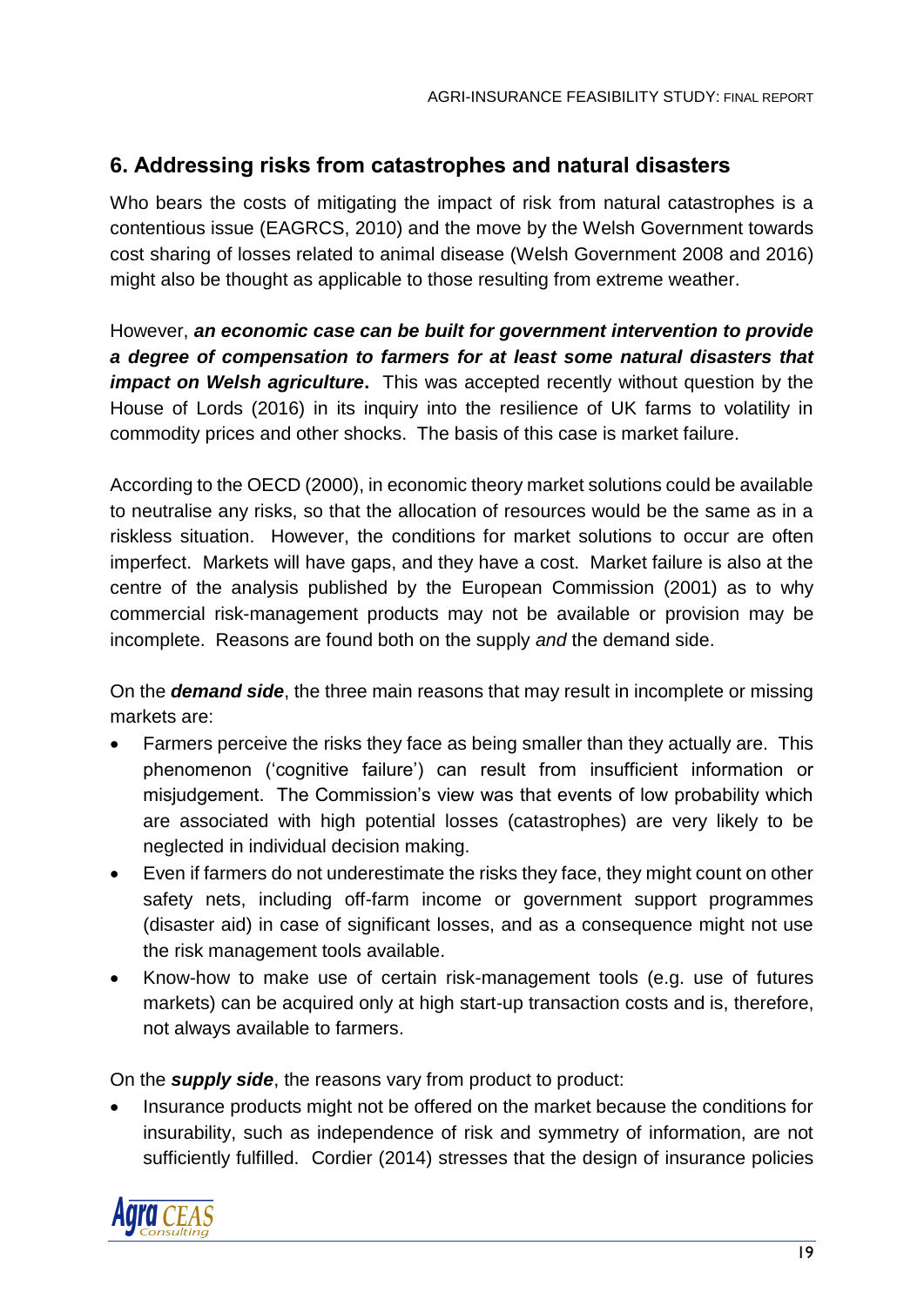## 6. Addressing risks from catastrophes and natural disasters

Who bears the costs of mitigating the impact of risk from natural catastrophes is a contentious issue (EAGRCS, 2010) and the move by the Welsh Government towards cost sharing of losses related to animal disease (Welsh Government 2008 and 2016) might also be thought as applicable to those resulting from extreme weather.

However, ***an economic case can be built for government intervention to provide a degree of compensation to farmers for at least some natural disasters that impact on Welsh agriculture*****.** This was accepted recently without question by the House of Lords (2016) in its inquiry into the resilience of UK farms to volatility in commodity prices and other shocks. The basis of this case is market failure.

According to the OECD (2000), in economic theory market solutions could be available to neutralise any risks, so that the allocation of resources would be the same as in a riskless situation. However, the conditions for market solutions to occur are often imperfect. Markets will have gaps, and they have a cost. Market failure is also at the centre of the analysis published by the European Commission (2001) as to why commercial risk-management products may not be available or provision may be incomplete. Reasons are found both on the supply *and* the demand side.

On the ***demand side***, the three main reasons that may result in incomplete or missing markets are:

- Farmers perceive the risks they face as being smaller than they actually are. This phenomenon ('cognitive failure') can result from insufficient information or misjudgement. The Commission's view was that events of low probability which are associated with high potential losses (catastrophes) are very likely to be neglected in individual decision making.
- Even if farmers do not underestimate the risks they face, they might count on other safety nets, including off-farm income or government support programmes (disaster aid) in case of significant losses, and as a consequence might not use the risk management tools available.
- Know-how to make use of certain risk-management tools (e.g. use of futures markets) can be acquired only at high start-up transaction costs and is, therefore, not always available to farmers.

On the ***supply side***, the reasons vary from product to product:

- Insurance products might not be offered on the market because the conditions for insurability, such as independence of risk and symmetry of information, are not sufficiently fulfilled. Cordier (2014) stresses that the design of insurance policies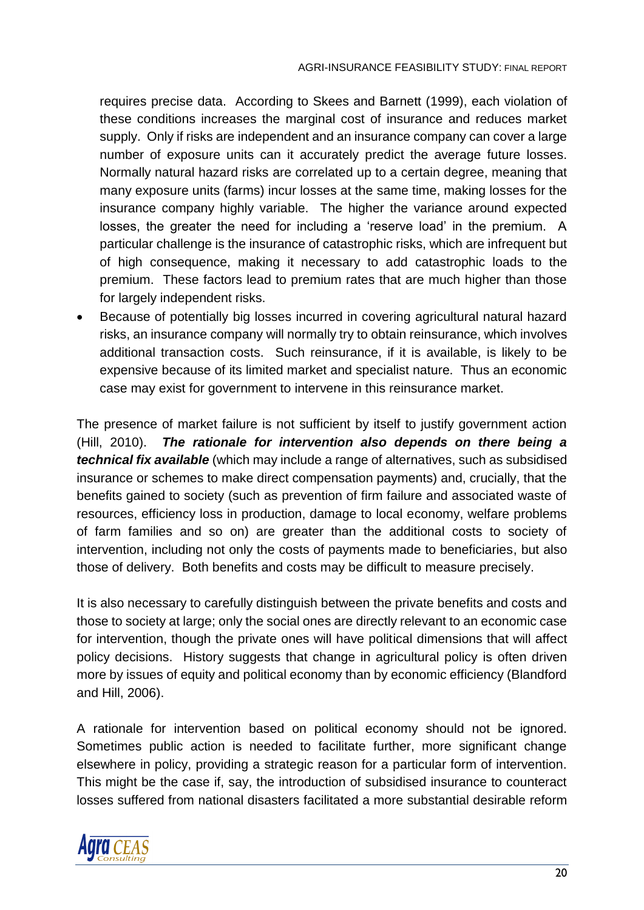requires precise data. According to Skees and Barnett (1999), each violation of these conditions increases the marginal cost of insurance and reduces market supply. Only if risks are independent and an insurance company can cover a large number of exposure units can it accurately predict the average future losses. Normally natural hazard risks are correlated up to a certain degree, meaning that many exposure units (farms) incur losses at the same time, making losses for the insurance company highly variable. The higher the variance around expected losses, the greater the need for including a 'reserve load' in the premium. A particular challenge is the insurance of catastrophic risks, which are infrequent but of high consequence, making it necessary to add catastrophic loads to the premium. These factors lead to premium rates that are much higher than those for largely independent risks.

- Because of potentially big losses incurred in covering agricultural natural hazard risks, an insurance company will normally try to obtain reinsurance, which involves additional transaction costs. Such reinsurance, if it is available, is likely to be expensive because of its limited market and specialist nature. Thus an economic case may exist for government to intervene in this reinsurance market.

The presence of market failure is not sufficient by itself to justify government action (Hill, 2010). ***The rationale for intervention also depends on there being a technical fix available*** (which may include a range of alternatives, such as subsidised insurance or schemes to make direct compensation payments) and, crucially, that the benefits gained to society (such as prevention of firm failure and associated waste of resources, efficiency loss in production, damage to local economy, welfare problems of farm families and so on) are greater than the additional costs to society of intervention, including not only the costs of payments made to beneficiaries, but also those of delivery. Both benefits and costs may be difficult to measure precisely.

It is also necessary to carefully distinguish between the private benefits and costs and those to society at large; only the social ones are directly relevant to an economic case for intervention, though the private ones will have political dimensions that will affect policy decisions. History suggests that change in agricultural policy is often driven more by issues of equity and political economy than by economic efficiency (Blandford and Hill, 2006).

A rationale for intervention based on political economy should not be ignored. Sometimes public action is needed to facilitate further, more significant change elsewhere in policy, providing a strategic reason for a particular form of intervention. This might be the case if, say, the introduction of subsidised insurance to counteract losses suffered from national disasters facilitated a more substantial desirable reform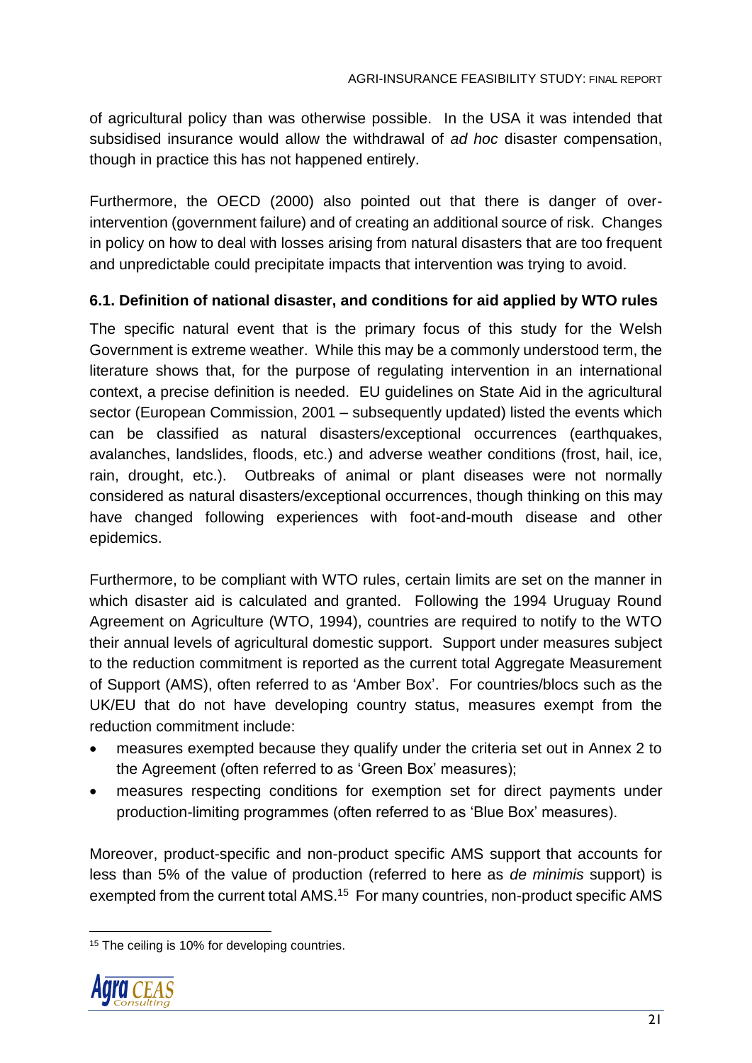of agricultural policy than was otherwise possible. In the USA it was intended that subsidised insurance would allow the withdrawal of *ad hoc* disaster compensation, though in practice this has not happened entirely.

Furthermore, the OECD (2000) also pointed out that there is danger of over-intervention (government failure) and of creating an additional source of risk. Changes in policy on how to deal with losses arising from natural disasters that are too frequent and unpredictable could precipitate impacts that intervention was trying to avoid.

### 6.1. Definition of national disaster, and conditions for aid applied by WTO rules

The specific natural event that is the primary focus of this study for the Welsh Government is extreme weather. While this may be a commonly understood term, the literature shows that, for the purpose of regulating intervention in an international context, a precise definition is needed. EU guidelines on State Aid in the agricultural sector (European Commission, 2001 – subsequently updated) listed the events which can be classified as natural disasters/exceptional occurrences (earthquakes, avalanches, landslides, floods, etc.) and adverse weather conditions (frost, hail, ice, rain, drought, etc.). Outbreaks of animal or plant diseases were not normally considered as natural disasters/exceptional occurrences, though thinking on this may have changed following experiences with foot-and-mouth disease and other epidemics.

Furthermore, to be compliant with WTO rules, certain limits are set on the manner in which disaster aid is calculated and granted. Following the 1994 Uruguay Round Agreement on Agriculture (WTO, 1994), countries are required to notify to the WTO their annual levels of agricultural domestic support. Support under measures subject to the reduction commitment is reported as the current total Aggregate Measurement of Support (AMS), often referred to as 'Amber Box'. For countries/blocs such as the UK/EU that do not have developing country status, measures exempt from the reduction commitment include:

- measures exempted because they qualify under the criteria set out in Annex 2 to the Agreement (often referred to as 'Green Box' measures);
- measures respecting conditions for exemption set for direct payments under production-limiting programmes (often referred to as 'Blue Box' measures).

Moreover, product-specific and non-product specific AMS support that accounts for less than 5% of the value of production (referred to here as *de minimis* support) is exempted from the current total AMS.[15] For many countries, non-product specific AMS

[15] The ceiling is 10% for developing countries.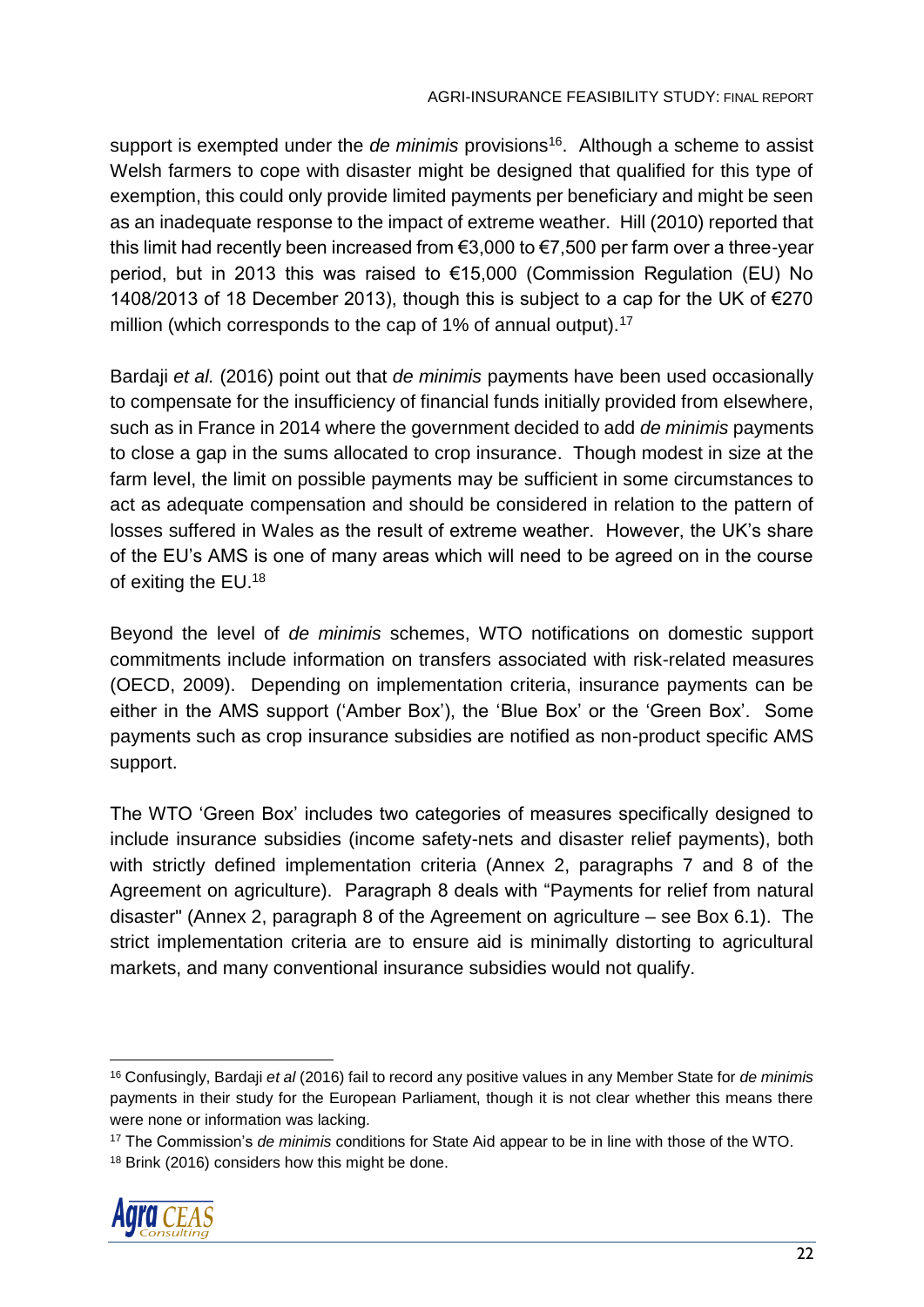support is exempted under the *de minimis* provisions[16]. Although a scheme to assist Welsh farmers to cope with disaster might be designed that qualified for this type of exemption, this could only provide limited payments per beneficiary and might be seen as an inadequate response to the impact of extreme weather. Hill (2010) reported that this limit had recently been increased from €3,000 to €7,500 per farm over a three-year period, but in 2013 this was raised to €15,000 (Commission Regulation (EU) No 1408/2013 of 18 December 2013), though this is subject to a cap for the UK of €270 million (which corresponds to the cap of 1% of annual output).[17]

Bardaji *et al.* (2016) point out that *de minimis* payments have been used occasionally to compensate for the insufficiency of financial funds initially provided from elsewhere, such as in France in 2014 where the government decided to add *de minimis* payments to close a gap in the sums allocated to crop insurance. Though modest in size at the farm level, the limit on possible payments may be sufficient in some circumstances to act as adequate compensation and should be considered in relation to the pattern of losses suffered in Wales as the result of extreme weather. However, the UK's share of the EU's AMS is one of many areas which will need to be agreed on in the course of exiting the EU.[18]

Beyond the level of *de minimis* schemes, WTO notifications on domestic support commitments include information on transfers associated with risk-related measures (OECD, 2009). Depending on implementation criteria, insurance payments can be either in the AMS support ('Amber Box'), the 'Blue Box' or the 'Green Box'. Some payments such as crop insurance subsidies are notified as non-product specific AMS support.

The WTO 'Green Box' includes two categories of measures specifically designed to include insurance subsidies (income safety-nets and disaster relief payments), both with strictly defined implementation criteria (Annex 2, paragraphs 7 and 8 of the Agreement on agriculture). Paragraph 8 deals with "Payments for relief from natural disaster" (Annex 2, paragraph 8 of the Agreement on agriculture – see Box 6.1). The strict implementation criteria are to ensure aid is minimally distorting to agricultural markets, and many conventional insurance subsidies would not qualify.

---

[16] Confusingly, Bardaji *et al* (2016) fail to record any positive values in any Member State for *de minimis* payments in their study for the European Parliament, though it is not clear whether this means there were none or information was lacking.

[17] The Commission's *de minimis* conditions for State Aid appear to be in line with those of the WTO.

[18] Brink (2016) considers how this might be done.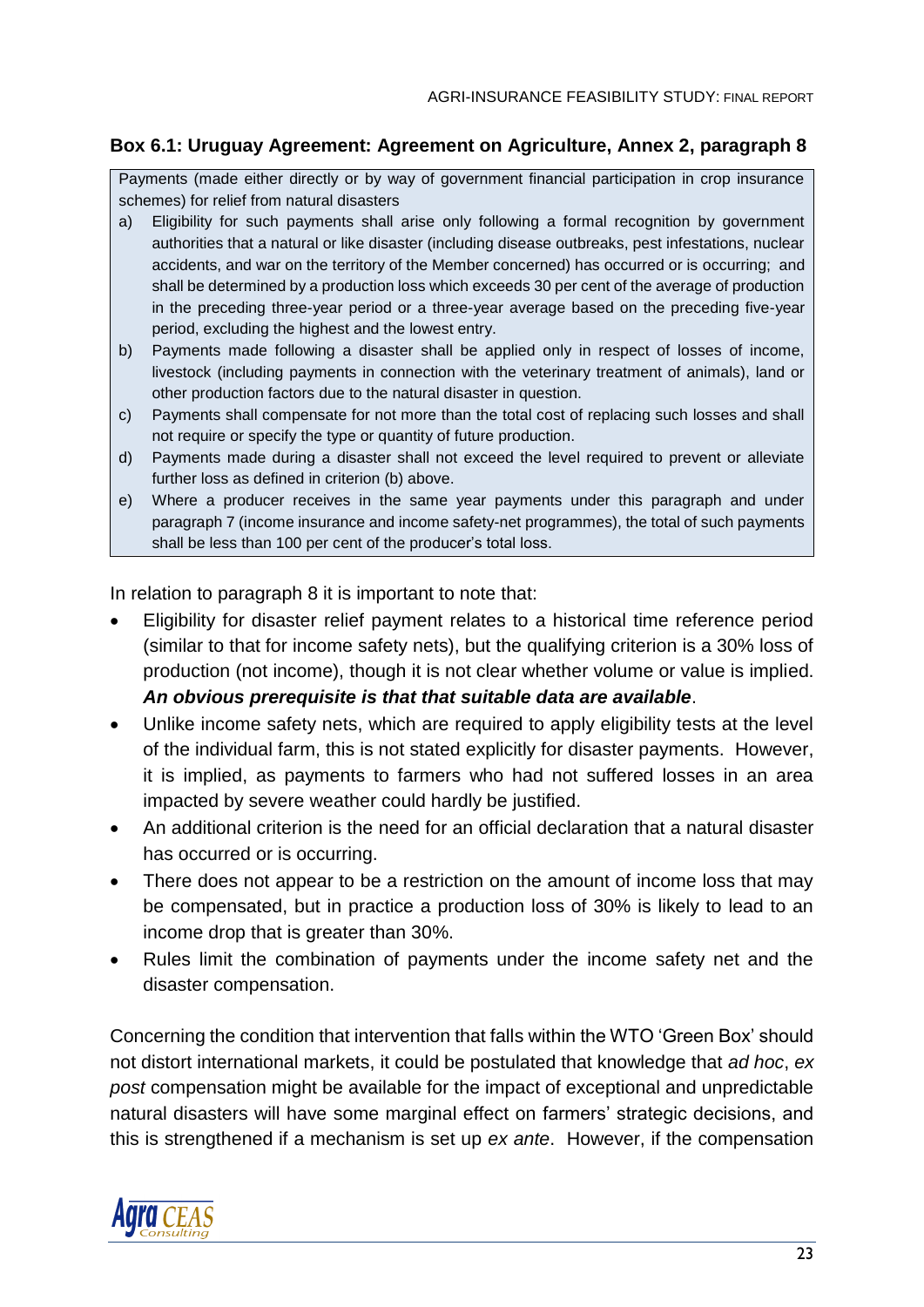### Box 6.1: Uruguay Agreement: Agreement on Agriculture, Annex 2, paragraph 8

Payments (made either directly or by way of government financial participation in crop insurance schemes) for relief from natural disasters

a) Eligibility for such payments shall arise only following a formal recognition by government authorities that a natural or like disaster (including disease outbreaks, pest infestations, nuclear accidents, and war on the territory of the Member concerned) has occurred or is occurring; and shall be determined by a production loss which exceeds 30 per cent of the average of production in the preceding three-year period or a three-year average based on the preceding five-year period, excluding the highest and the lowest entry.

b) Payments made following a disaster shall be applied only in respect of losses of income, livestock (including payments in connection with the veterinary treatment of animals), land or other production factors due to the natural disaster in question.

c) Payments shall compensate for not more than the total cost of replacing such losses and shall not require or specify the type or quantity of future production.

d) Payments made during a disaster shall not exceed the level required to prevent or alleviate further loss as defined in criterion (b) above.

e) Where a producer receives in the same year payments under this paragraph and under paragraph 7 (income insurance and income safety-net programmes), the total of such payments shall be less than 100 per cent of the producer's total loss.

In relation to paragraph 8 it is important to note that:

- Eligibility for disaster relief payment relates to a historical time reference period (similar to that for income safety nets), but the qualifying criterion is a 30% loss of production (not income), though it is not clear whether volume or value is implied. ***An obvious prerequisite is that that suitable data are available***.
- Unlike income safety nets, which are required to apply eligibility tests at the level of the individual farm, this is not stated explicitly for disaster payments. However, it is implied, as payments to farmers who had not suffered losses in an area impacted by severe weather could hardly be justified.
- An additional criterion is the need for an official declaration that a natural disaster has occurred or is occurring.
- There does not appear to be a restriction on the amount of income loss that may be compensated, but in practice a production loss of 30% is likely to lead to an income drop that is greater than 30%.
- Rules limit the combination of payments under the income safety net and the disaster compensation.

Concerning the condition that intervention that falls within the WTO 'Green Box' should not distort international markets, it could be postulated that knowledge that *ad hoc*, *ex post* compensation might be available for the impact of exceptional and unpredictable natural disasters will have some marginal effect on farmers' strategic decisions, and this is strengthened if a mechanism is set up *ex ante*. However, if the compensation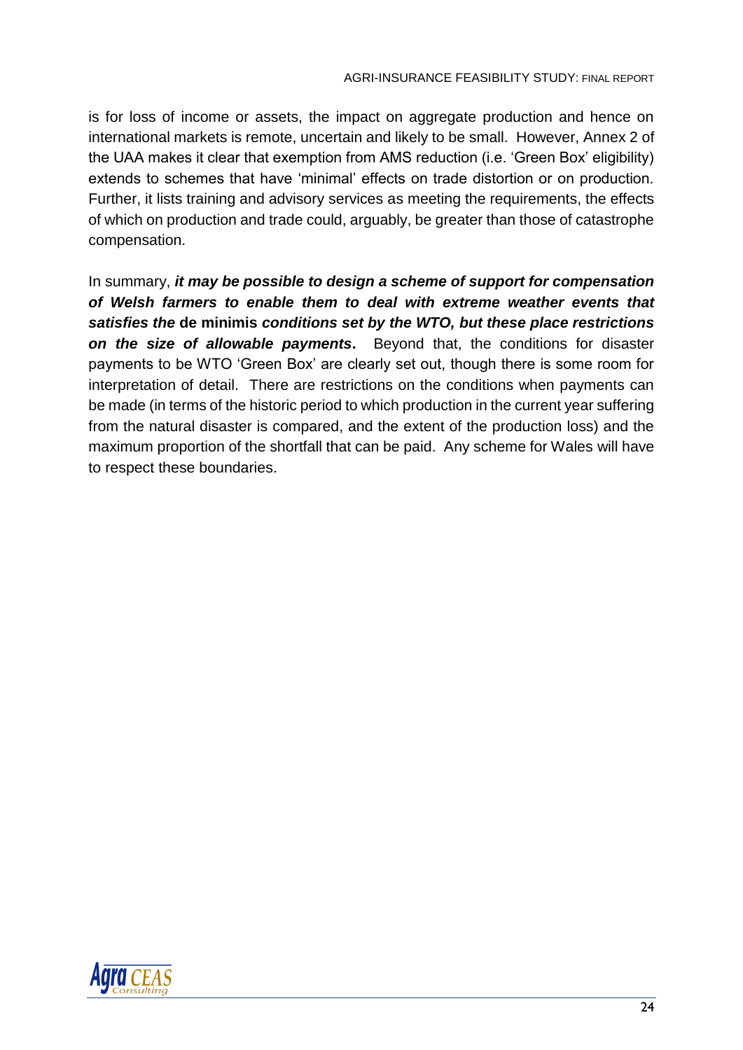is for loss of income or assets, the impact on aggregate production and hence on international markets is remote, uncertain and likely to be small. However, Annex 2 of the UAA makes it clear that exemption from AMS reduction (i.e. 'Green Box' eligibility) extends to schemes that have 'minimal' effects on trade distortion or on production. Further, it lists training and advisory services as meeting the requirements, the effects of which on production and trade could, arguably, be greater than those of catastrophe compensation.

In summary, ***it may be possible to design a scheme of support for compensation of Welsh farmers to enable them to deal with extreme weather events that satisfies the*** **de minimis** ***conditions set by the WTO, but these place restrictions on the size of allowable payments*****.** Beyond that, the conditions for disaster payments to be WTO 'Green Box' are clearly set out, though there is some room for interpretation of detail. There are restrictions on the conditions when payments can be made (in terms of the historic period to which production in the current year suffering from the natural disaster is compared, and the extent of the production loss) and the maximum proportion of the shortfall that can be paid. Any scheme for Wales will have to respect these boundaries.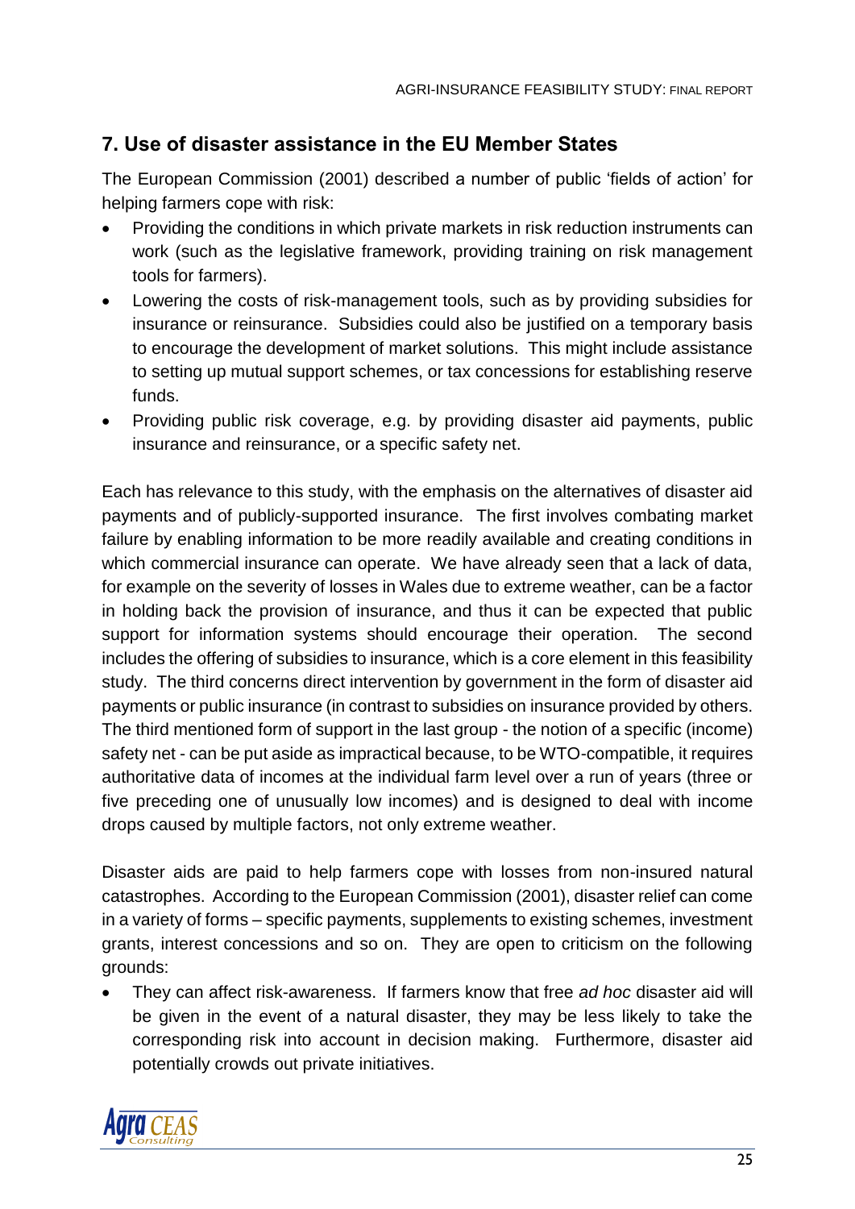## 7. Use of disaster assistance in the EU Member States

The European Commission (2001) described a number of public 'fields of action' for helping farmers cope with risk:

- Providing the conditions in which private markets in risk reduction instruments can work (such as the legislative framework, providing training on risk management tools for farmers).
- Lowering the costs of risk-management tools, such as by providing subsidies for insurance or reinsurance. Subsidies could also be justified on a temporary basis to encourage the development of market solutions. This might include assistance to setting up mutual support schemes, or tax concessions for establishing reserve funds.
- Providing public risk coverage, e.g. by providing disaster aid payments, public insurance and reinsurance, or a specific safety net.

Each has relevance to this study, with the emphasis on the alternatives of disaster aid payments and of publicly-supported insurance. The first involves combating market failure by enabling information to be more readily available and creating conditions in which commercial insurance can operate. We have already seen that a lack of data, for example on the severity of losses in Wales due to extreme weather, can be a factor in holding back the provision of insurance, and thus it can be expected that public support for information systems should encourage their operation. The second includes the offering of subsidies to insurance, which is a core element in this feasibility study. The third concerns direct intervention by government in the form of disaster aid payments or public insurance (in contrast to subsidies on insurance provided by others. The third mentioned form of support in the last group - the notion of a specific (income) safety net - can be put aside as impractical because, to be WTO-compatible, it requires authoritative data of incomes at the individual farm level over a run of years (three or five preceding one of unusually low incomes) and is designed to deal with income drops caused by multiple factors, not only extreme weather.

Disaster aids are paid to help farmers cope with losses from non-insured natural catastrophes. According to the European Commission (2001), disaster relief can come in a variety of forms – specific payments, supplements to existing schemes, investment grants, interest concessions and so on. They are open to criticism on the following grounds:

- They can affect risk-awareness. If farmers know that free *ad hoc* disaster aid will be given in the event of a natural disaster, they may be less likely to take the corresponding risk into account in decision making. Furthermore, disaster aid potentially crowds out private initiatives.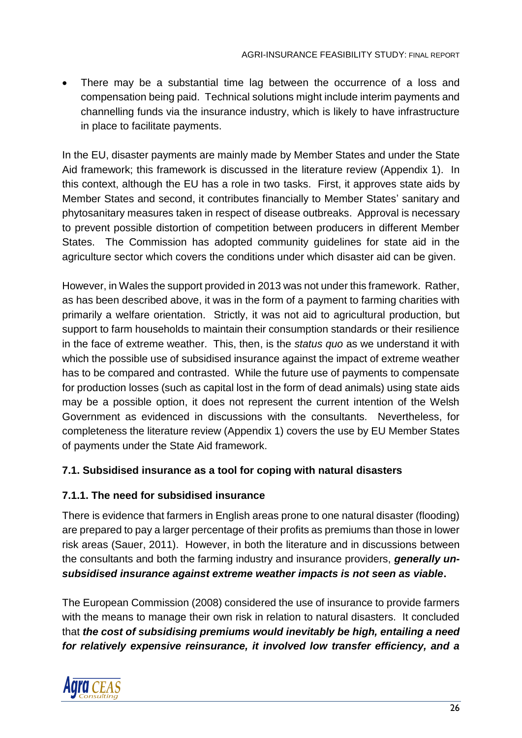- There may be a substantial time lag between the occurrence of a loss and compensation being paid. Technical solutions might include interim payments and channelling funds via the insurance industry, which is likely to have infrastructure in place to facilitate payments.

In the EU, disaster payments are mainly made by Member States and under the State Aid framework; this framework is discussed in the literature review (Appendix 1). In this context, although the EU has a role in two tasks. First, it approves state aids by Member States and second, it contributes financially to Member States' sanitary and phytosanitary measures taken in respect of disease outbreaks. Approval is necessary to prevent possible distortion of competition between producers in different Member States. The Commission has adopted community guidelines for state aid in the agriculture sector which covers the conditions under which disaster aid can be given.

However, in Wales the support provided in 2013 was not under this framework. Rather, as has been described above, it was in the form of a payment to farming charities with primarily a welfare orientation. Strictly, it was not aid to agricultural production, but support to farm households to maintain their consumption standards or their resilience in the face of extreme weather. This, then, is the *status quo* as we understand it with which the possible use of subsidised insurance against the impact of extreme weather has to be compared and contrasted. While the future use of payments to compensate for production losses (such as capital lost in the form of dead animals) using state aids may be a possible option, it does not represent the current intention of the Welsh Government as evidenced in discussions with the consultants. Nevertheless, for completeness the literature review (Appendix 1) covers the use by EU Member States of payments under the State Aid framework.

### 7.1. Subsidised insurance as a tool for coping with natural disasters

#### 7.1.1. The need for subsidised insurance

There is evidence that farmers in English areas prone to one natural disaster (flooding) are prepared to pay a larger percentage of their profits as premiums than those in lower risk areas (Sauer, 2011). However, in both the literature and in discussions between the consultants and both the farming industry and insurance providers, ***generally un-subsidised insurance against extreme weather impacts is not seen as viable***.

The European Commission (2008) considered the use of insurance to provide farmers with the means to manage their own risk in relation to natural disasters. It concluded that ***the cost of subsidising premiums would inevitably be high, entailing a need for relatively expensive reinsurance, it involved low transfer efficiency, and a***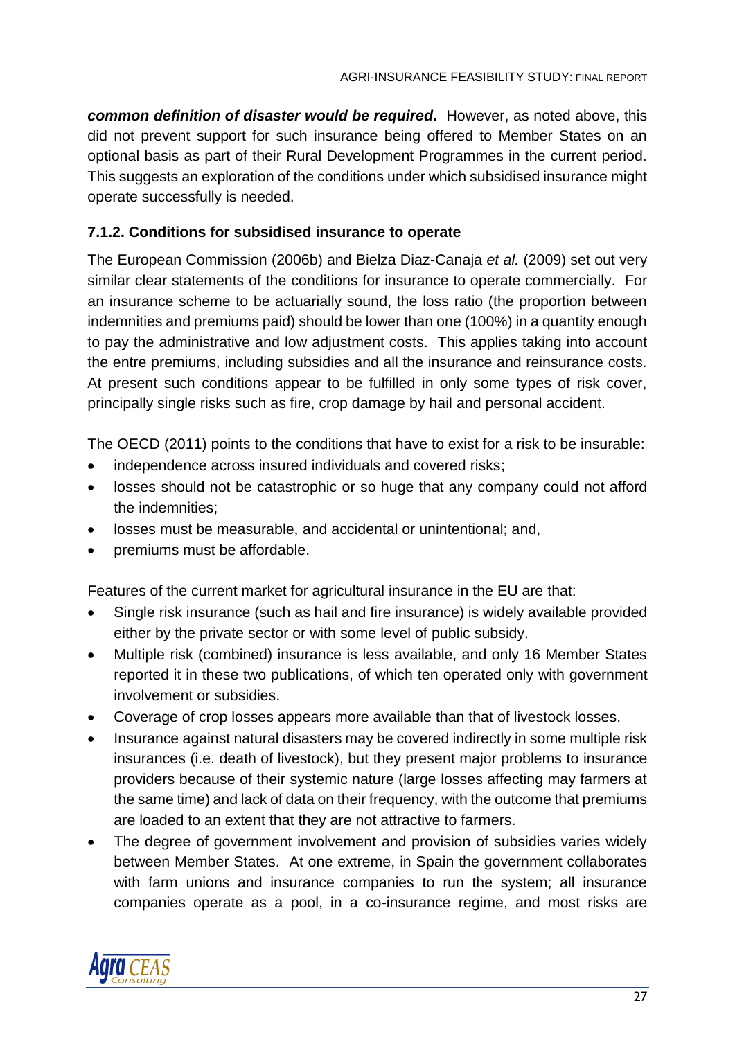***common definition of disaster would be required***. However, as noted above, this did not prevent support for such insurance being offered to Member States on an optional basis as part of their Rural Development Programmes in the current period. This suggests an exploration of the conditions under which subsidised insurance might operate successfully is needed.

### 7.1.2. Conditions for subsidised insurance to operate

The European Commission (2006b) and Bielza Diaz-Canaja *et al.* (2009) set out very similar clear statements of the conditions for insurance to operate commercially. For an insurance scheme to be actuarially sound, the loss ratio (the proportion between indemnities and premiums paid) should be lower than one (100%) in a quantity enough to pay the administrative and low adjustment costs. This applies taking into account the entre premiums, including subsidies and all the insurance and reinsurance costs. At present such conditions appear to be fulfilled in only some types of risk cover, principally single risks such as fire, crop damage by hail and personal accident.

The OECD (2011) points to the conditions that have to exist for a risk to be insurable:

- independence across insured individuals and covered risks;
- losses should not be catastrophic or so huge that any company could not afford the indemnities;
- losses must be measurable, and accidental or unintentional; and,
- premiums must be affordable.

Features of the current market for agricultural insurance in the EU are that:

- Single risk insurance (such as hail and fire insurance) is widely available provided either by the private sector or with some level of public subsidy.
- Multiple risk (combined) insurance is less available, and only 16 Member States reported it in these two publications, of which ten operated only with government involvement or subsidies.
- Coverage of crop losses appears more available than that of livestock losses.
- Insurance against natural disasters may be covered indirectly in some multiple risk insurances (i.e. death of livestock), but they present major problems to insurance providers because of their systemic nature (large losses affecting may farmers at the same time) and lack of data on their frequency, with the outcome that premiums are loaded to an extent that they are not attractive to farmers.
- The degree of government involvement and provision of subsidies varies widely between Member States. At one extreme, in Spain the government collaborates with farm unions and insurance companies to run the system; all insurance companies operate as a pool, in a co-insurance regime, and most risks are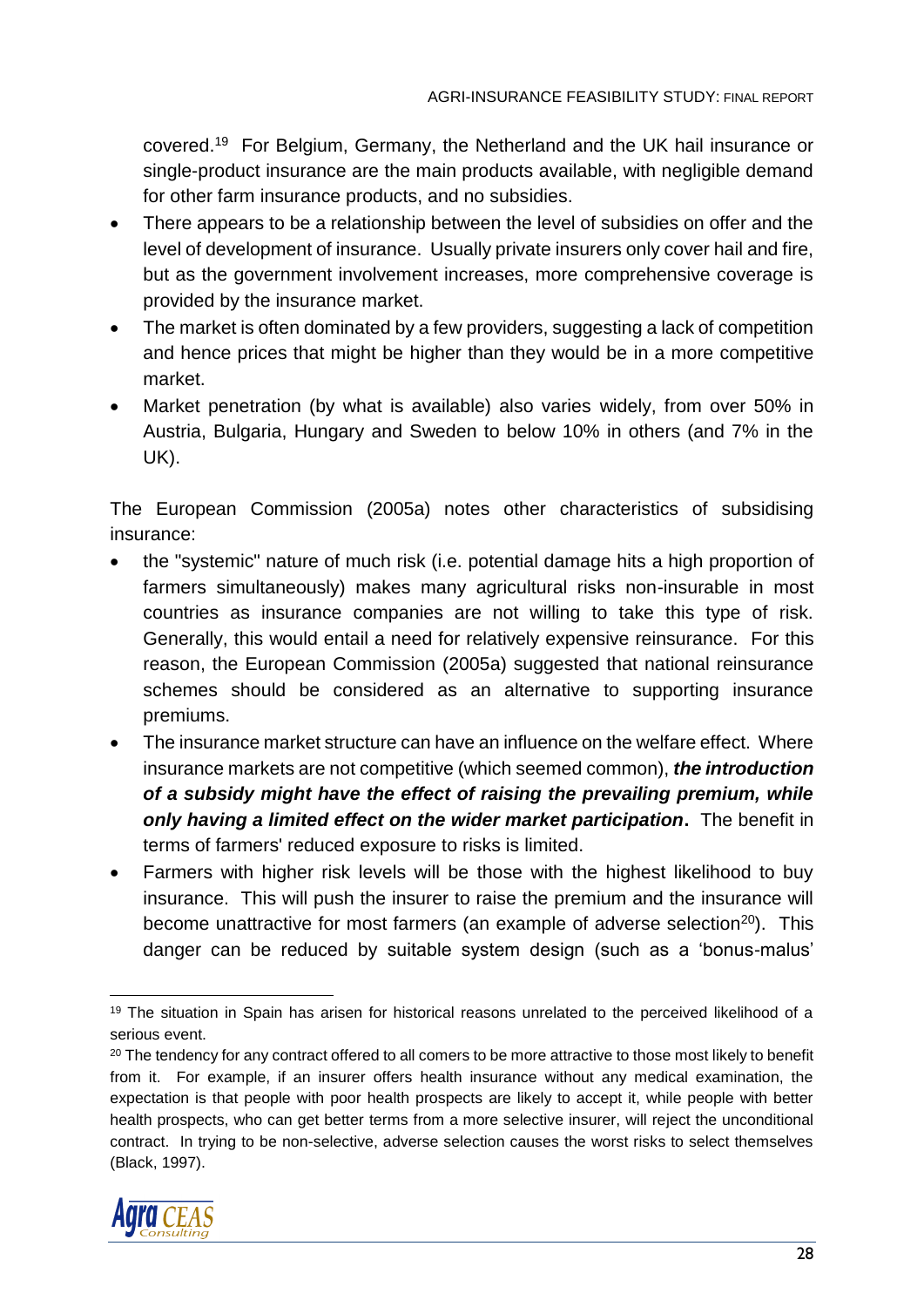covered.[19] For Belgium, Germany, the Netherland and the UK hail insurance or single-product insurance are the main products available, with negligible demand for other farm insurance products, and no subsidies.

- There appears to be a relationship between the level of subsidies on offer and the level of development of insurance. Usually private insurers only cover hail and fire, but as the government involvement increases, more comprehensive coverage is provided by the insurance market.
- The market is often dominated by a few providers, suggesting a lack of competition and hence prices that might be higher than they would be in a more competitive market.
- Market penetration (by what is available) also varies widely, from over 50% in Austria, Bulgaria, Hungary and Sweden to below 10% in others (and 7% in the UK).

The European Commission (2005a) notes other characteristics of subsidising insurance:

- the "systemic" nature of much risk (i.e. potential damage hits a high proportion of farmers simultaneously) makes many agricultural risks non-insurable in most countries as insurance companies are not willing to take this type of risk. Generally, this would entail a need for relatively expensive reinsurance. For this reason, the European Commission (2005a) suggested that national reinsurance schemes should be considered as an alternative to supporting insurance premiums.
- The insurance market structure can have an influence on the welfare effect. Where insurance markets are not competitive (which seemed common), ***the introduction of a subsidy might have the effect of raising the prevailing premium, while only having a limited effect on the wider market participation*****.** The benefit in terms of farmers' reduced exposure to risks is limited.
- Farmers with higher risk levels will be those with the highest likelihood to buy insurance. This will push the insurer to raise the premium and the insurance will become unattractive for most farmers (an example of adverse selection[20]). This danger can be reduced by suitable system design (such as a 'bonus-malus'

---

[19] The situation in Spain has arisen for historical reasons unrelated to the perceived likelihood of a serious event.

[20] The tendency for any contract offered to all comers to be more attractive to those most likely to benefit from it. For example, if an insurer offers health insurance without any medical examination, the expectation is that people with poor health prospects are likely to accept it, while people with better health prospects, who can get better terms from a more selective insurer, will reject the unconditional contract. In trying to be non-selective, adverse selection causes the worst risks to select themselves (Black, 1997).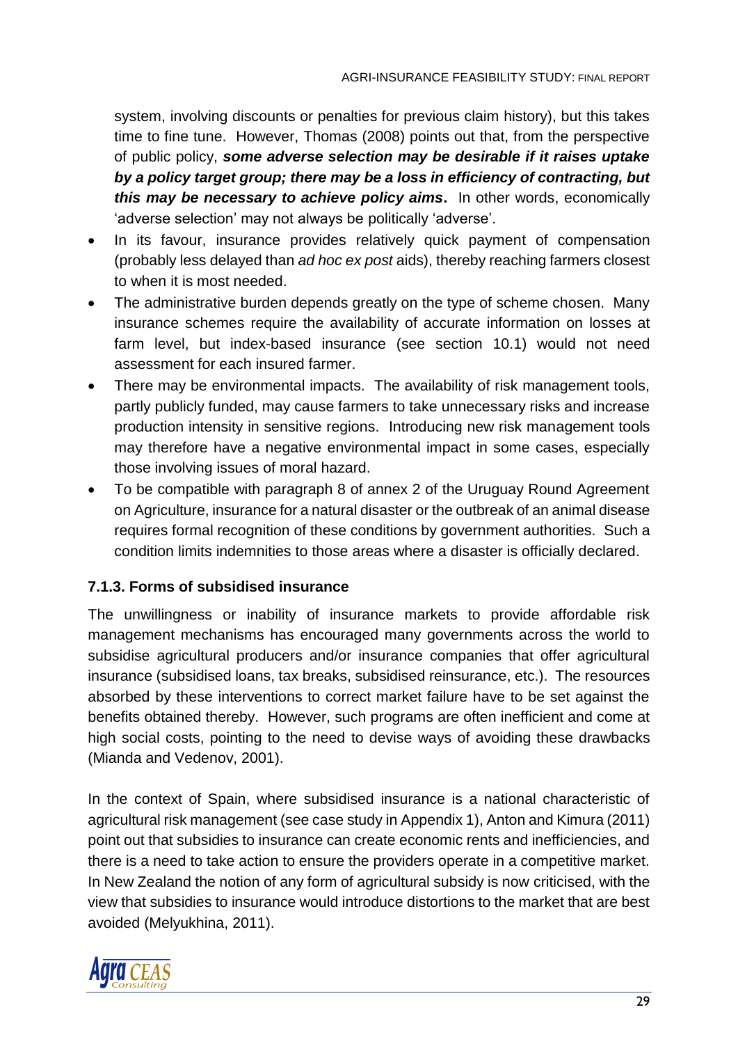system, involving discounts or penalties for previous claim history), but this takes time to fine tune. However, Thomas (2008) points out that, from the perspective of public policy, ***some adverse selection may be desirable if it raises uptake by a policy target group; there may be a loss in efficiency of contracting, but this may be necessary to achieve policy aims*.** In other words, economically 'adverse selection' may not always be politically 'adverse'.

- In its favour, insurance provides relatively quick payment of compensation (probably less delayed than *ad hoc ex post* aids), thereby reaching farmers closest to when it is most needed.
- The administrative burden depends greatly on the type of scheme chosen. Many insurance schemes require the availability of accurate information on losses at farm level, but index-based insurance (see section 10.1) would not need assessment for each insured farmer.
- There may be environmental impacts. The availability of risk management tools, partly publicly funded, may cause farmers to take unnecessary risks and increase production intensity in sensitive regions. Introducing new risk management tools may therefore have a negative environmental impact in some cases, especially those involving issues of moral hazard.
- To be compatible with paragraph 8 of annex 2 of the Uruguay Round Agreement on Agriculture, insurance for a natural disaster or the outbreak of an animal disease requires formal recognition of these conditions by government authorities. Such a condition limits indemnities to those areas where a disaster is officially declared.

### 7.1.3. Forms of subsidised insurance

The unwillingness or inability of insurance markets to provide affordable risk management mechanisms has encouraged many governments across the world to subsidise agricultural producers and/or insurance companies that offer agricultural insurance (subsidised loans, tax breaks, subsidised reinsurance, etc.). The resources absorbed by these interventions to correct market failure have to be set against the benefits obtained thereby. However, such programs are often inefficient and come at high social costs, pointing to the need to devise ways of avoiding these drawbacks (Mianda and Vedenov, 2001).

In the context of Spain, where subsidised insurance is a national characteristic of agricultural risk management (see case study in Appendix 1), Anton and Kimura (2011) point out that subsidies to insurance can create economic rents and inefficiencies, and there is a need to take action to ensure the providers operate in a competitive market. In New Zealand the notion of any form of agricultural subsidy is now criticised, with the view that subsidies to insurance would introduce distortions to the market that are best avoided (Melyukhina, 2011).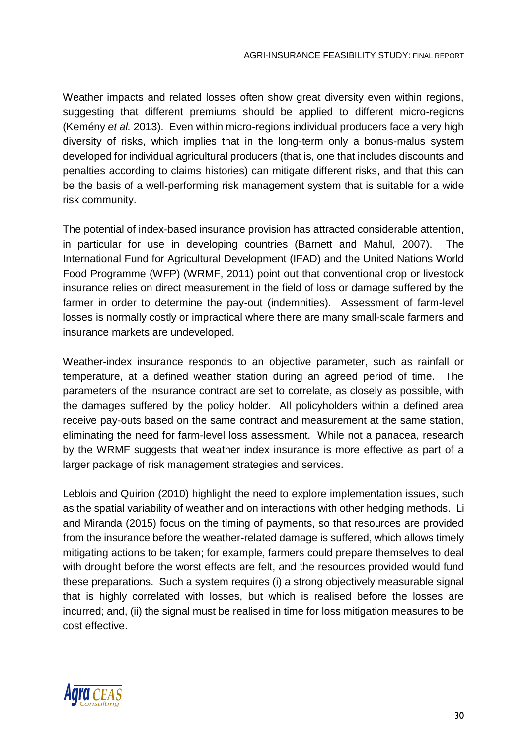Weather impacts and related losses often show great diversity even within regions, suggesting that different premiums should be applied to different micro-regions (Kemény *et al.* 2013). Even within micro-regions individual producers face a very high diversity of risks, which implies that in the long-term only a bonus-malus system developed for individual agricultural producers (that is, one that includes discounts and penalties according to claims histories) can mitigate different risks, and that this can be the basis of a well-performing risk management system that is suitable for a wide risk community.

The potential of index-based insurance provision has attracted considerable attention, in particular for use in developing countries (Barnett and Mahul, 2007). The International Fund for Agricultural Development (IFAD) and the United Nations World Food Programme (WFP) (WRMF, 2011) point out that conventional crop or livestock insurance relies on direct measurement in the field of loss or damage suffered by the farmer in order to determine the pay-out (indemnities). Assessment of farm-level losses is normally costly or impractical where there are many small-scale farmers and insurance markets are undeveloped.

Weather-index insurance responds to an objective parameter, such as rainfall or temperature, at a defined weather station during an agreed period of time. The parameters of the insurance contract are set to correlate, as closely as possible, with the damages suffered by the policy holder. All policyholders within a defined area receive pay-outs based on the same contract and measurement at the same station, eliminating the need for farm-level loss assessment. While not a panacea, research by the WRMF suggests that weather index insurance is more effective as part of a larger package of risk management strategies and services.

Leblois and Quirion (2010) highlight the need to explore implementation issues, such as the spatial variability of weather and on interactions with other hedging methods. Li and Miranda (2015) focus on the timing of payments, so that resources are provided from the insurance before the weather-related damage is suffered, which allows timely mitigating actions to be taken; for example, farmers could prepare themselves to deal with drought before the worst effects are felt, and the resources provided would fund these preparations. Such a system requires (i) a strong objectively measurable signal that is highly correlated with losses, but which is realised before the losses are incurred; and, (ii) the signal must be realised in time for loss mitigation measures to be cost effective.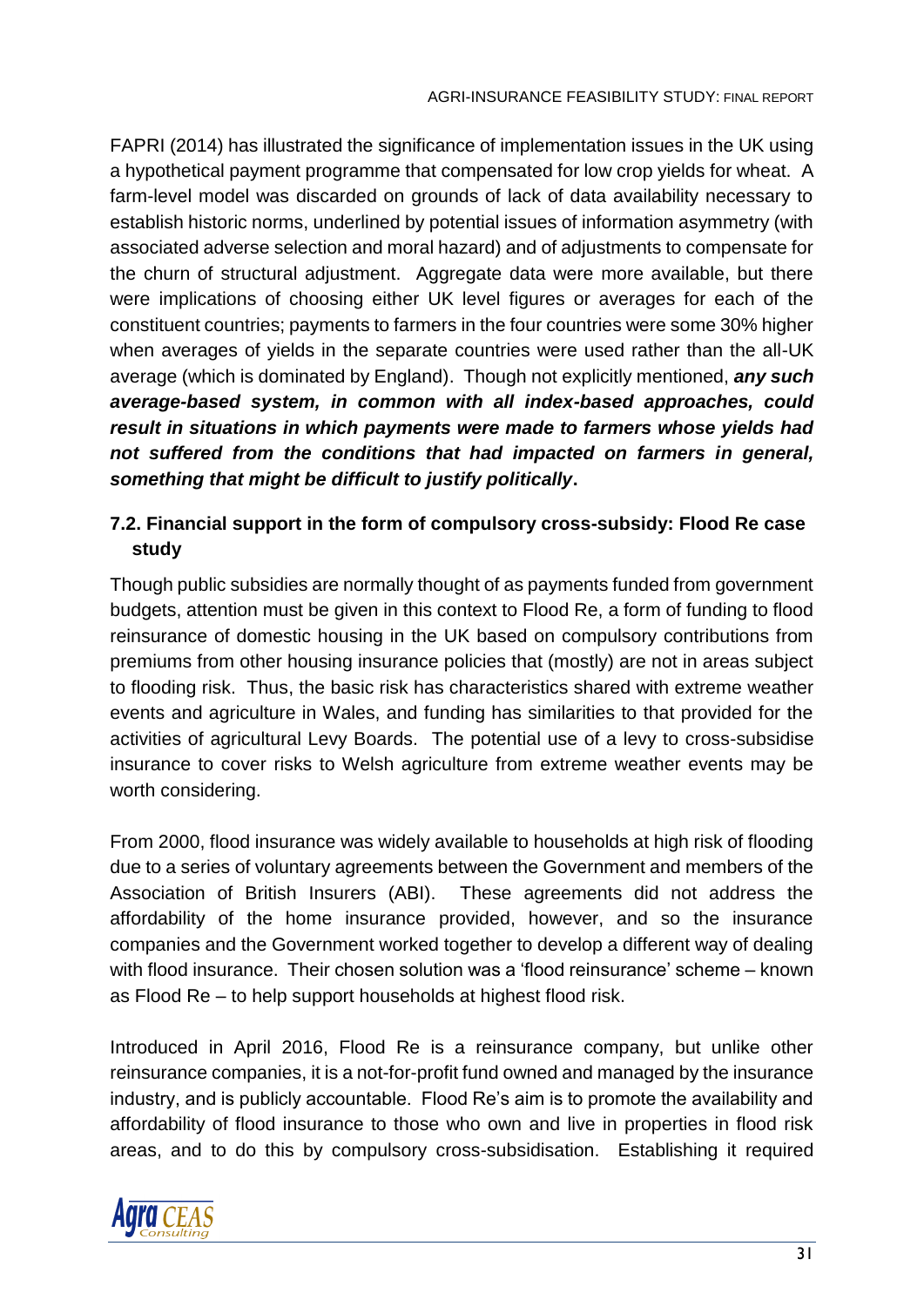FAPRI (2014) has illustrated the significance of implementation issues in the UK using a hypothetical payment programme that compensated for low crop yields for wheat. A farm-level model was discarded on grounds of lack of data availability necessary to establish historic norms, underlined by potential issues of information asymmetry (with associated adverse selection and moral hazard) and of adjustments to compensate for the churn of structural adjustment. Aggregate data were more available, but there were implications of choosing either UK level figures or averages for each of the constituent countries; payments to farmers in the four countries were some 30% higher when averages of yields in the separate countries were used rather than the all-UK average (which is dominated by England). Though not explicitly mentioned, ***any such average-based system, in common with all index-based approaches, could result in situations in which payments were made to farmers whose yields had not suffered from the conditions that had impacted on farmers in general, something that might be difficult to justify politically***.

### 7.2. Financial support in the form of compulsory cross-subsidy: Flood Re case study

Though public subsidies are normally thought of as payments funded from government budgets, attention must be given in this context to Flood Re, a form of funding to flood reinsurance of domestic housing in the UK based on compulsory contributions from premiums from other housing insurance policies that (mostly) are not in areas subject to flooding risk. Thus, the basic risk has characteristics shared with extreme weather events and agriculture in Wales, and funding has similarities to that provided for the activities of agricultural Levy Boards. The potential use of a levy to cross-subsidise insurance to cover risks to Welsh agriculture from extreme weather events may be worth considering.

From 2000, flood insurance was widely available to households at high risk of flooding due to a series of voluntary agreements between the Government and members of the Association of British Insurers (ABI). These agreements did not address the affordability of the home insurance provided, however, and so the insurance companies and the Government worked together to develop a different way of dealing with flood insurance. Their chosen solution was a 'flood reinsurance' scheme – known as Flood Re – to help support households at highest flood risk.

Introduced in April 2016, Flood Re is a reinsurance company, but unlike other reinsurance companies, it is a not-for-profit fund owned and managed by the insurance industry, and is publicly accountable. Flood Re's aim is to promote the availability and affordability of flood insurance to those who own and live in properties in flood risk areas, and to do this by compulsory cross-subsidisation. Establishing it required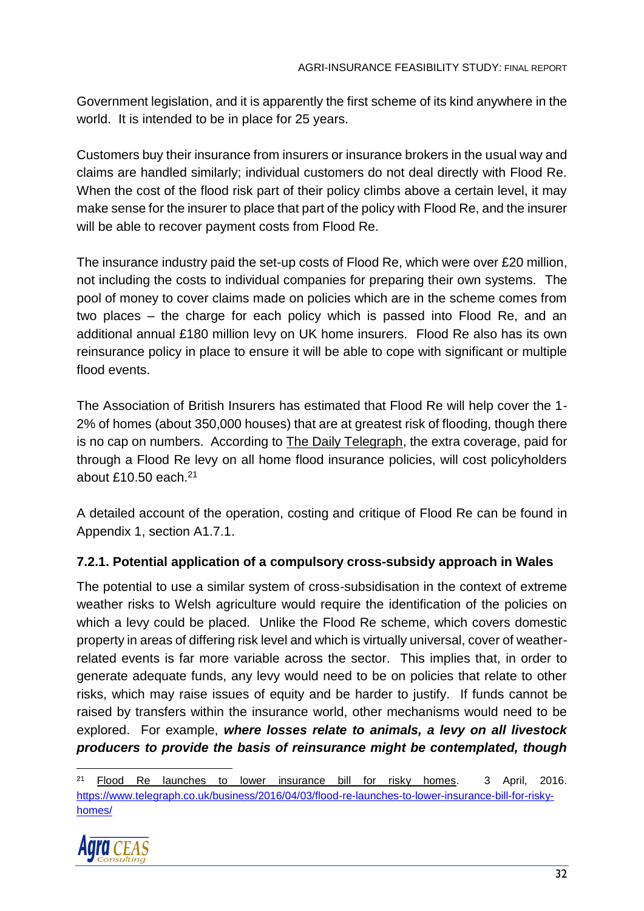Government legislation, and it is apparently the first scheme of its kind anywhere in the world. It is intended to be in place for 25 years.

Customers buy their insurance from insurers or insurance brokers in the usual way and claims are handled similarly; individual customers do not deal directly with Flood Re. When the cost of the flood risk part of their policy climbs above a certain level, it may make sense for the insurer to place that part of the policy with Flood Re, and the insurer will be able to recover payment costs from Flood Re.

The insurance industry paid the set-up costs of Flood Re, which were over £20 million, not including the costs to individual companies for preparing their own systems. The pool of money to cover claims made on policies which are in the scheme comes from two places – the charge for each policy which is passed into Flood Re, and an additional annual £180 million levy on UK home insurers. Flood Re also has its own reinsurance policy in place to ensure it will be able to cope with significant or multiple flood events.

The Association of British Insurers has estimated that Flood Re will help cover the 1-2% of homes (about 350,000 houses) that are at greatest risk of flooding, though there is no cap on numbers. According to The Daily Telegraph, the extra coverage, paid for through a Flood Re levy on all home flood insurance policies, will cost policyholders about £10.50 each.[21]

A detailed account of the operation, costing and critique of Flood Re can be found in Appendix 1, section A1.7.1.

### 7.2.1. Potential application of a compulsory cross-subsidy approach in Wales

The potential to use a similar system of cross-subsidisation in the context of extreme weather risks to Welsh agriculture would require the identification of the policies on which a levy could be placed. Unlike the Flood Re scheme, which covers domestic property in areas of differing risk level and which is virtually universal, cover of weather-related events is far more variable across the sector. This implies that, in order to generate adequate funds, any levy would need to be on policies that relate to other risks, which may raise issues of equity and be harder to justify. If funds cannot be raised by transfers within the insurance world, other mechanisms would need to be explored. For example, ***where losses relate to animals, a levy on all livestock producers to provide the basis of reinsurance might be contemplated, though***

---

[21] Flood Re launches to lower insurance bill for risky homes. 3 April, 2016. https://www.telegraph.co.uk/business/2016/04/03/flood-re-launches-to-lower-insurance-bill-for-risky-homes/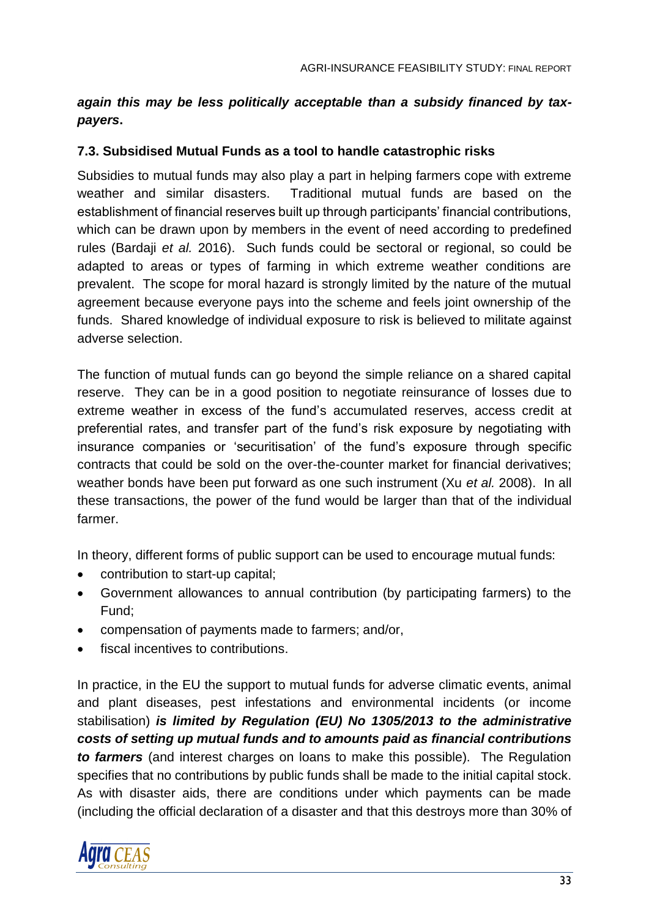***again this may be less politically acceptable than a subsidy financed by tax-payers*.**

### 7.3. Subsidised Mutual Funds as a tool to handle catastrophic risks

Subsidies to mutual funds may also play a part in helping farmers cope with extreme weather and similar disasters. Traditional mutual funds are based on the establishment of financial reserves built up through participants' financial contributions, which can be drawn upon by members in the event of need according to predefined rules (Bardaji *et al.* 2016). Such funds could be sectoral or regional, so could be adapted to areas or types of farming in which extreme weather conditions are prevalent. The scope for moral hazard is strongly limited by the nature of the mutual agreement because everyone pays into the scheme and feels joint ownership of the funds. Shared knowledge of individual exposure to risk is believed to militate against adverse selection.

The function of mutual funds can go beyond the simple reliance on a shared capital reserve. They can be in a good position to negotiate reinsurance of losses due to extreme weather in excess of the fund's accumulated reserves, access credit at preferential rates, and transfer part of the fund's risk exposure by negotiating with insurance companies or 'securitisation' of the fund's exposure through specific contracts that could be sold on the over-the-counter market for financial derivatives; weather bonds have been put forward as one such instrument (Xu *et al.* 2008). In all these transactions, the power of the fund would be larger than that of the individual farmer.

In theory, different forms of public support can be used to encourage mutual funds:

- contribution to start-up capital;
- Government allowances to annual contribution (by participating farmers) to the Fund;
- compensation of payments made to farmers; and/or,
- fiscal incentives to contributions.

In practice, in the EU the support to mutual funds for adverse climatic events, animal and plant diseases, pest infestations and environmental incidents (or income stabilisation) ***is limited by Regulation (EU) No 1305/2013 to the administrative costs of setting up mutual funds and to amounts paid as financial contributions to farmers*** (and interest charges on loans to make this possible). The Regulation specifies that no contributions by public funds shall be made to the initial capital stock. As with disaster aids, there are conditions under which payments can be made (including the official declaration of a disaster and that this destroys more than 30% of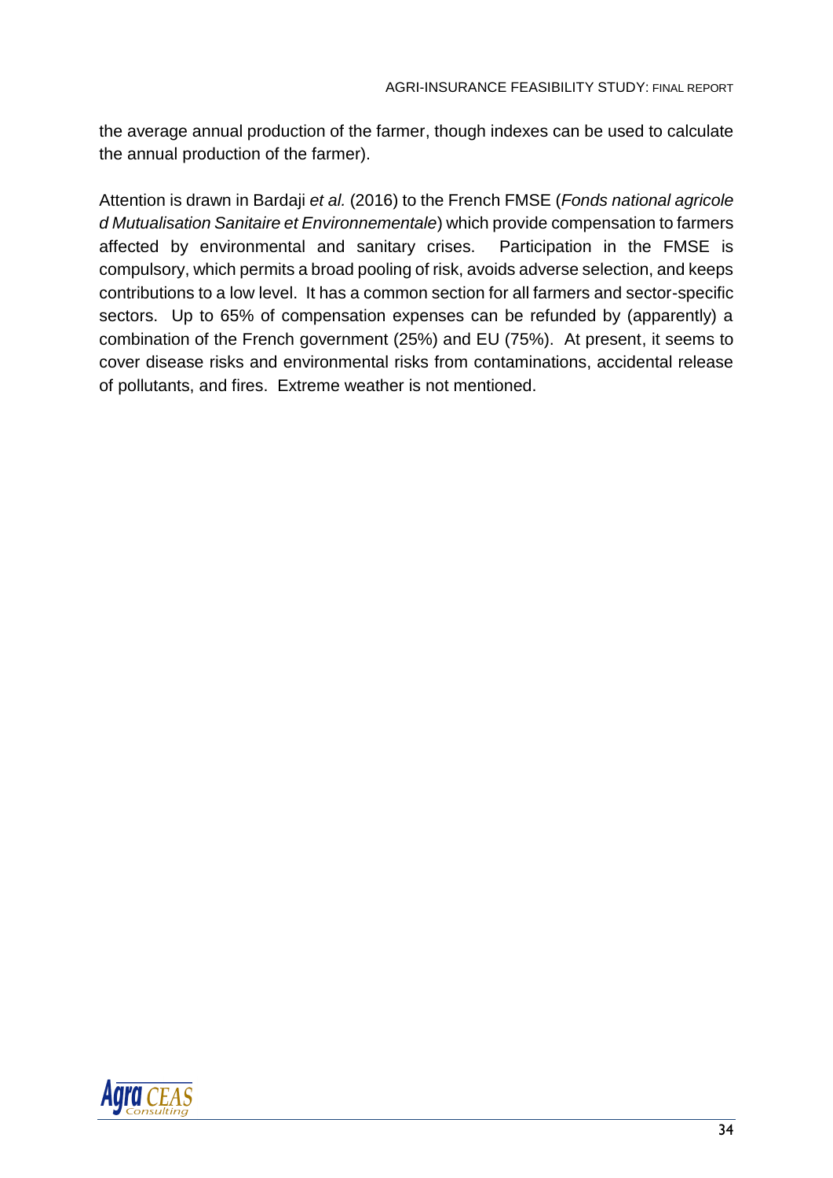the average annual production of the farmer, though indexes can be used to calculate the annual production of the farmer).

Attention is drawn in Bardaji *et al.* (2016) to the French FMSE (*Fonds national agricole d Mutualisation Sanitaire et Environnementale*) which provide compensation to farmers affected by environmental and sanitary crises. Participation in the FMSE is compulsory, which permits a broad pooling of risk, avoids adverse selection, and keeps contributions to a low level. It has a common section for all farmers and sector-specific sectors. Up to 65% of compensation expenses can be refunded by (apparently) a combination of the French government (25%) and EU (75%). At present, it seems to cover disease risks and environmental risks from contaminations, accidental release of pollutants, and fires. Extreme weather is not mentioned.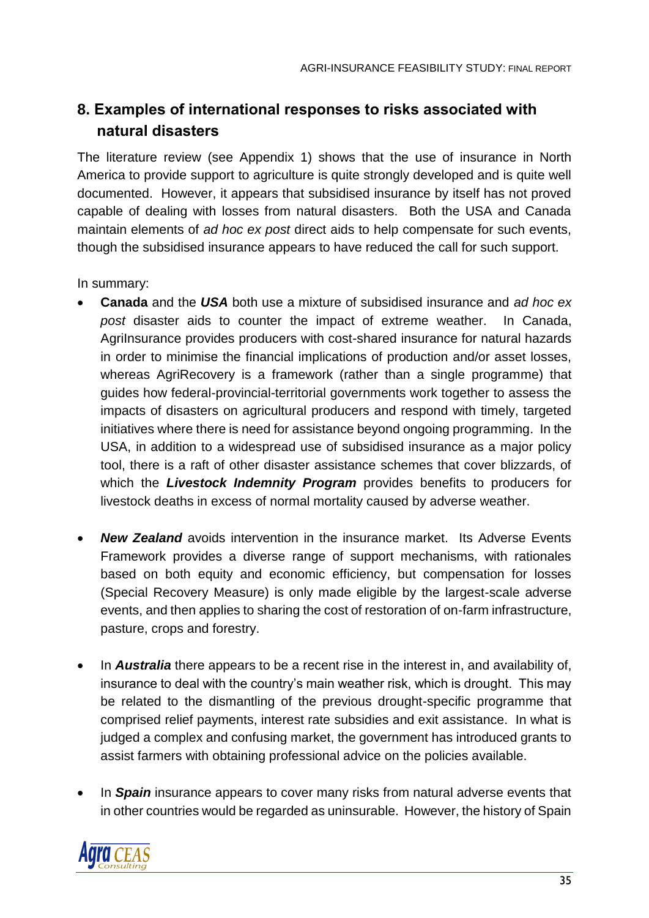## 8. Examples of international responses to risks associated with natural disasters

The literature review (see Appendix 1) shows that the use of insurance in North America to provide support to agriculture is quite strongly developed and is quite well documented. However, it appears that subsidised insurance by itself has not proved capable of dealing with losses from natural disasters. Both the USA and Canada maintain elements of *ad hoc ex post* direct aids to help compensate for such events, though the subsidised insurance appears to have reduced the call for such support.

In summary:

- **Canada** and the ***USA*** both use a mixture of subsidised insurance and *ad hoc ex post* disaster aids to counter the impact of extreme weather. In Canada, AgriInsurance provides producers with cost-shared insurance for natural hazards in order to minimise the financial implications of production and/or asset losses, whereas AgriRecovery is a framework (rather than a single programme) that guides how federal-provincial-territorial governments work together to assess the impacts of disasters on agricultural producers and respond with timely, targeted initiatives where there is need for assistance beyond ongoing programming. In the USA, in addition to a widespread use of subsidised insurance as a major policy tool, there is a raft of other disaster assistance schemes that cover blizzards, of which the ***Livestock Indemnity Program*** provides benefits to producers for livestock deaths in excess of normal mortality caused by adverse weather.

- ***New Zealand*** avoids intervention in the insurance market. Its Adverse Events Framework provides a diverse range of support mechanisms, with rationales based on both equity and economic efficiency, but compensation for losses (Special Recovery Measure) is only made eligible by the largest-scale adverse events, and then applies to sharing the cost of restoration of on-farm infrastructure, pasture, crops and forestry.

- In ***Australia*** there appears to be a recent rise in the interest in, and availability of, insurance to deal with the country's main weather risk, which is drought. This may be related to the dismantling of the previous drought-specific programme that comprised relief payments, interest rate subsidies and exit assistance. In what is judged a complex and confusing market, the government has introduced grants to assist farmers with obtaining professional advice on the policies available.

- In ***Spain*** insurance appears to cover many risks from natural adverse events that in other countries would be regarded as uninsurable. However, the history of Spain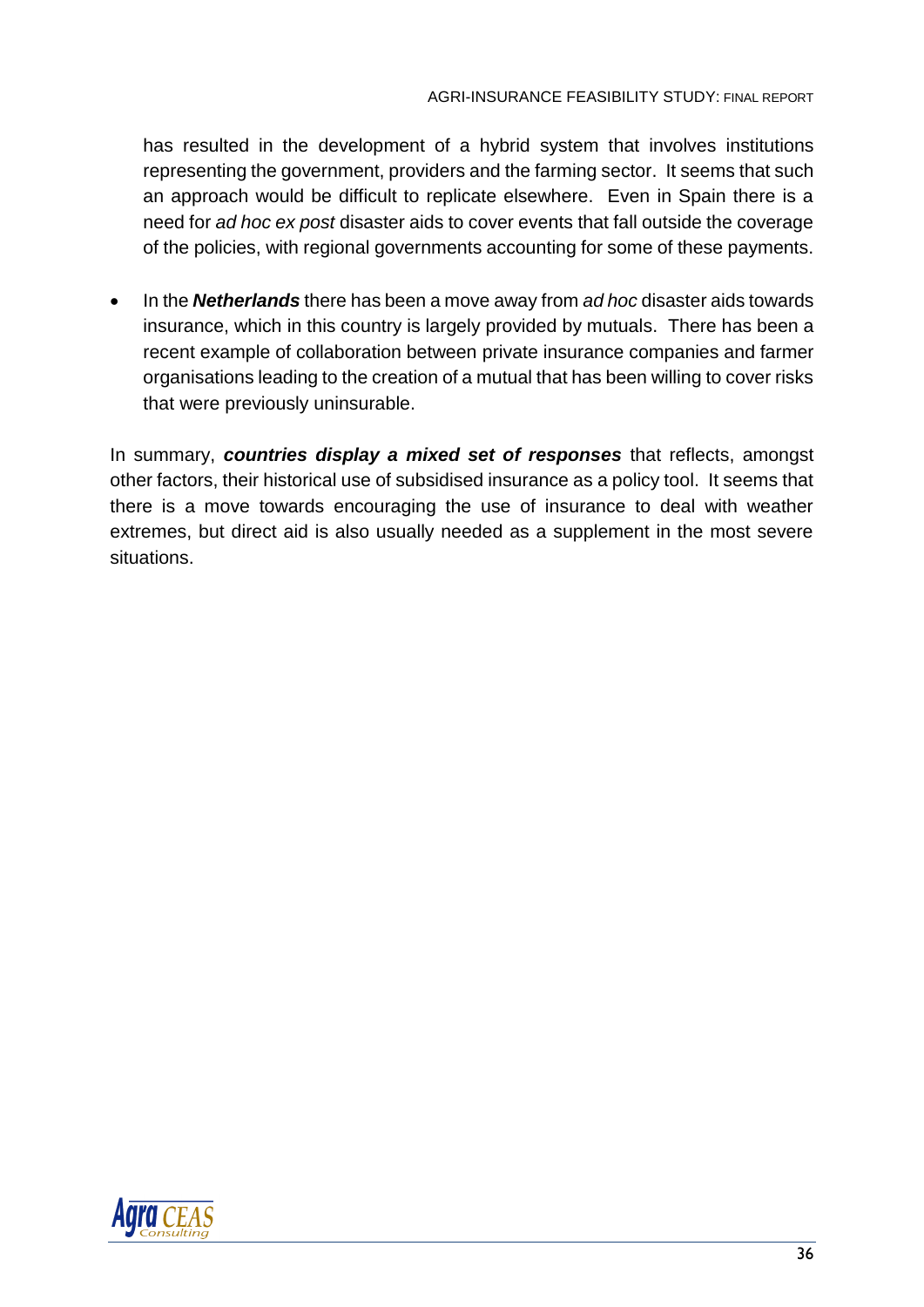has resulted in the development of a hybrid system that involves institutions representing the government, providers and the farming sector. It seems that such an approach would be difficult to replicate elsewhere. Even in Spain there is a need for *ad hoc ex post* disaster aids to cover events that fall outside the coverage of the policies, with regional governments accounting for some of these payments.

- In the ***Netherlands*** there has been a move away from *ad hoc* disaster aids towards insurance, which in this country is largely provided by mutuals. There has been a recent example of collaboration between private insurance companies and farmer organisations leading to the creation of a mutual that has been willing to cover risks that were previously uninsurable.

In summary, ***countries display a mixed set of responses*** that reflects, amongst other factors, their historical use of subsidised insurance as a policy tool. It seems that there is a move towards encouraging the use of insurance to deal with weather extremes, but direct aid is also usually needed as a supplement in the most severe situations.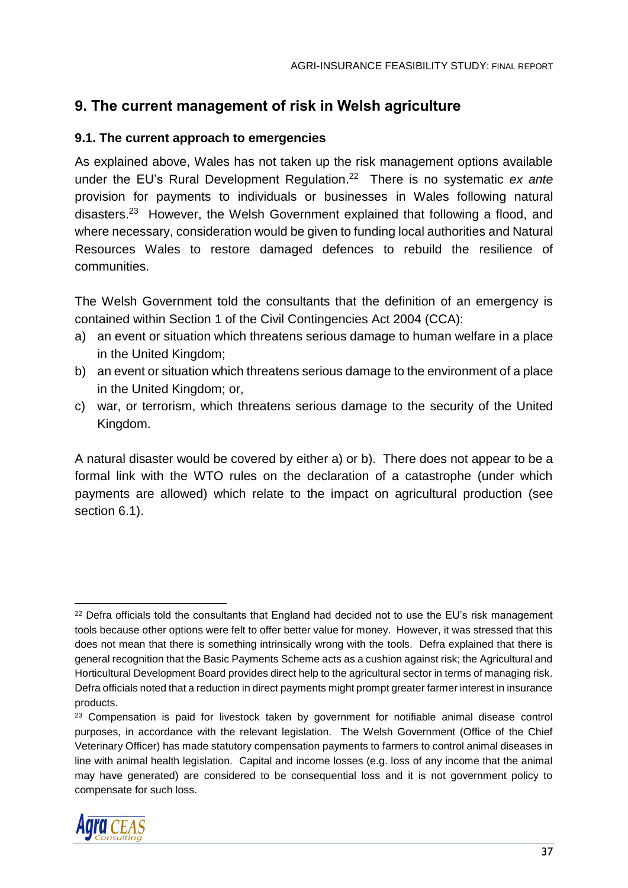## 9. The current management of risk in Welsh agriculture

### 9.1. The current approach to emergencies

As explained above, Wales has not taken up the risk management options available under the EU's Rural Development Regulation.[22] There is no systematic *ex ante* provision for payments to individuals or businesses in Wales following natural disasters.[23] However, the Welsh Government explained that following a flood, and where necessary, consideration would be given to funding local authorities and Natural Resources Wales to restore damaged defences to rebuild the resilience of communities.

The Welsh Government told the consultants that the definition of an emergency is contained within Section 1 of the Civil Contingencies Act 2004 (CCA):

a) an event or situation which threatens serious damage to human welfare in a place in the United Kingdom;
b) an event or situation which threatens serious damage to the environment of a place in the United Kingdom; or,
c) war, or terrorism, which threatens serious damage to the security of the United Kingdom.

A natural disaster would be covered by either a) or b). There does not appear to be a formal link with the WTO rules on the declaration of a catastrophe (under which payments are allowed) which relate to the impact on agricultural production (see section 6.1).

---

[22] Defra officials told the consultants that England had decided not to use the EU's risk management tools because other options were felt to offer better value for money. However, it was stressed that this does not mean that there is something intrinsically wrong with the tools. Defra explained that there is general recognition that the Basic Payments Scheme acts as a cushion against risk; the Agricultural and Horticultural Development Board provides direct help to the agricultural sector in terms of managing risk. Defra officials noted that a reduction in direct payments might prompt greater farmer interest in insurance products.

[23] Compensation is paid for livestock taken by government for notifiable animal disease control purposes, in accordance with the relevant legislation. The Welsh Government (Office of the Chief Veterinary Officer) has made statutory compensation payments to farmers to control animal diseases in line with animal health legislation. Capital and income losses (e.g. loss of any income that the animal may have generated) are considered to be consequential loss and it is not government policy to compensate for such loss.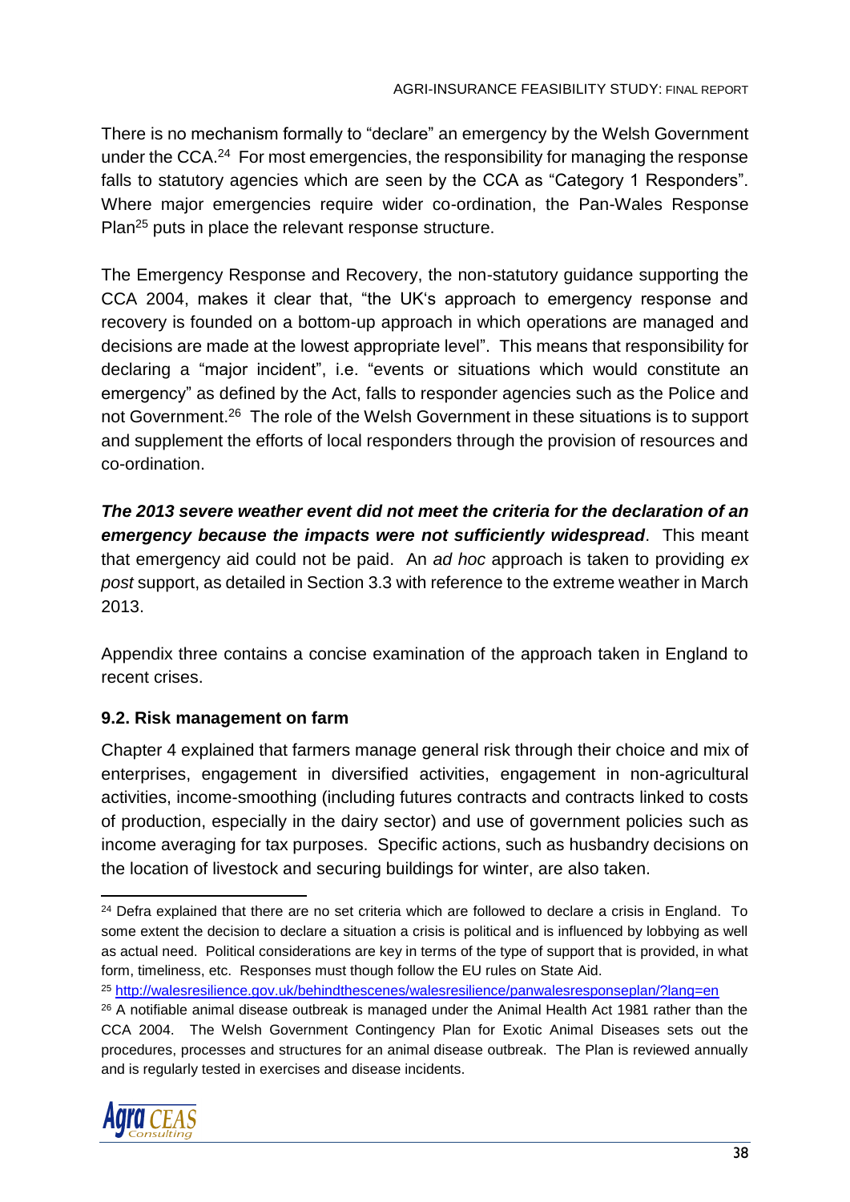There is no mechanism formally to "declare" an emergency by the Welsh Government under the CCA.[24] For most emergencies, the responsibility for managing the response falls to statutory agencies which are seen by the CCA as "Category 1 Responders". Where major emergencies require wider co-ordination, the Pan-Wales Response Plan[25] puts in place the relevant response structure.

The Emergency Response and Recovery, the non-statutory guidance supporting the CCA 2004, makes it clear that, "the UK's approach to emergency response and recovery is founded on a bottom-up approach in which operations are managed and decisions are made at the lowest appropriate level". This means that responsibility for declaring a "major incident", i.e. "events or situations which would constitute an emergency" as defined by the Act, falls to responder agencies such as the Police and not Government.[26] The role of the Welsh Government in these situations is to support and supplement the efforts of local responders through the provision of resources and co-ordination.

***The 2013 severe weather event did not meet the criteria for the declaration of an emergency because the impacts were not sufficiently widespread***. This meant that emergency aid could not be paid. An *ad hoc* approach is taken to providing *ex post* support, as detailed in Section 3.3 with reference to the extreme weather in March 2013.

Appendix three contains a concise examination of the approach taken in England to recent crises.

### 9.2. Risk management on farm

Chapter 4 explained that farmers manage general risk through their choice and mix of enterprises, engagement in diversified activities, engagement in non-agricultural activities, income-smoothing (including futures contracts and contracts linked to costs of production, especially in the dairy sector) and use of government policies such as income averaging for tax purposes. Specific actions, such as husbandry decisions on the location of livestock and securing buildings for winter, are also taken.

---

[24] Defra explained that there are no set criteria which are followed to declare a crisis in England. To some extent the decision to declare a situation a crisis is political and is influenced by lobbying as well as actual need. Political considerations are key in terms of the type of support that is provided, in what form, timeliness, etc. Responses must though follow the EU rules on State Aid.

[25] http://walesresilience.gov.uk/behindthescenes/walesresilience/panwalesresponseplan/?lang=en

[26] A notifiable animal disease outbreak is managed under the Animal Health Act 1981 rather than the CCA 2004. The Welsh Government Contingency Plan for Exotic Animal Diseases sets out the procedures, processes and structures for an animal disease outbreak. The Plan is reviewed annually and is regularly tested in exercises and disease incidents.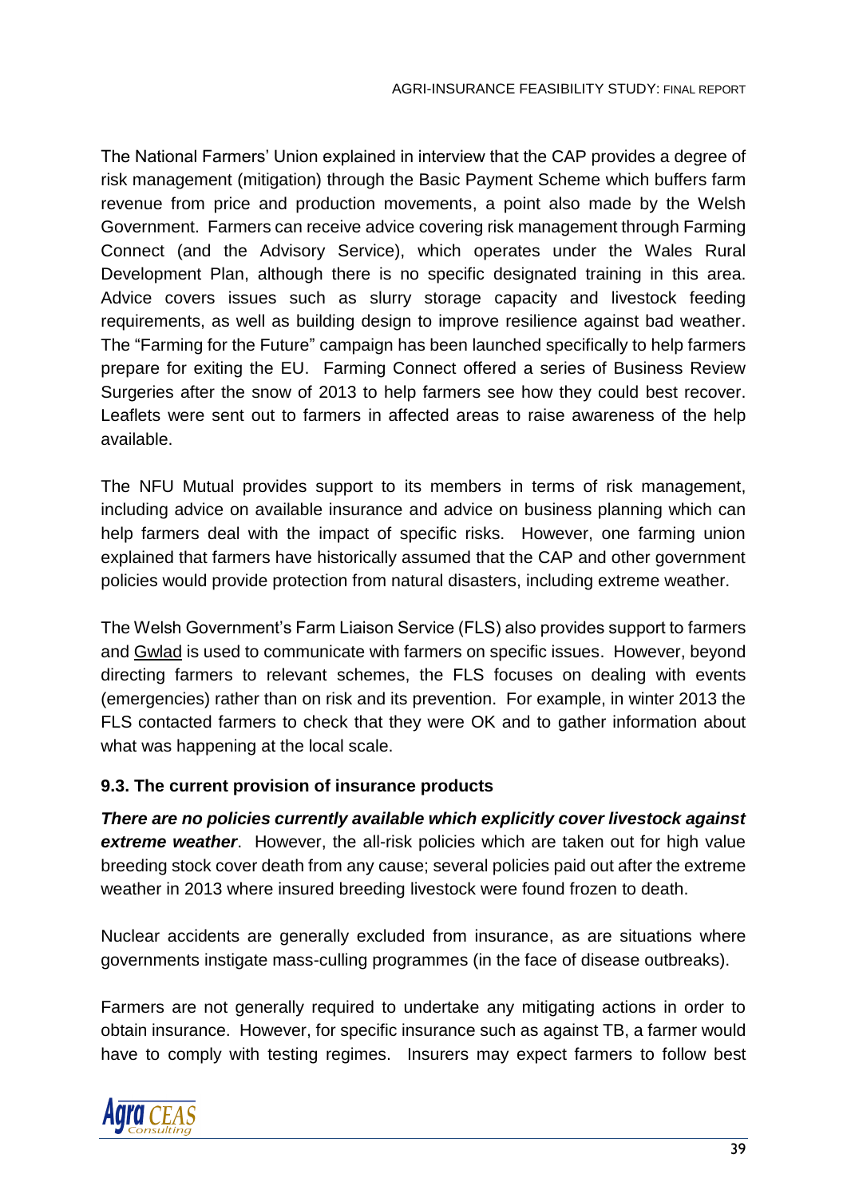The National Farmers' Union explained in interview that the CAP provides a degree of risk management (mitigation) through the Basic Payment Scheme which buffers farm revenue from price and production movements, a point also made by the Welsh Government. Farmers can receive advice covering risk management through Farming Connect (and the Advisory Service), which operates under the Wales Rural Development Plan, although there is no specific designated training in this area. Advice covers issues such as slurry storage capacity and livestock feeding requirements, as well as building design to improve resilience against bad weather. The "Farming for the Future" campaign has been launched specifically to help farmers prepare for exiting the EU. Farming Connect offered a series of Business Review Surgeries after the snow of 2013 to help farmers see how they could best recover. Leaflets were sent out to farmers in affected areas to raise awareness of the help available.

The NFU Mutual provides support to its members in terms of risk management, including advice on available insurance and advice on business planning which can help farmers deal with the impact of specific risks. However, one farming union explained that farmers have historically assumed that the CAP and other government policies would provide protection from natural disasters, including extreme weather.

The Welsh Government's Farm Liaison Service (FLS) also provides support to farmers and Gwlad is used to communicate with farmers on specific issues. However, beyond directing farmers to relevant schemes, the FLS focuses on dealing with events (emergencies) rather than on risk and its prevention. For example, in winter 2013 the FLS contacted farmers to check that they were OK and to gather information about what was happening at the local scale.

### 9.3. The current provision of insurance products

***There are no policies currently available which explicitly cover livestock against extreme weather***. However, the all-risk policies which are taken out for high value breeding stock cover death from any cause; several policies paid out after the extreme weather in 2013 where insured breeding livestock were found frozen to death.

Nuclear accidents are generally excluded from insurance, as are situations where governments instigate mass-culling programmes (in the face of disease outbreaks).

Farmers are not generally required to undertake any mitigating actions in order to obtain insurance. However, for specific insurance such as against TB, a farmer would have to comply with testing regimes. Insurers may expect farmers to follow best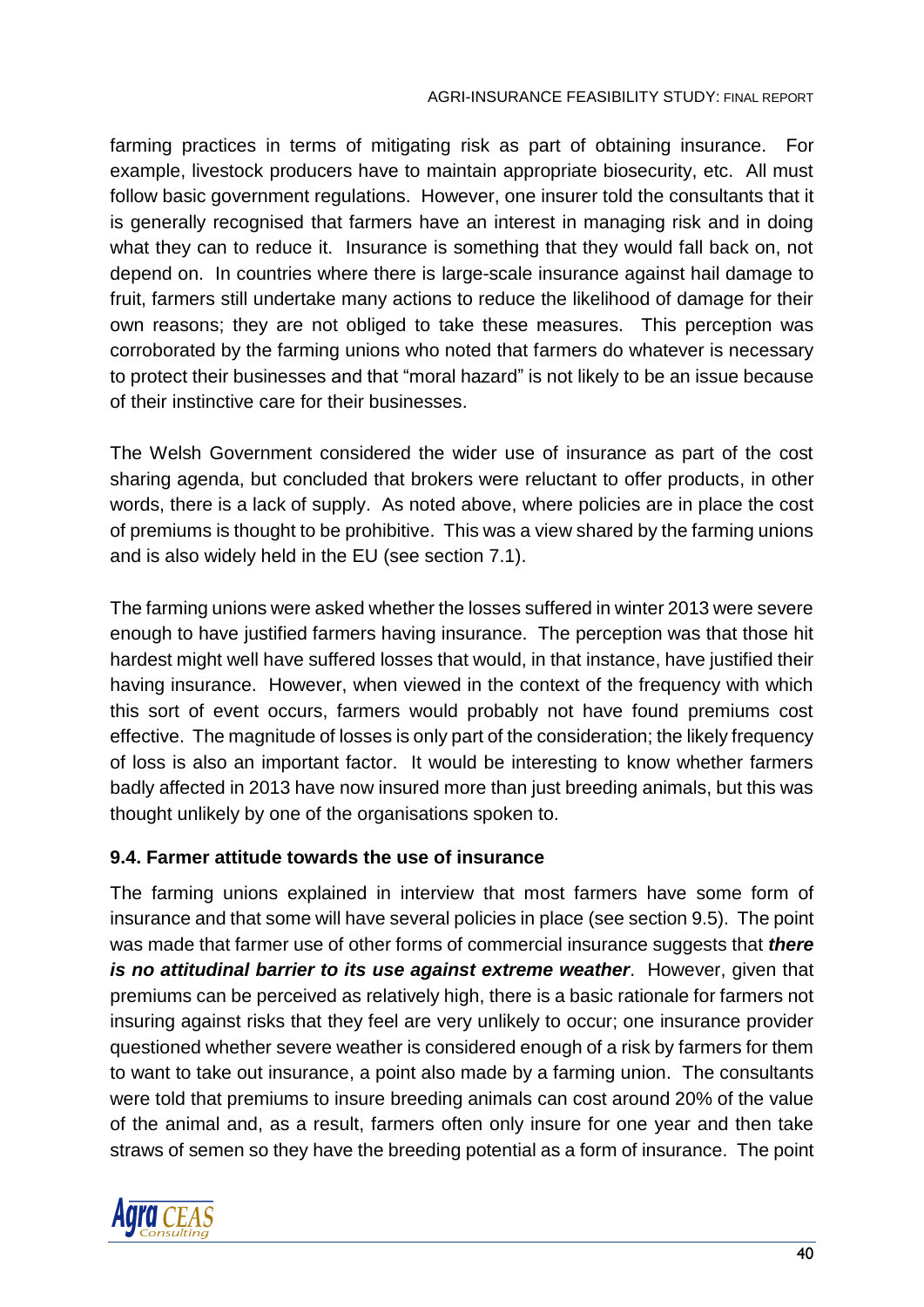farming practices in terms of mitigating risk as part of obtaining insurance. For example, livestock producers have to maintain appropriate biosecurity, etc. All must follow basic government regulations. However, one insurer told the consultants that it is generally recognised that farmers have an interest in managing risk and in doing what they can to reduce it. Insurance is something that they would fall back on, not depend on. In countries where there is large-scale insurance against hail damage to fruit, farmers still undertake many actions to reduce the likelihood of damage for their own reasons; they are not obliged to take these measures. This perception was corroborated by the farming unions who noted that farmers do whatever is necessary to protect their businesses and that "moral hazard" is not likely to be an issue because of their instinctive care for their businesses.

The Welsh Government considered the wider use of insurance as part of the cost sharing agenda, but concluded that brokers were reluctant to offer products, in other words, there is a lack of supply. As noted above, where policies are in place the cost of premiums is thought to be prohibitive. This was a view shared by the farming unions and is also widely held in the EU (see section 7.1).

The farming unions were asked whether the losses suffered in winter 2013 were severe enough to have justified farmers having insurance. The perception was that those hit hardest might well have suffered losses that would, in that instance, have justified their having insurance. However, when viewed in the context of the frequency with which this sort of event occurs, farmers would probably not have found premiums cost effective. The magnitude of losses is only part of the consideration; the likely frequency of loss is also an important factor. It would be interesting to know whether farmers badly affected in 2013 have now insured more than just breeding animals, but this was thought unlikely by one of the organisations spoken to.

### 9.4. Farmer attitude towards the use of insurance

The farming unions explained in interview that most farmers have some form of insurance and that some will have several policies in place (see section 9.5). The point was made that farmer use of other forms of commercial insurance suggests that ***there is no attitudinal barrier to its use against extreme weather***. However, given that premiums can be perceived as relatively high, there is a basic rationale for farmers not insuring against risks that they feel are very unlikely to occur; one insurance provider questioned whether severe weather is considered enough of a risk by farmers for them to want to take out insurance, a point also made by a farming union. The consultants were told that premiums to insure breeding animals can cost around 20% of the value of the animal and, as a result, farmers often only insure for one year and then take straws of semen so they have the breeding potential as a form of insurance. The point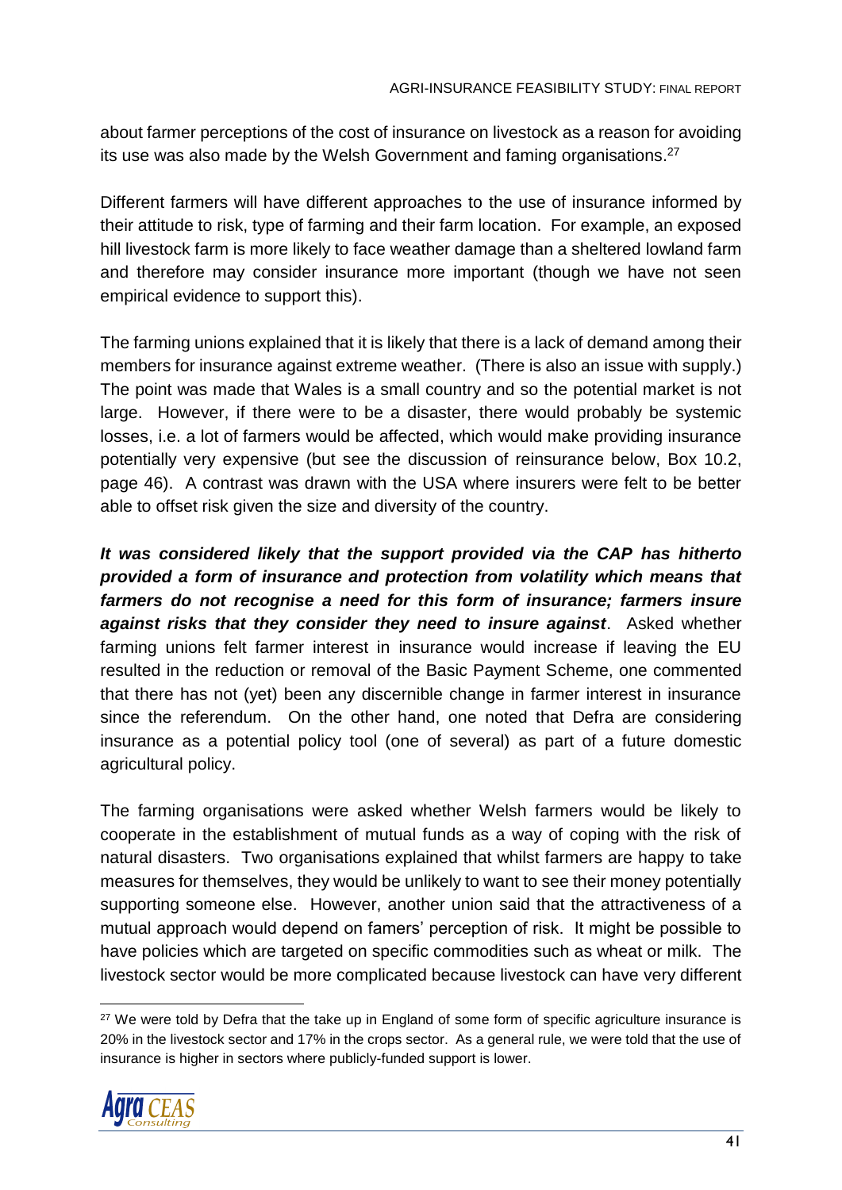about farmer perceptions of the cost of insurance on livestock as a reason for avoiding its use was also made by the Welsh Government and faming organisations.[27]

Different farmers will have different approaches to the use of insurance informed by their attitude to risk, type of farming and their farm location. For example, an exposed hill livestock farm is more likely to face weather damage than a sheltered lowland farm and therefore may consider insurance more important (though we have not seen empirical evidence to support this).

The farming unions explained that it is likely that there is a lack of demand among their members for insurance against extreme weather. (There is also an issue with supply.) The point was made that Wales is a small country and so the potential market is not large. However, if there were to be a disaster, there would probably be systemic losses, i.e. a lot of farmers would be affected, which would make providing insurance potentially very expensive (but see the discussion of reinsurance below, Box 10.2, page 46). A contrast was drawn with the USA where insurers were felt to be better able to offset risk given the size and diversity of the country.

***It was considered likely that the support provided via the CAP has hitherto provided a form of insurance and protection from volatility which means that farmers do not recognise a need for this form of insurance; farmers insure against risks that they consider they need to insure against***. Asked whether farming unions felt farmer interest in insurance would increase if leaving the EU resulted in the reduction or removal of the Basic Payment Scheme, one commented that there has not (yet) been any discernible change in farmer interest in insurance since the referendum. On the other hand, one noted that Defra are considering insurance as a potential policy tool (one of several) as part of a future domestic agricultural policy.

The farming organisations were asked whether Welsh farmers would be likely to cooperate in the establishment of mutual funds as a way of coping with the risk of natural disasters. Two organisations explained that whilst farmers are happy to take measures for themselves, they would be unlikely to want to see their money potentially supporting someone else. However, another union said that the attractiveness of a mutual approach would depend on famers' perception of risk. It might be possible to have policies which are targeted on specific commodities such as wheat or milk. The livestock sector would be more complicated because livestock can have very different

[27] We were told by Defra that the take up in England of some form of specific agriculture insurance is 20% in the livestock sector and 17% in the crops sector. As a general rule, we were told that the use of insurance is higher in sectors where publicly-funded support is lower.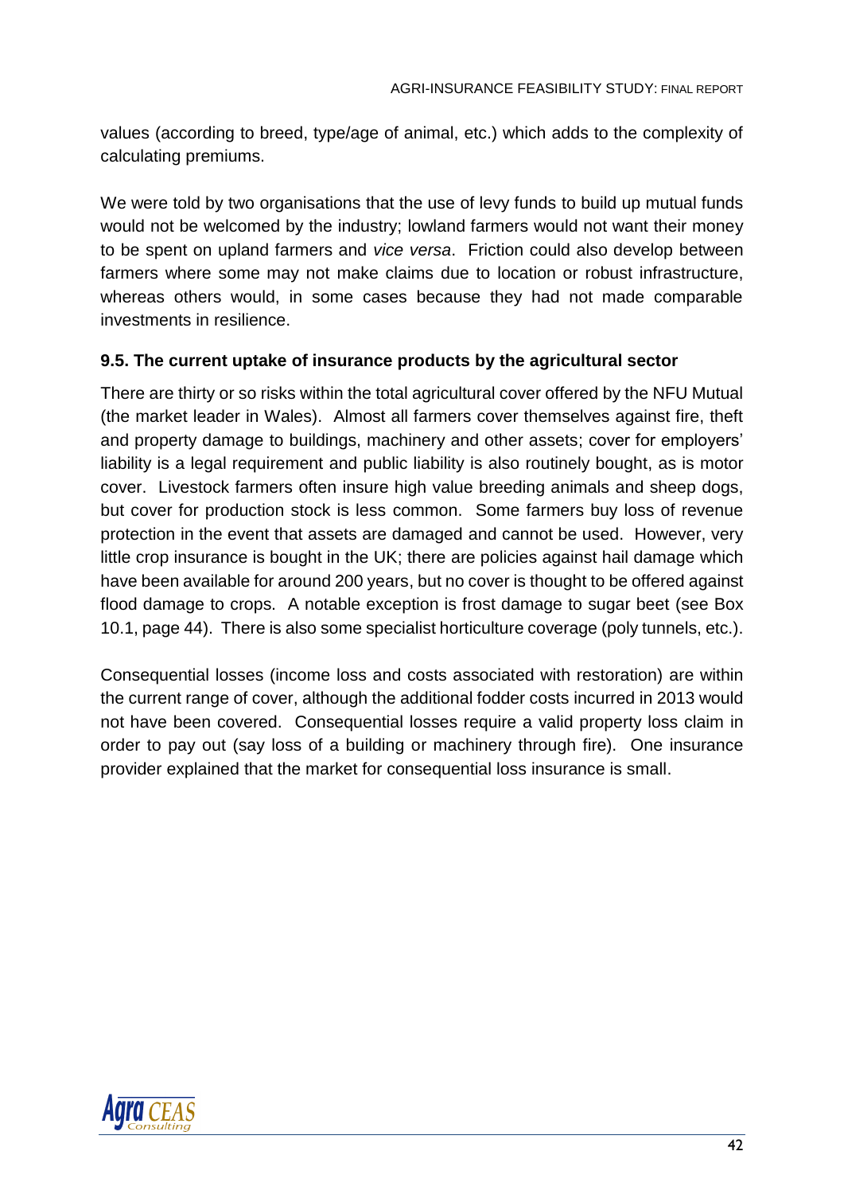values (according to breed, type/age of animal, etc.) which adds to the complexity of calculating premiums.

We were told by two organisations that the use of levy funds to build up mutual funds would not be welcomed by the industry; lowland farmers would not want their money to be spent on upland farmers and *vice versa*. Friction could also develop between farmers where some may not make claims due to location or robust infrastructure, whereas others would, in some cases because they had not made comparable investments in resilience.

### 9.5. The current uptake of insurance products by the agricultural sector

There are thirty or so risks within the total agricultural cover offered by the NFU Mutual (the market leader in Wales). Almost all farmers cover themselves against fire, theft and property damage to buildings, machinery and other assets; cover for employers' liability is a legal requirement and public liability is also routinely bought, as is motor cover. Livestock farmers often insure high value breeding animals and sheep dogs, but cover for production stock is less common. Some farmers buy loss of revenue protection in the event that assets are damaged and cannot be used. However, very little crop insurance is bought in the UK; there are policies against hail damage which have been available for around 200 years, but no cover is thought to be offered against flood damage to crops. A notable exception is frost damage to sugar beet (see Box 10.1, page 44). There is also some specialist horticulture coverage (poly tunnels, etc.).

Consequential losses (income loss and costs associated with restoration) are within the current range of cover, although the additional fodder costs incurred in 2013 would not have been covered. Consequential losses require a valid property loss claim in order to pay out (say loss of a building or machinery through fire). One insurance provider explained that the market for consequential loss insurance is small.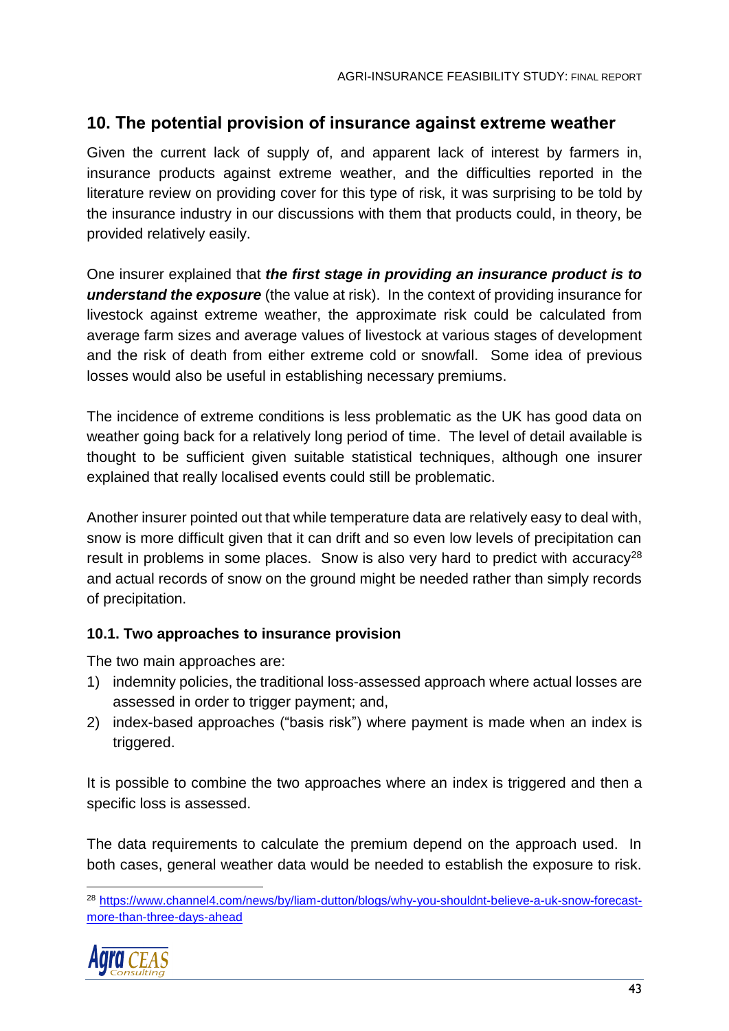## 10. The potential provision of insurance against extreme weather

Given the current lack of supply of, and apparent lack of interest by farmers in, insurance products against extreme weather, and the difficulties reported in the literature review on providing cover for this type of risk, it was surprising to be told by the insurance industry in our discussions with them that products could, in theory, be provided relatively easily.

One insurer explained that ***the first stage in providing an insurance product is to understand the exposure*** (the value at risk). In the context of providing insurance for livestock against extreme weather, the approximate risk could be calculated from average farm sizes and average values of livestock at various stages of development and the risk of death from either extreme cold or snowfall. Some idea of previous losses would also be useful in establishing necessary premiums.

The incidence of extreme conditions is less problematic as the UK has good data on weather going back for a relatively long period of time. The level of detail available is thought to be sufficient given suitable statistical techniques, although one insurer explained that really localised events could still be problematic.

Another insurer pointed out that while temperature data are relatively easy to deal with, snow is more difficult given that it can drift and so even low levels of precipitation can result in problems in some places. Snow is also very hard to predict with accuracy[28] and actual records of snow on the ground might be needed rather than simply records of precipitation.

### 10.1. Two approaches to insurance provision

The two main approaches are:

1) indemnity policies, the traditional loss-assessed approach where actual losses are assessed in order to trigger payment; and,
2) index-based approaches ("basis risk") where payment is made when an index is triggered.

It is possible to combine the two approaches where an index is triggered and then a specific loss is assessed.

The data requirements to calculate the premium depend on the approach used. In both cases, general weather data would be needed to establish the exposure to risk.

---

[28] https://www.channel4.com/news/by/liam-dutton/blogs/why-you-shouldnt-believe-a-uk-snow-forecast-more-than-three-days-ahead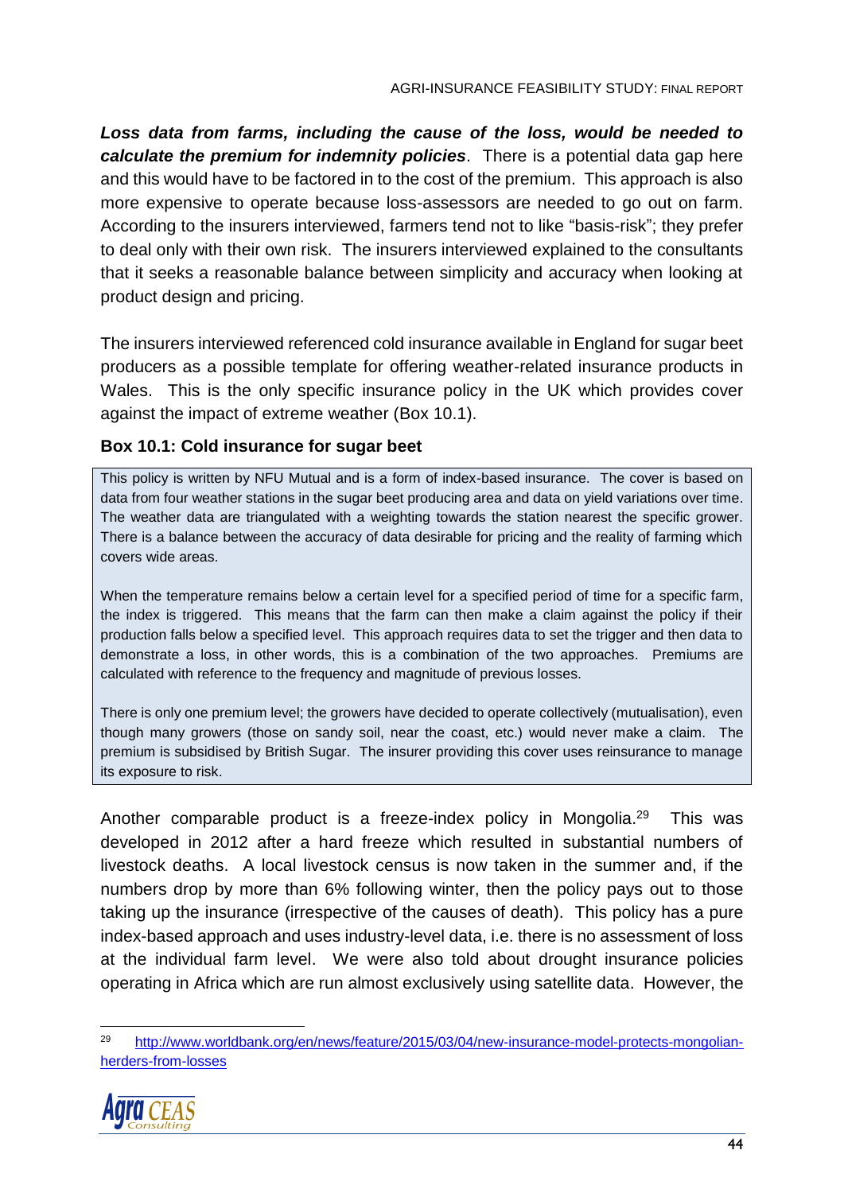***Loss data from farms, including the cause of the loss, would be needed to calculate the premium for indemnity policies***. There is a potential data gap here and this would have to be factored in to the cost of the premium. This approach is also more expensive to operate because loss-assessors are needed to go out on farm. According to the insurers interviewed, farmers tend not to like "basis-risk"; they prefer to deal only with their own risk. The insurers interviewed explained to the consultants that it seeks a reasonable balance between simplicity and accuracy when looking at product design and pricing.

The insurers interviewed referenced cold insurance available in England for sugar beet producers as a possible template for offering weather-related insurance products in Wales. This is the only specific insurance policy in the UK which provides cover against the impact of extreme weather (Box 10.1).

**Box 10.1: Cold insurance for sugar beet**

This policy is written by NFU Mutual and is a form of index-based insurance. The cover is based on data from four weather stations in the sugar beet producing area and data on yield variations over time. The weather data are triangulated with a weighting towards the station nearest the specific grower. There is a balance between the accuracy of data desirable for pricing and the reality of farming which covers wide areas.

When the temperature remains below a certain level for a specified period of time for a specific farm, the index is triggered. This means that the farm can then make a claim against the policy if their production falls below a specified level. This approach requires data to set the trigger and then data to demonstrate a loss, in other words, this is a combination of the two approaches. Premiums are calculated with reference to the frequency and magnitude of previous losses.

There is only one premium level; the growers have decided to operate collectively (mutualisation), even though many growers (those on sandy soil, near the coast, etc.) would never make a claim. The premium is subsidised by British Sugar. The insurer providing this cover uses reinsurance to manage its exposure to risk.

Another comparable product is a freeze-index policy in Mongolia.[29] This was developed in 2012 after a hard freeze which resulted in substantial numbers of livestock deaths. A local livestock census is now taken in the summer and, if the numbers drop by more than 6% following winter, then the policy pays out to those taking up the insurance (irrespective of the causes of death). This policy has a pure index-based approach and uses industry-level data, i.e. there is no assessment of loss at the individual farm level. We were also told about drought insurance policies operating in Africa which are run almost exclusively using satellite data. However, the

[29] http://www.worldbank.org/en/news/feature/2015/03/04/new-insurance-model-protects-mongolian-herders-from-losses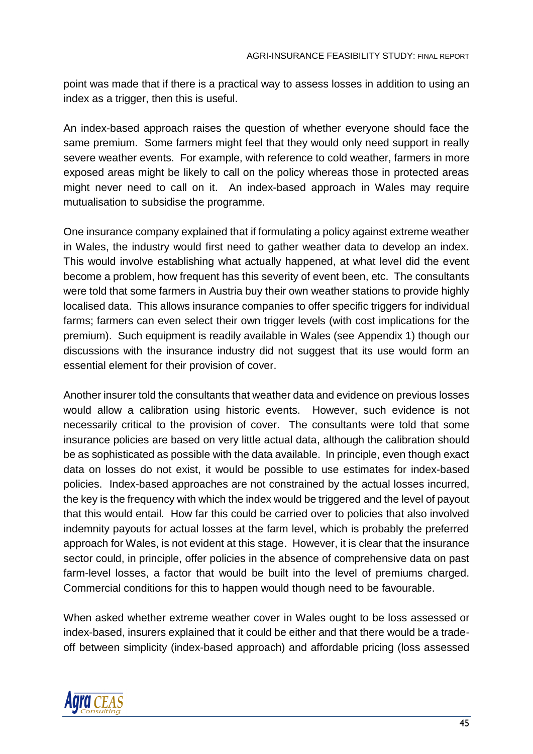point was made that if there is a practical way to assess losses in addition to using an index as a trigger, then this is useful.

An index-based approach raises the question of whether everyone should face the same premium. Some farmers might feel that they would only need support in really severe weather events. For example, with reference to cold weather, farmers in more exposed areas might be likely to call on the policy whereas those in protected areas might never need to call on it. An index-based approach in Wales may require mutualisation to subsidise the programme.

One insurance company explained that if formulating a policy against extreme weather in Wales, the industry would first need to gather weather data to develop an index. This would involve establishing what actually happened, at what level did the event become a problem, how frequent has this severity of event been, etc. The consultants were told that some farmers in Austria buy their own weather stations to provide highly localised data. This allows insurance companies to offer specific triggers for individual farms; farmers can even select their own trigger levels (with cost implications for the premium). Such equipment is readily available in Wales (see Appendix 1) though our discussions with the insurance industry did not suggest that its use would form an essential element for their provision of cover.

Another insurer told the consultants that weather data and evidence on previous losses would allow a calibration using historic events. However, such evidence is not necessarily critical to the provision of cover. The consultants were told that some insurance policies are based on very little actual data, although the calibration should be as sophisticated as possible with the data available. In principle, even though exact data on losses do not exist, it would be possible to use estimates for index-based policies. Index-based approaches are not constrained by the actual losses incurred, the key is the frequency with which the index would be triggered and the level of payout that this would entail. How far this could be carried over to policies that also involved indemnity payouts for actual losses at the farm level, which is probably the preferred approach for Wales, is not evident at this stage. However, it is clear that the insurance sector could, in principle, offer policies in the absence of comprehensive data on past farm-level losses, a factor that would be built into the level of premiums charged. Commercial conditions for this to happen would though need to be favourable.

When asked whether extreme weather cover in Wales ought to be loss assessed or index-based, insurers explained that it could be either and that there would be a trade-off between simplicity (index-based approach) and affordable pricing (loss assessed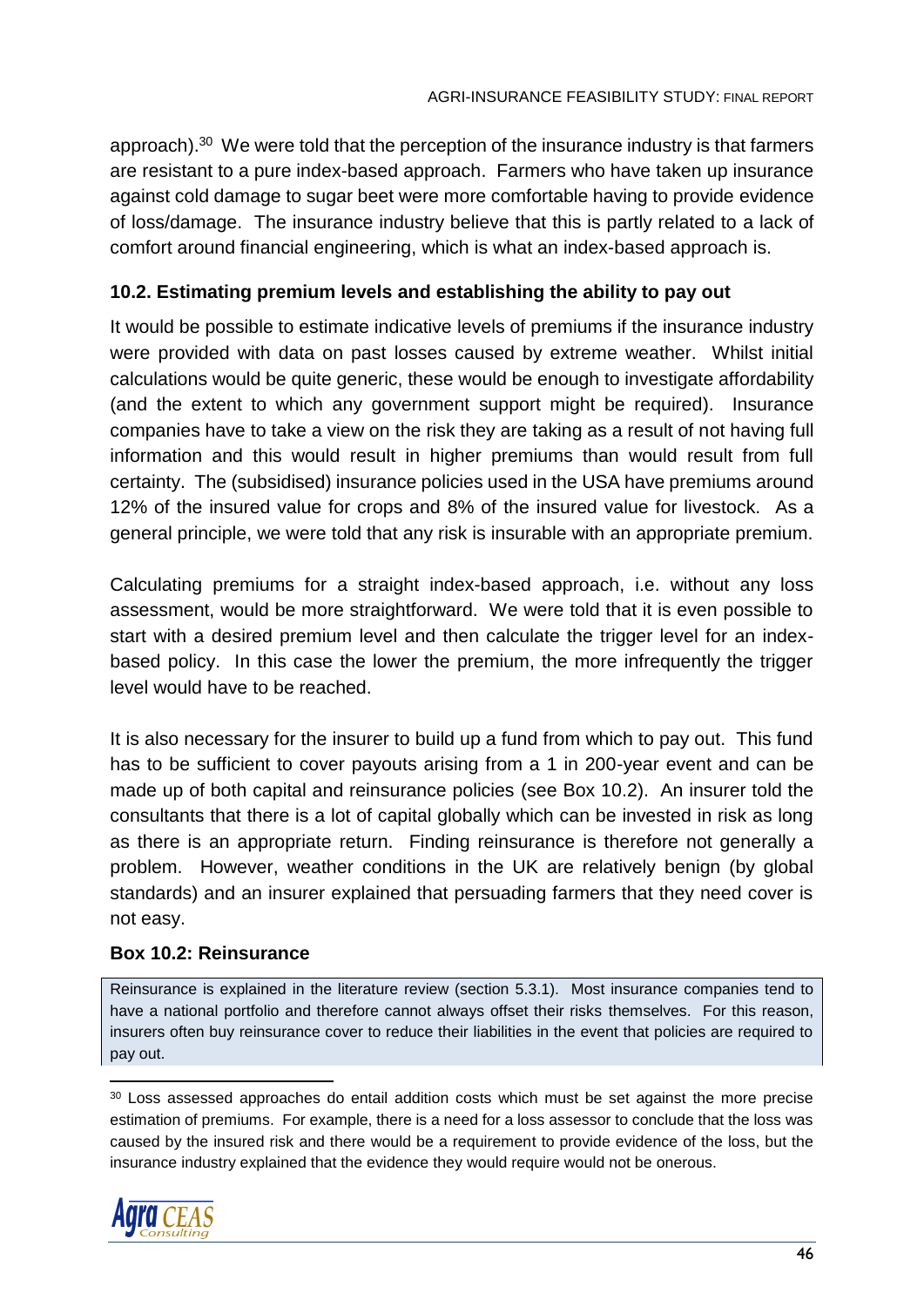approach).[30] We were told that the perception of the insurance industry is that farmers are resistant to a pure index-based approach. Farmers who have taken up insurance against cold damage to sugar beet were more comfortable having to provide evidence of loss/damage. The insurance industry believe that this is partly related to a lack of comfort around financial engineering, which is what an index-based approach is.

### 10.2. Estimating premium levels and establishing the ability to pay out

It would be possible to estimate indicative levels of premiums if the insurance industry were provided with data on past losses caused by extreme weather. Whilst initial calculations would be quite generic, these would be enough to investigate affordability (and the extent to which any government support might be required). Insurance companies have to take a view on the risk they are taking as a result of not having full information and this would result in higher premiums than would result from full certainty. The (subsidised) insurance policies used in the USA have premiums around 12% of the insured value for crops and 8% of the insured value for livestock. As a general principle, we were told that any risk is insurable with an appropriate premium.

Calculating premiums for a straight index-based approach, i.e. without any loss assessment, would be more straightforward. We were told that it is even possible to start with a desired premium level and then calculate the trigger level for an index-based policy. In this case the lower the premium, the more infrequently the trigger level would have to be reached.

It is also necessary for the insurer to build up a fund from which to pay out. This fund has to be sufficient to cover payouts arising from a 1 in 200-year event and can be made up of both capital and reinsurance policies (see Box 10.2). An insurer told the consultants that there is a lot of capital globally which can be invested in risk as long as there is an appropriate return. Finding reinsurance is therefore not generally a problem. However, weather conditions in the UK are relatively benign (by global standards) and an insurer explained that persuading farmers that they need cover is not easy.

**Box 10.2: Reinsurance**

Reinsurance is explained in the literature review (section 5.3.1). Most insurance companies tend to have a national portfolio and therefore cannot always offset their risks themselves. For this reason, insurers often buy reinsurance cover to reduce their liabilities in the event that policies are required to pay out.

---

[30] Loss assessed approaches do entail addition costs which must be set against the more precise estimation of premiums. For example, there is a need for a loss assessor to conclude that the loss was caused by the insured risk and there would be a requirement to provide evidence of the loss, but the insurance industry explained that the evidence they would require would not be onerous.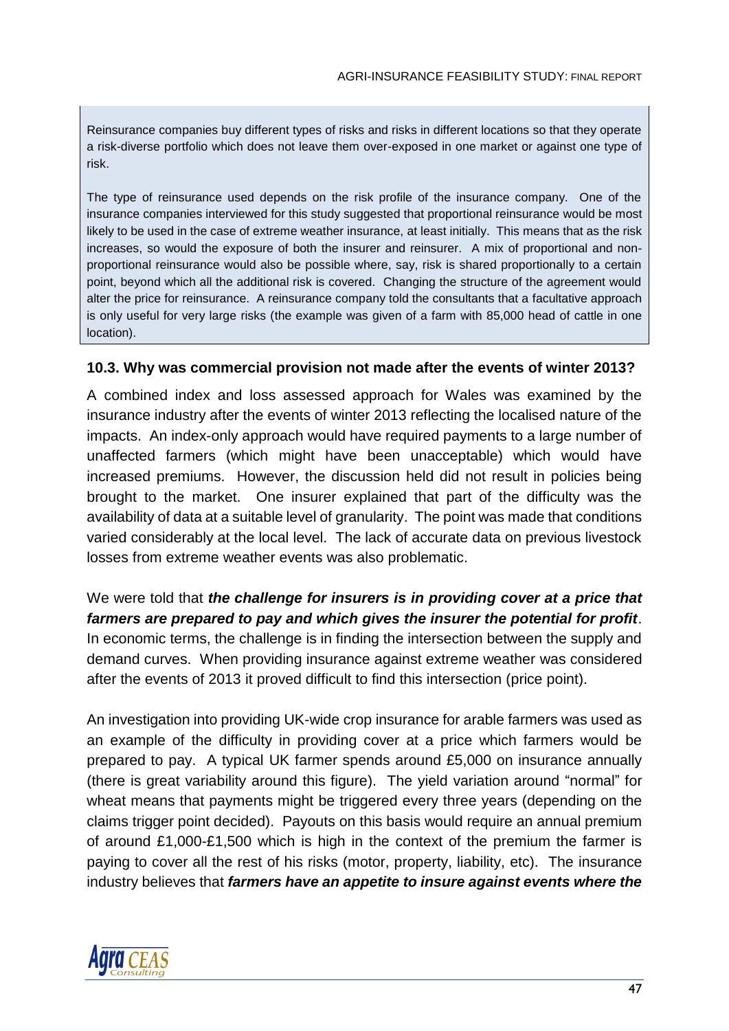Reinsurance companies buy different types of risks and risks in different locations so that they operate a risk-diverse portfolio which does not leave them over-exposed in one market or against one type of risk.

The type of reinsurance used depends on the risk profile of the insurance company. One of the insurance companies interviewed for this study suggested that proportional reinsurance would be most likely to be used in the case of extreme weather insurance, at least initially. This means that as the risk increases, so would the exposure of both the insurer and reinsurer. A mix of proportional and non-proportional reinsurance would also be possible where, say, risk is shared proportionally to a certain point, beyond which all the additional risk is covered. Changing the structure of the agreement would alter the price for reinsurance. A reinsurance company told the consultants that a facultative approach is only useful for very large risks (the example was given of a farm with 85,000 head of cattle in one location).

### 10.3. Why was commercial provision not made after the events of winter 2013?

A combined index and loss assessed approach for Wales was examined by the insurance industry after the events of winter 2013 reflecting the localised nature of the impacts. An index-only approach would have required payments to a large number of unaffected farmers (which might have been unacceptable) which would have increased premiums. However, the discussion held did not result in policies being brought to the market. One insurer explained that part of the difficulty was the availability of data at a suitable level of granularity. The point was made that conditions varied considerably at the local level. The lack of accurate data on previous livestock losses from extreme weather events was also problematic.

We were told that ***the challenge for insurers is in providing cover at a price that farmers are prepared to pay and which gives the insurer the potential for profit***. In economic terms, the challenge is in finding the intersection between the supply and demand curves. When providing insurance against extreme weather was considered after the events of 2013 it proved difficult to find this intersection (price point).

An investigation into providing UK-wide crop insurance for arable farmers was used as an example of the difficulty in providing cover at a price which farmers would be prepared to pay. A typical UK farmer spends around £5,000 on insurance annually (there is great variability around this figure). The yield variation around "normal" for wheat means that payments might be triggered every three years (depending on the claims trigger point decided). Payouts on this basis would require an annual premium of around £1,000-£1,500 which is high in the context of the premium the farmer is paying to cover all the rest of his risks (motor, property, liability, etc). The insurance industry believes that ***farmers have an appetite to insure against events where the***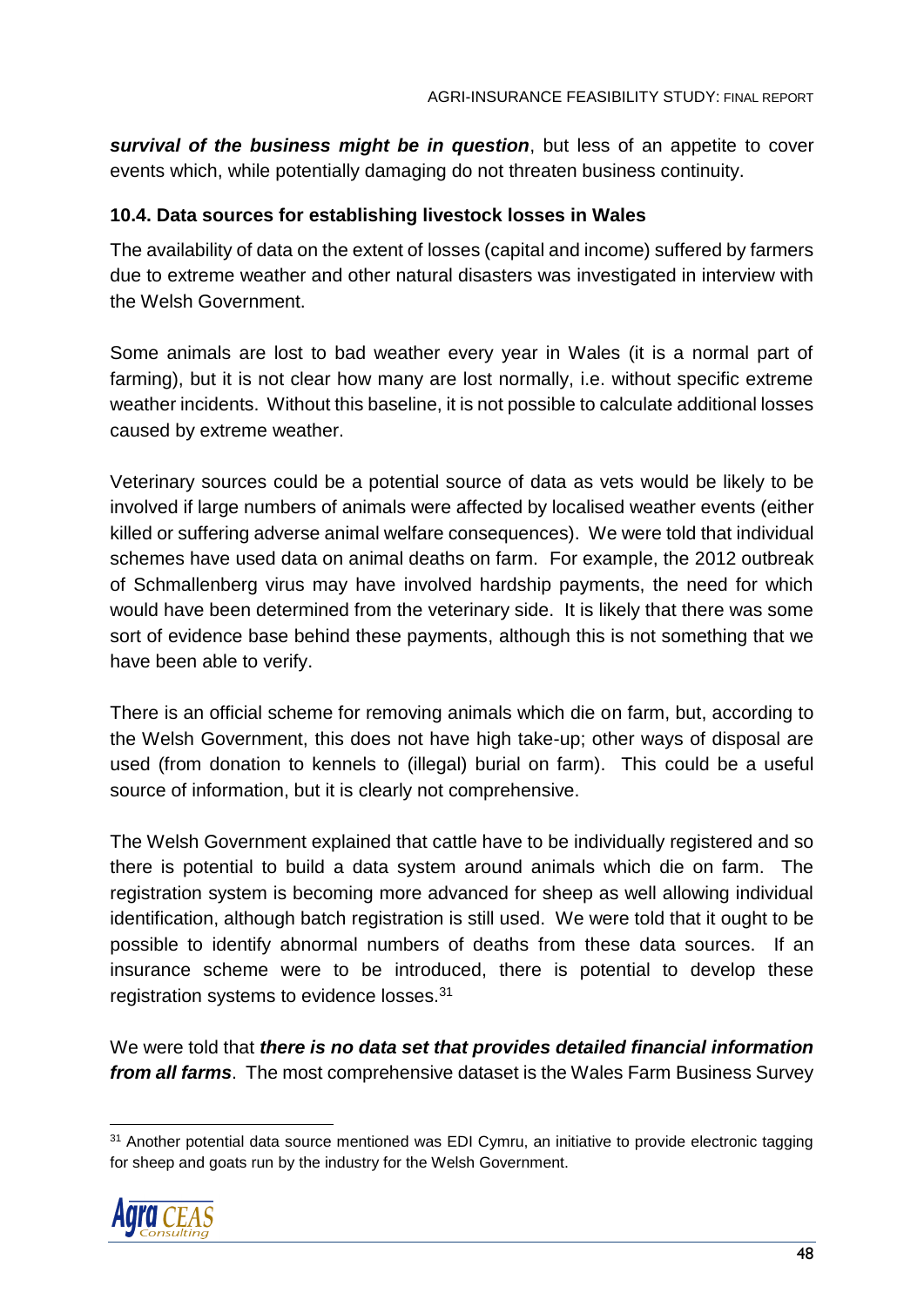***survival of the business might be in question***, but less of an appetite to cover events which, while potentially damaging do not threaten business continuity.

### 10.4. Data sources for establishing livestock losses in Wales

The availability of data on the extent of losses (capital and income) suffered by farmers due to extreme weather and other natural disasters was investigated in interview with the Welsh Government.

Some animals are lost to bad weather every year in Wales (it is a normal part of farming), but it is not clear how many are lost normally, i.e. without specific extreme weather incidents. Without this baseline, it is not possible to calculate additional losses caused by extreme weather.

Veterinary sources could be a potential source of data as vets would be likely to be involved if large numbers of animals were affected by localised weather events (either killed or suffering adverse animal welfare consequences). We were told that individual schemes have used data on animal deaths on farm. For example, the 2012 outbreak of Schmallenberg virus may have involved hardship payments, the need for which would have been determined from the veterinary side. It is likely that there was some sort of evidence base behind these payments, although this is not something that we have been able to verify.

There is an official scheme for removing animals which die on farm, but, according to the Welsh Government, this does not have high take-up; other ways of disposal are used (from donation to kennels to (illegal) burial on farm). This could be a useful source of information, but it is clearly not comprehensive.

The Welsh Government explained that cattle have to be individually registered and so there is potential to build a data system around animals which die on farm. The registration system is becoming more advanced for sheep as well allowing individual identification, although batch registration is still used. We were told that it ought to be possible to identify abnormal numbers of deaths from these data sources. If an insurance scheme were to be introduced, there is potential to develop these registration systems to evidence losses.[31]

We were told that ***there is no data set that provides detailed financial information from all farms***. The most comprehensive dataset is the Wales Farm Business Survey

[31] Another potential data source mentioned was EDI Cymru, an initiative to provide electronic tagging for sheep and goats run by the industry for the Welsh Government.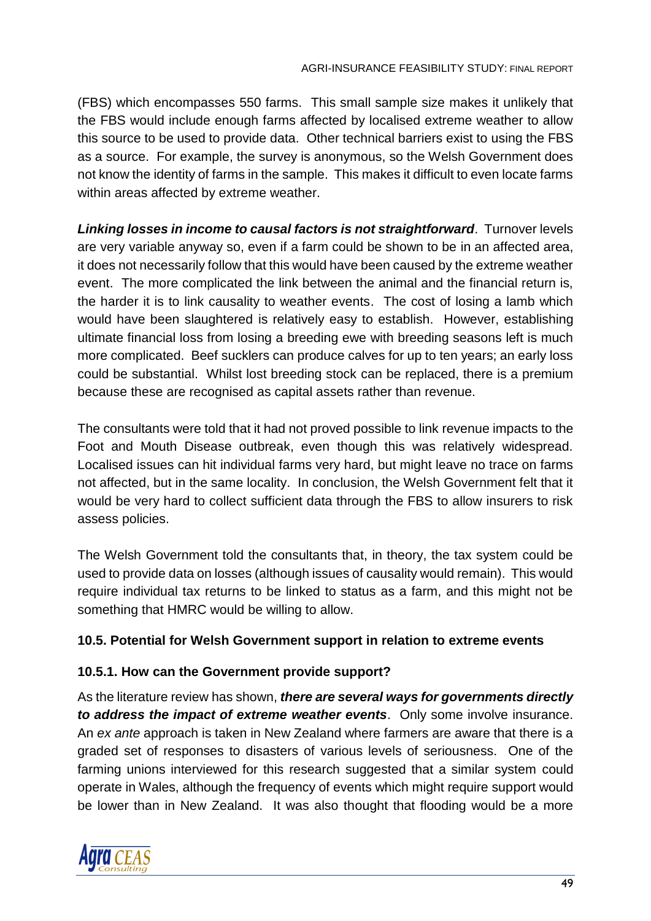(FBS) which encompasses 550 farms. This small sample size makes it unlikely that the FBS would include enough farms affected by localised extreme weather to allow this source to be used to provide data. Other technical barriers exist to using the FBS as a source. For example, the survey is anonymous, so the Welsh Government does not know the identity of farms in the sample. This makes it difficult to even locate farms within areas affected by extreme weather.

***Linking losses in income to causal factors is not straightforward***. Turnover levels are very variable anyway so, even if a farm could be shown to be in an affected area, it does not necessarily follow that this would have been caused by the extreme weather event. The more complicated the link between the animal and the financial return is, the harder it is to link causality to weather events. The cost of losing a lamb which would have been slaughtered is relatively easy to establish. However, establishing ultimate financial loss from losing a breeding ewe with breeding seasons left is much more complicated. Beef sucklers can produce calves for up to ten years; an early loss could be substantial. Whilst lost breeding stock can be replaced, there is a premium because these are recognised as capital assets rather than revenue.

The consultants were told that it had not proved possible to link revenue impacts to the Foot and Mouth Disease outbreak, even though this was relatively widespread. Localised issues can hit individual farms very hard, but might leave no trace on farms not affected, but in the same locality. In conclusion, the Welsh Government felt that it would be very hard to collect sufficient data through the FBS to allow insurers to risk assess policies.

The Welsh Government told the consultants that, in theory, the tax system could be used to provide data on losses (although issues of causality would remain). This would require individual tax returns to be linked to status as a farm, and this might not be something that HMRC would be willing to allow.

### 10.5. Potential for Welsh Government support in relation to extreme events

#### 10.5.1. How can the Government provide support?

As the literature review has shown, ***there are several ways for governments directly to address the impact of extreme weather events***. Only some involve insurance. An *ex ante* approach is taken in New Zealand where farmers are aware that there is a graded set of responses to disasters of various levels of seriousness. One of the farming unions interviewed for this research suggested that a similar system could operate in Wales, although the frequency of events which might require support would be lower than in New Zealand. It was also thought that flooding would be a more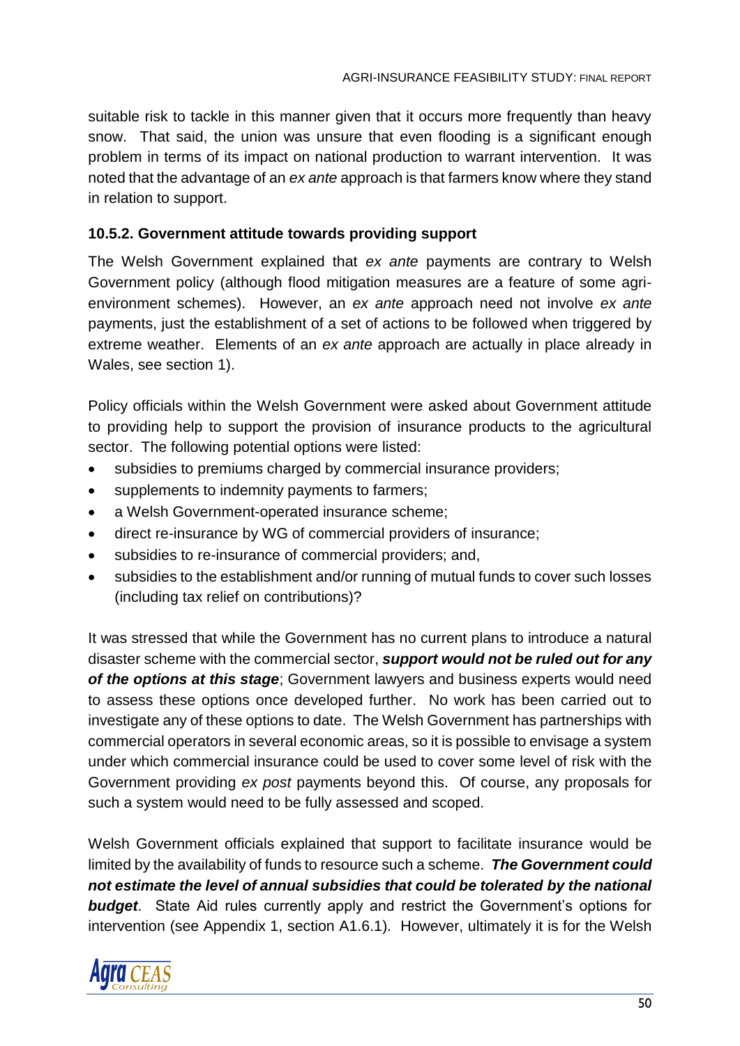suitable risk to tackle in this manner given that it occurs more frequently than heavy snow. That said, the union was unsure that even flooding is a significant enough problem in terms of its impact on national production to warrant intervention. It was noted that the advantage of an *ex ante* approach is that farmers know where they stand in relation to support.

### 10.5.2. Government attitude towards providing support

The Welsh Government explained that *ex ante* payments are contrary to Welsh Government policy (although flood mitigation measures are a feature of some agri-environment schemes). However, an *ex ante* approach need not involve *ex ante* payments, just the establishment of a set of actions to be followed when triggered by extreme weather. Elements of an *ex ante* approach are actually in place already in Wales, see section 1).

Policy officials within the Welsh Government were asked about Government attitude to providing help to support the provision of insurance products to the agricultural sector. The following potential options were listed:

- subsidies to premiums charged by commercial insurance providers;
- supplements to indemnity payments to farmers;
- a Welsh Government-operated insurance scheme;
- direct re-insurance by WG of commercial providers of insurance;
- subsidies to re-insurance of commercial providers; and,
- subsidies to the establishment and/or running of mutual funds to cover such losses (including tax relief on contributions)?

It was stressed that while the Government has no current plans to introduce a natural disaster scheme with the commercial sector, ***support would not be ruled out for any of the options at this stage***; Government lawyers and business experts would need to assess these options once developed further. No work has been carried out to investigate any of these options to date. The Welsh Government has partnerships with commercial operators in several economic areas, so it is possible to envisage a system under which commercial insurance could be used to cover some level of risk with the Government providing *ex post* payments beyond this. Of course, any proposals for such a system would need to be fully assessed and scoped.

Welsh Government officials explained that support to facilitate insurance would be limited by the availability of funds to resource such a scheme. ***The Government could not estimate the level of annual subsidies that could be tolerated by the national budget***. State Aid rules currently apply and restrict the Government's options for intervention (see Appendix 1, section A1.6.1). However, ultimately it is for the Welsh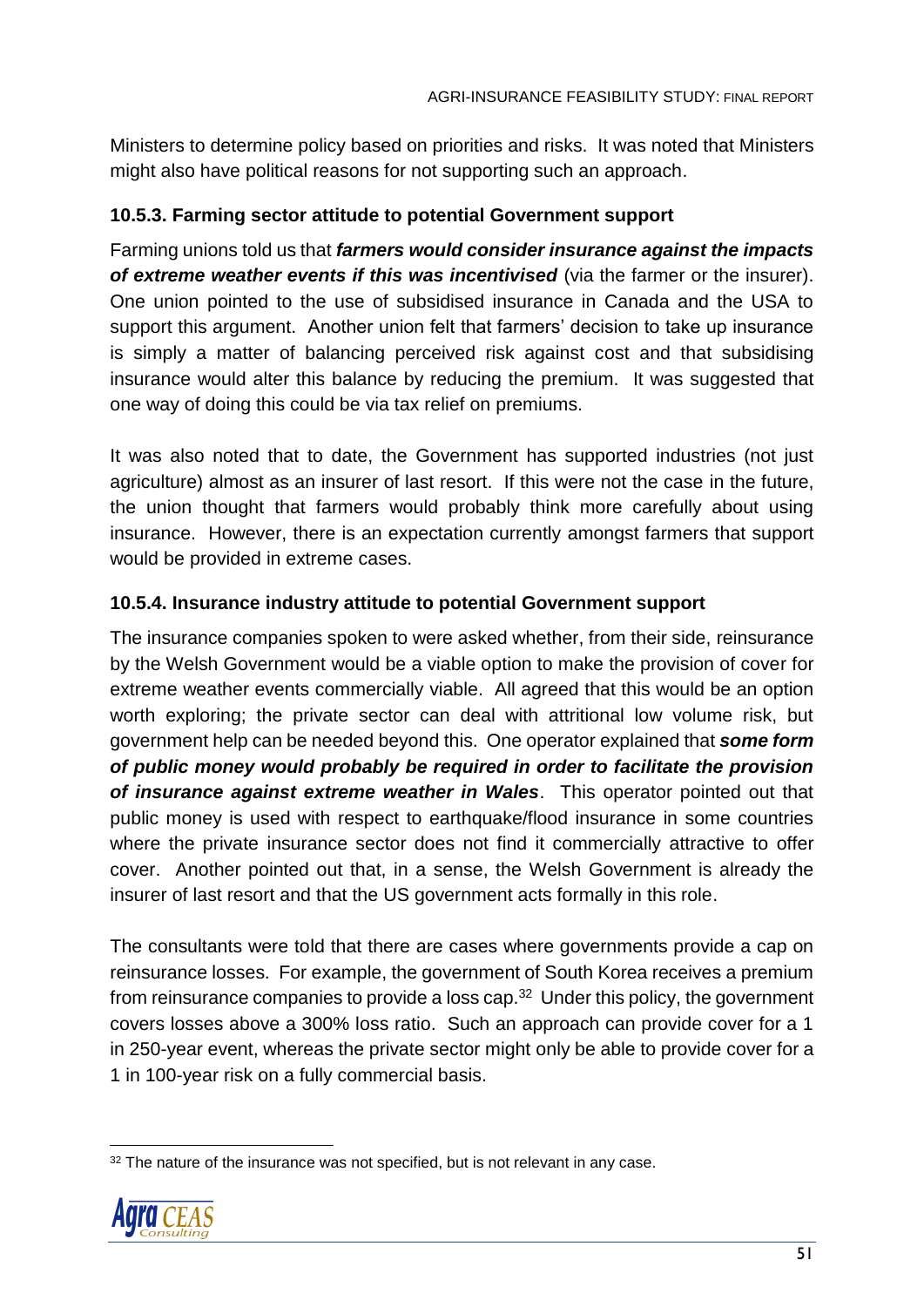Ministers to determine policy based on priorities and risks. It was noted that Ministers might also have political reasons for not supporting such an approach.

### 10.5.3. Farming sector attitude to potential Government support

Farming unions told us that ***farmers would consider insurance against the impacts of extreme weather events if this was incentivised*** (via the farmer or the insurer). One union pointed to the use of subsidised insurance in Canada and the USA to support this argument. Another union felt that farmers' decision to take up insurance is simply a matter of balancing perceived risk against cost and that subsidising insurance would alter this balance by reducing the premium. It was suggested that one way of doing this could be via tax relief on premiums.

It was also noted that to date, the Government has supported industries (not just agriculture) almost as an insurer of last resort. If this were not the case in the future, the union thought that farmers would probably think more carefully about using insurance. However, there is an expectation currently amongst farmers that support would be provided in extreme cases.

### 10.5.4. Insurance industry attitude to potential Government support

The insurance companies spoken to were asked whether, from their side, reinsurance by the Welsh Government would be a viable option to make the provision of cover for extreme weather events commercially viable. All agreed that this would be an option worth exploring; the private sector can deal with attritional low volume risk, but government help can be needed beyond this. One operator explained that ***some form of public money would probably be required in order to facilitate the provision of insurance against extreme weather in Wales***. This operator pointed out that public money is used with respect to earthquake/flood insurance in some countries where the private insurance sector does not find it commercially attractive to offer cover. Another pointed out that, in a sense, the Welsh Government is already the insurer of last resort and that the US government acts formally in this role.

The consultants were told that there are cases where governments provide a cap on reinsurance losses. For example, the government of South Korea receives a premium from reinsurance companies to provide a loss cap.[32] Under this policy, the government covers losses above a 300% loss ratio. Such an approach can provide cover for a 1 in 250-year event, whereas the private sector might only be able to provide cover for a 1 in 100-year risk on a fully commercial basis.

[32] The nature of the insurance was not specified, but is not relevant in any case.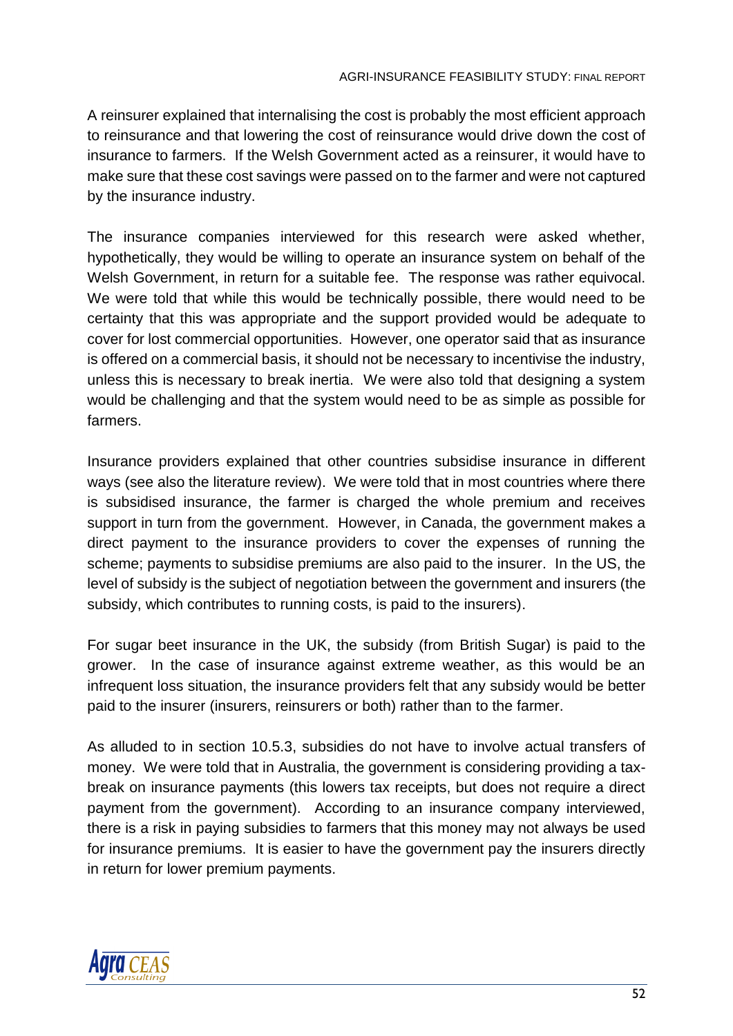A reinsurer explained that internalising the cost is probably the most efficient approach to reinsurance and that lowering the cost of reinsurance would drive down the cost of insurance to farmers. If the Welsh Government acted as a reinsurer, it would have to make sure that these cost savings were passed on to the farmer and were not captured by the insurance industry.

The insurance companies interviewed for this research were asked whether, hypothetically, they would be willing to operate an insurance system on behalf of the Welsh Government, in return for a suitable fee. The response was rather equivocal. We were told that while this would be technically possible, there would need to be certainty that this was appropriate and the support provided would be adequate to cover for lost commercial opportunities. However, one operator said that as insurance is offered on a commercial basis, it should not be necessary to incentivise the industry, unless this is necessary to break inertia. We were also told that designing a system would be challenging and that the system would need to be as simple as possible for farmers.

Insurance providers explained that other countries subsidise insurance in different ways (see also the literature review). We were told that in most countries where there is subsidised insurance, the farmer is charged the whole premium and receives support in turn from the government. However, in Canada, the government makes a direct payment to the insurance providers to cover the expenses of running the scheme; payments to subsidise premiums are also paid to the insurer. In the US, the level of subsidy is the subject of negotiation between the government and insurers (the subsidy, which contributes to running costs, is paid to the insurers).

For sugar beet insurance in the UK, the subsidy (from British Sugar) is paid to the grower. In the case of insurance against extreme weather, as this would be an infrequent loss situation, the insurance providers felt that any subsidy would be better paid to the insurer (insurers, reinsurers or both) rather than to the farmer.

As alluded to in section 10.5.3, subsidies do not have to involve actual transfers of money. We were told that in Australia, the government is considering providing a tax-break on insurance payments (this lowers tax receipts, but does not require a direct payment from the government). According to an insurance company interviewed, there is a risk in paying subsidies to farmers that this money may not always be used for insurance premiums. It is easier to have the government pay the insurers directly in return for lower premium payments.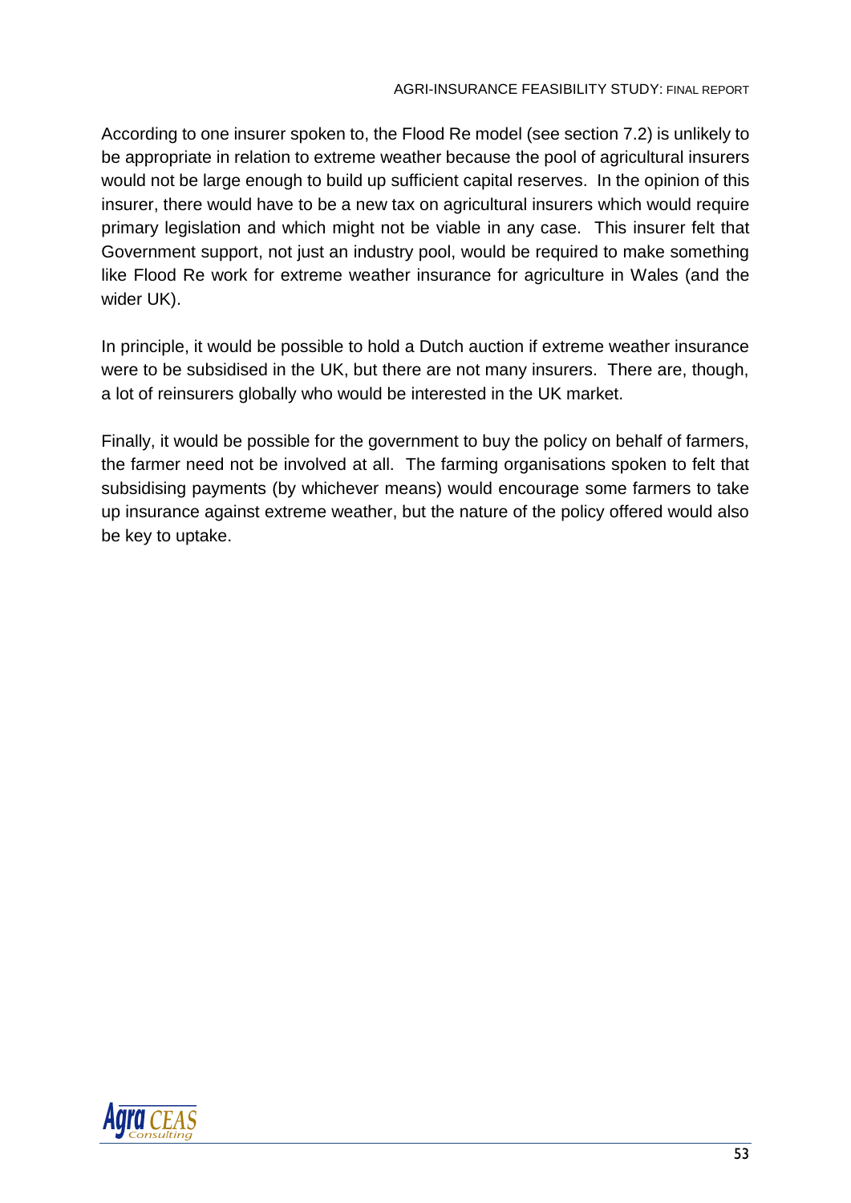According to one insurer spoken to, the Flood Re model (see section 7.2) is unlikely to be appropriate in relation to extreme weather because the pool of agricultural insurers would not be large enough to build up sufficient capital reserves. In the opinion of this insurer, there would have to be a new tax on agricultural insurers which would require primary legislation and which might not be viable in any case. This insurer felt that Government support, not just an industry pool, would be required to make something like Flood Re work for extreme weather insurance for agriculture in Wales (and the wider UK).

In principle, it would be possible to hold a Dutch auction if extreme weather insurance were to be subsidised in the UK, but there are not many insurers. There are, though, a lot of reinsurers globally who would be interested in the UK market.

Finally, it would be possible for the government to buy the policy on behalf of farmers, the farmer need not be involved at all. The farming organisations spoken to felt that subsidising payments (by whichever means) would encourage some farmers to take up insurance against extreme weather, but the nature of the policy offered would also be key to uptake.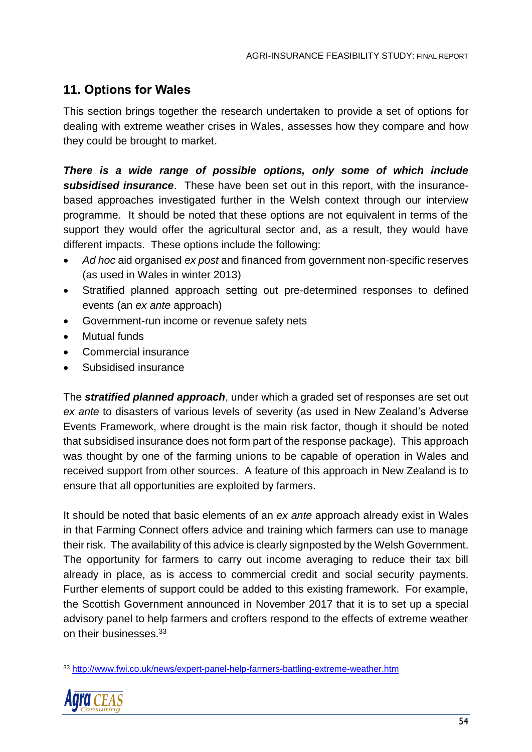## 11. Options for Wales

This section brings together the research undertaken to provide a set of options for dealing with extreme weather crises in Wales, assesses how they compare and how they could be brought to market.

***There is a wide range of possible options, only some of which include subsidised insurance***. These have been set out in this report, with the insurance-based approaches investigated further in the Welsh context through our interview programme. It should be noted that these options are not equivalent in terms of the support they would offer the agricultural sector and, as a result, they would have different impacts. These options include the following:

- *Ad hoc* aid organised *ex post* and financed from government non-specific reserves (as used in Wales in winter 2013)
- Stratified planned approach setting out pre-determined responses to defined events (an *ex ante* approach)
- Government-run income or revenue safety nets
- Mutual funds
- Commercial insurance
- Subsidised insurance

The ***stratified planned approach***, under which a graded set of responses are set out *ex ante* to disasters of various levels of severity (as used in New Zealand's Adverse Events Framework, where drought is the main risk factor, though it should be noted that subsidised insurance does not form part of the response package). This approach was thought by one of the farming unions to be capable of operation in Wales and received support from other sources. A feature of this approach in New Zealand is to ensure that all opportunities are exploited by farmers.

It should be noted that basic elements of an *ex ante* approach already exist in Wales in that Farming Connect offers advice and training which farmers can use to manage their risk. The availability of this advice is clearly signposted by the Welsh Government. The opportunity for farmers to carry out income averaging to reduce their tax bill already in place, as is access to commercial credit and social security payments. Further elements of support could be added to this existing framework. For example, the Scottish Government announced in November 2017 that it is to set up a special advisory panel to help farmers and crofters respond to the effects of extreme weather on their businesses.[33]

[33] http://www.fwi.co.uk/news/expert-panel-help-farmers-battling-extreme-weather.htm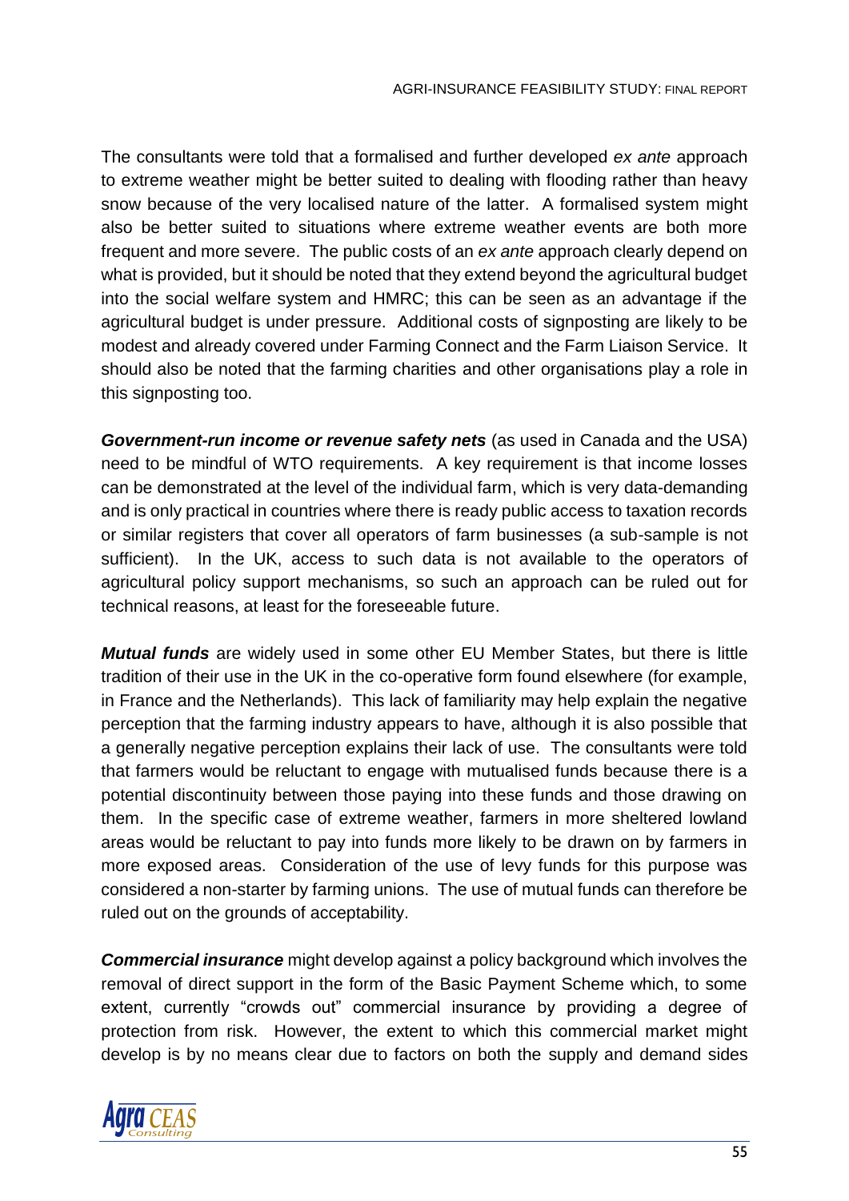The consultants were told that a formalised and further developed *ex ante* approach to extreme weather might be better suited to dealing with flooding rather than heavy snow because of the very localised nature of the latter. A formalised system might also be better suited to situations where extreme weather events are both more frequent and more severe. The public costs of an *ex ante* approach clearly depend on what is provided, but it should be noted that they extend beyond the agricultural budget into the social welfare system and HMRC; this can be seen as an advantage if the agricultural budget is under pressure. Additional costs of signposting are likely to be modest and already covered under Farming Connect and the Farm Liaison Service. It should also be noted that the farming charities and other organisations play a role in this signposting too.

***Government-run income or revenue safety nets*** (as used in Canada and the USA) need to be mindful of WTO requirements. A key requirement is that income losses can be demonstrated at the level of the individual farm, which is very data-demanding and is only practical in countries where there is ready public access to taxation records or similar registers that cover all operators of farm businesses (a sub-sample is not sufficient). In the UK, access to such data is not available to the operators of agricultural policy support mechanisms, so such an approach can be ruled out for technical reasons, at least for the foreseeable future.

***Mutual funds*** are widely used in some other EU Member States, but there is little tradition of their use in the UK in the co-operative form found elsewhere (for example, in France and the Netherlands). This lack of familiarity may help explain the negative perception that the farming industry appears to have, although it is also possible that a generally negative perception explains their lack of use. The consultants were told that farmers would be reluctant to engage with mutualised funds because there is a potential discontinuity between those paying into these funds and those drawing on them. In the specific case of extreme weather, farmers in more sheltered lowland areas would be reluctant to pay into funds more likely to be drawn on by farmers in more exposed areas. Consideration of the use of levy funds for this purpose was considered a non-starter by farming unions. The use of mutual funds can therefore be ruled out on the grounds of acceptability.

***Commercial insurance*** might develop against a policy background which involves the removal of direct support in the form of the Basic Payment Scheme which, to some extent, currently "crowds out" commercial insurance by providing a degree of protection from risk. However, the extent to which this commercial market might develop is by no means clear due to factors on both the supply and demand sides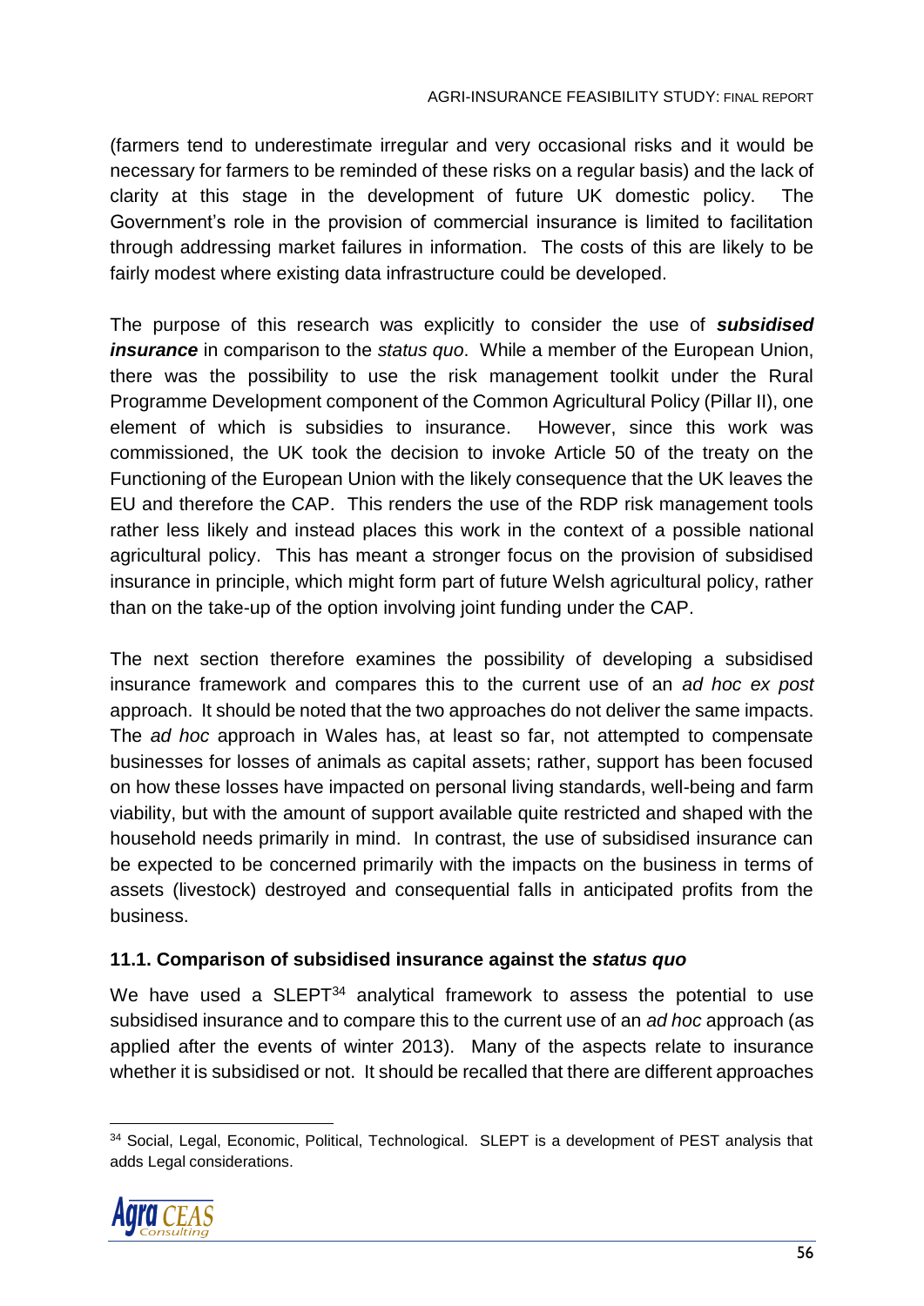(farmers tend to underestimate irregular and very occasional risks and it would be necessary for farmers to be reminded of these risks on a regular basis) and the lack of clarity at this stage in the development of future UK domestic policy. The Government's role in the provision of commercial insurance is limited to facilitation through addressing market failures in information. The costs of this are likely to be fairly modest where existing data infrastructure could be developed.

The purpose of this research was explicitly to consider the use of ***subsidised insurance*** in comparison to the *status quo*. While a member of the European Union, there was the possibility to use the risk management toolkit under the Rural Programme Development component of the Common Agricultural Policy (Pillar II), one element of which is subsidies to insurance. However, since this work was commissioned, the UK took the decision to invoke Article 50 of the treaty on the Functioning of the European Union with the likely consequence that the UK leaves the EU and therefore the CAP. This renders the use of the RDP risk management tools rather less likely and instead places this work in the context of a possible national agricultural policy. This has meant a stronger focus on the provision of subsidised insurance in principle, which might form part of future Welsh agricultural policy, rather than on the take-up of the option involving joint funding under the CAP.

The next section therefore examines the possibility of developing a subsidised insurance framework and compares this to the current use of an *ad hoc ex post* approach. It should be noted that the two approaches do not deliver the same impacts. The *ad hoc* approach in Wales has, at least so far, not attempted to compensate businesses for losses of animals as capital assets; rather, support has been focused on how these losses have impacted on personal living standards, well-being and farm viability, but with the amount of support available quite restricted and shaped with the household needs primarily in mind. In contrast, the use of subsidised insurance can be expected to be concerned primarily with the impacts on the business in terms of assets (livestock) destroyed and consequential falls in anticipated profits from the business.

### 11.1. Comparison of subsidised insurance against the *status quo*

We have used a SLEPT[34] analytical framework to assess the potential to use subsidised insurance and to compare this to the current use of an *ad hoc* approach (as applied after the events of winter 2013). Many of the aspects relate to insurance whether it is subsidised or not. It should be recalled that there are different approaches

[34] Social, Legal, Economic, Political, Technological. SLEPT is a development of PEST analysis that adds Legal considerations.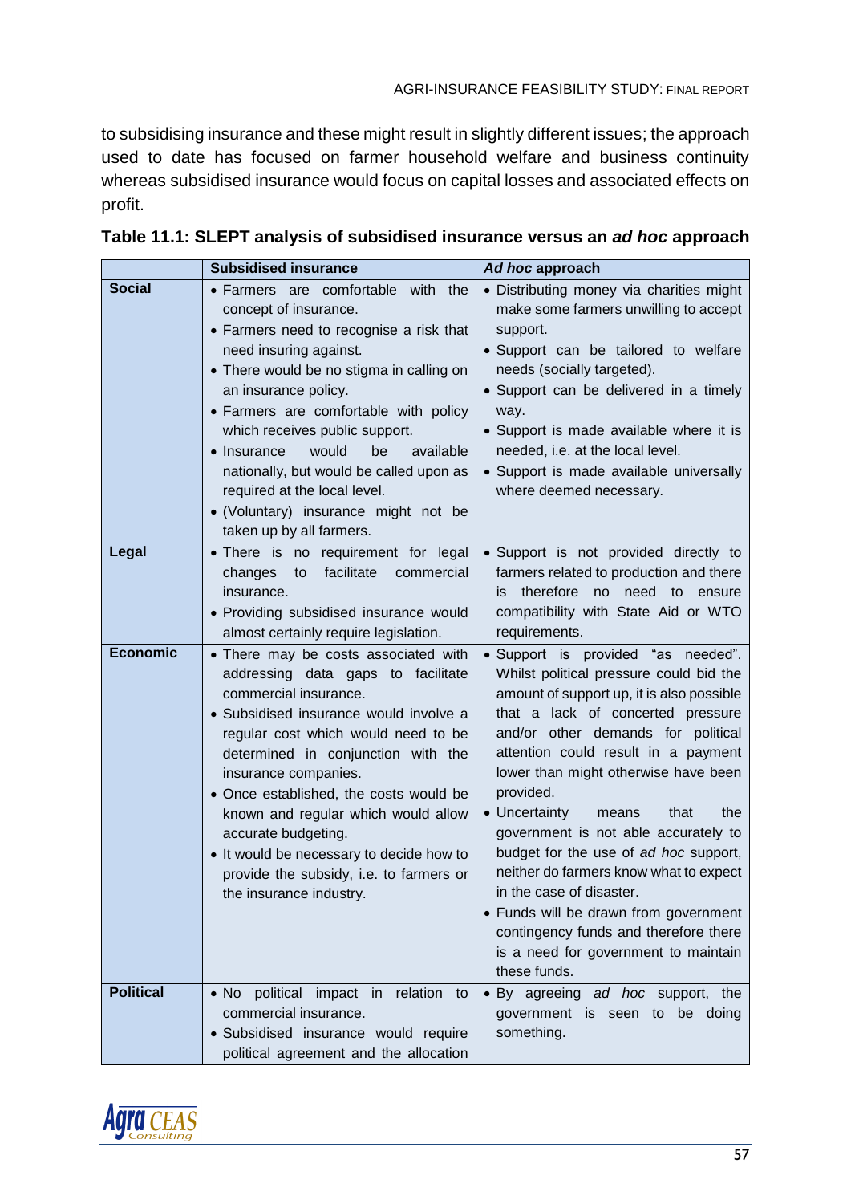to subsidising insurance and these might result in slightly different issues; the approach used to date has focused on farmer household welfare and business continuity whereas subsidised insurance would focus on capital losses and associated effects on profit.

**Table 11.1: SLEPT analysis of subsidised insurance versus an *ad hoc* approach**

| | Subsidised insurance | *Ad hoc* approach |
|---|---|---|
| **Social** | • Farmers are comfortable with the concept of insurance.<br>• Farmers need to recognise a risk that need insuring against.<br>• There would be no stigma in calling on an insurance policy.<br>• Farmers are comfortable with policy which receives public support.<br>• Insurance would be available nationally, but would be called upon as required at the local level.<br>• (Voluntary) insurance might not be taken up by all farmers. | • Distributing money via charities might make some farmers unwilling to accept support.<br>• Support can be tailored to welfare needs (socially targeted).<br>• Support can be delivered in a timely way.<br>• Support is made available where it is needed, i.e. at the local level.<br>• Support is made available universally where deemed necessary. |
| **Legal** | • There is no requirement for legal changes to facilitate commercial insurance.<br>• Providing subsidised insurance would almost certainly require legislation. | • Support is not provided directly to farmers related to production and there is therefore no need to ensure compatibility with State Aid or WTO requirements. |
| **Economic** | • There may be costs associated with addressing data gaps to facilitate commercial insurance.<br>• Subsidised insurance would involve a regular cost which would need to be determined in conjunction with the insurance companies.<br>• Once established, the costs would be known and regular which would allow accurate budgeting.<br>• It would be necessary to decide how to provide the subsidy, i.e. to farmers or the insurance industry. | • Support is provided "as needed". Whilst political pressure could bid the amount of support up, it is also possible that a lack of concerted pressure and/or other demands for political attention could result in a payment lower than might otherwise have been provided.<br>• Uncertainty means that the government is not able accurately to budget for the use of *ad hoc* support, neither do farmers know what to expect in the case of disaster.<br>• Funds will be drawn from government contingency funds and therefore there is a need for government to maintain these funds. |
| **Political** | • No political impact in relation to commercial insurance.<br>• Subsidised insurance would require political agreement and the allocation | • By agreeing *ad hoc* support, the government is seen to be doing something. |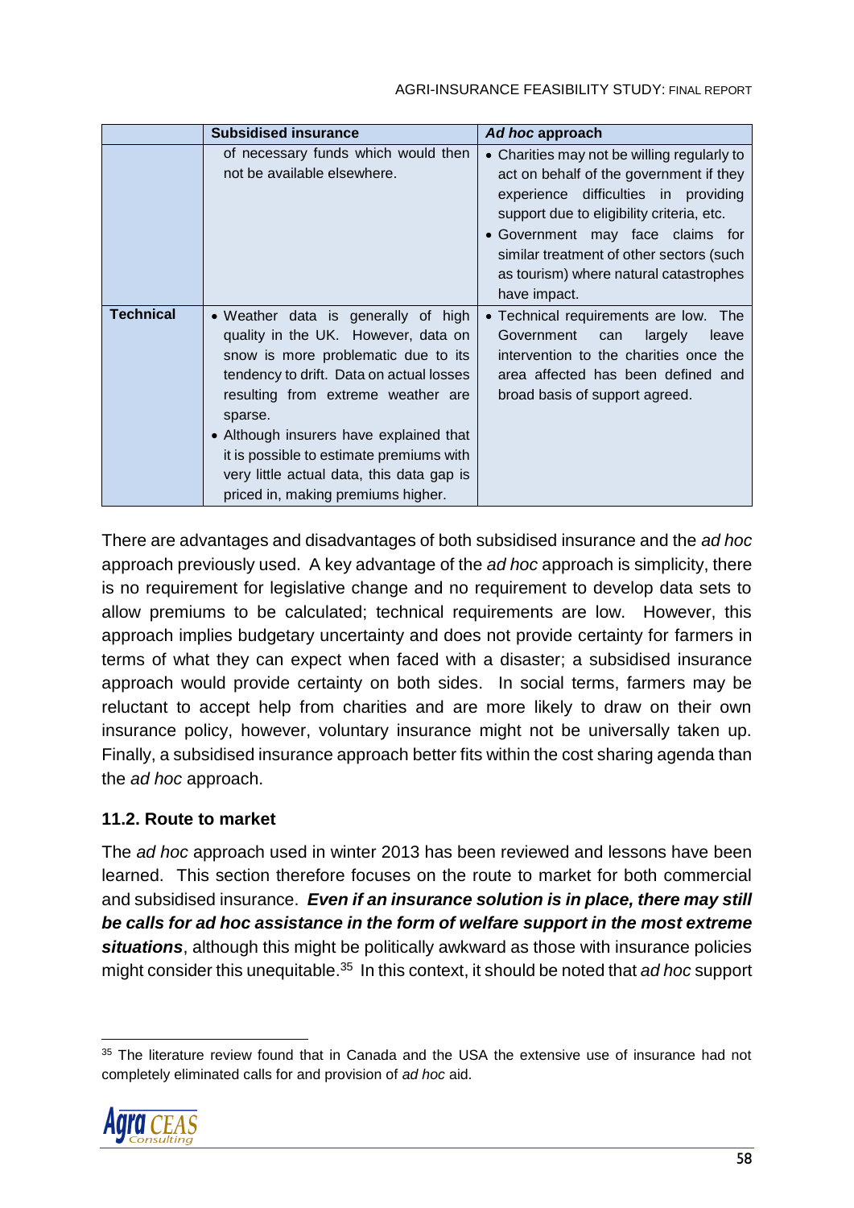| | Subsidised insurance | *Ad hoc* approach |
|---|---|---|
| | of necessary funds which would then not be available elsewhere. | • Charities may not be willing regularly to act on behalf of the government if they experience difficulties in providing support due to eligibility criteria, etc.<br>• Government may face claims for similar treatment of other sectors (such as tourism) where natural catastrophes have impact. |
| **Technical** | • Weather data is generally of high quality in the UK. However, data on snow is more problematic due to its tendency to drift. Data on actual losses resulting from extreme weather are sparse.<br>• Although insurers have explained that it is possible to estimate premiums with very little actual data, this data gap is priced in, making premiums higher. | • Technical requirements are low. The Government can largely leave intervention to the charities once the area affected has been defined and broad basis of support agreed. |

There are advantages and disadvantages of both subsidised insurance and the *ad hoc* approach previously used. A key advantage of the *ad hoc* approach is simplicity, there is no requirement for legislative change and no requirement to develop data sets to allow premiums to be calculated; technical requirements are low. However, this approach implies budgetary uncertainty and does not provide certainty for farmers in terms of what they can expect when faced with a disaster; a subsidised insurance approach would provide certainty on both sides. In social terms, farmers may be reluctant to accept help from charities and are more likely to draw on their own insurance policy, however, voluntary insurance might not be universally taken up. Finally, a subsidised insurance approach better fits within the cost sharing agenda than the *ad hoc* approach.

### 11.2. Route to market

The *ad hoc* approach used in winter 2013 has been reviewed and lessons have been learned. This section therefore focuses on the route to market for both commercial and subsidised insurance. ***Even if an insurance solution is in place, there may still be calls for ad hoc assistance in the form of welfare support in the most extreme situations***, although this might be politically awkward as those with insurance policies might consider this unequitable.[35] In this context, it should be noted that *ad hoc* support

[35] The literature review found that in Canada and the USA the extensive use of insurance had not completely eliminated calls for and provision of *ad hoc* aid.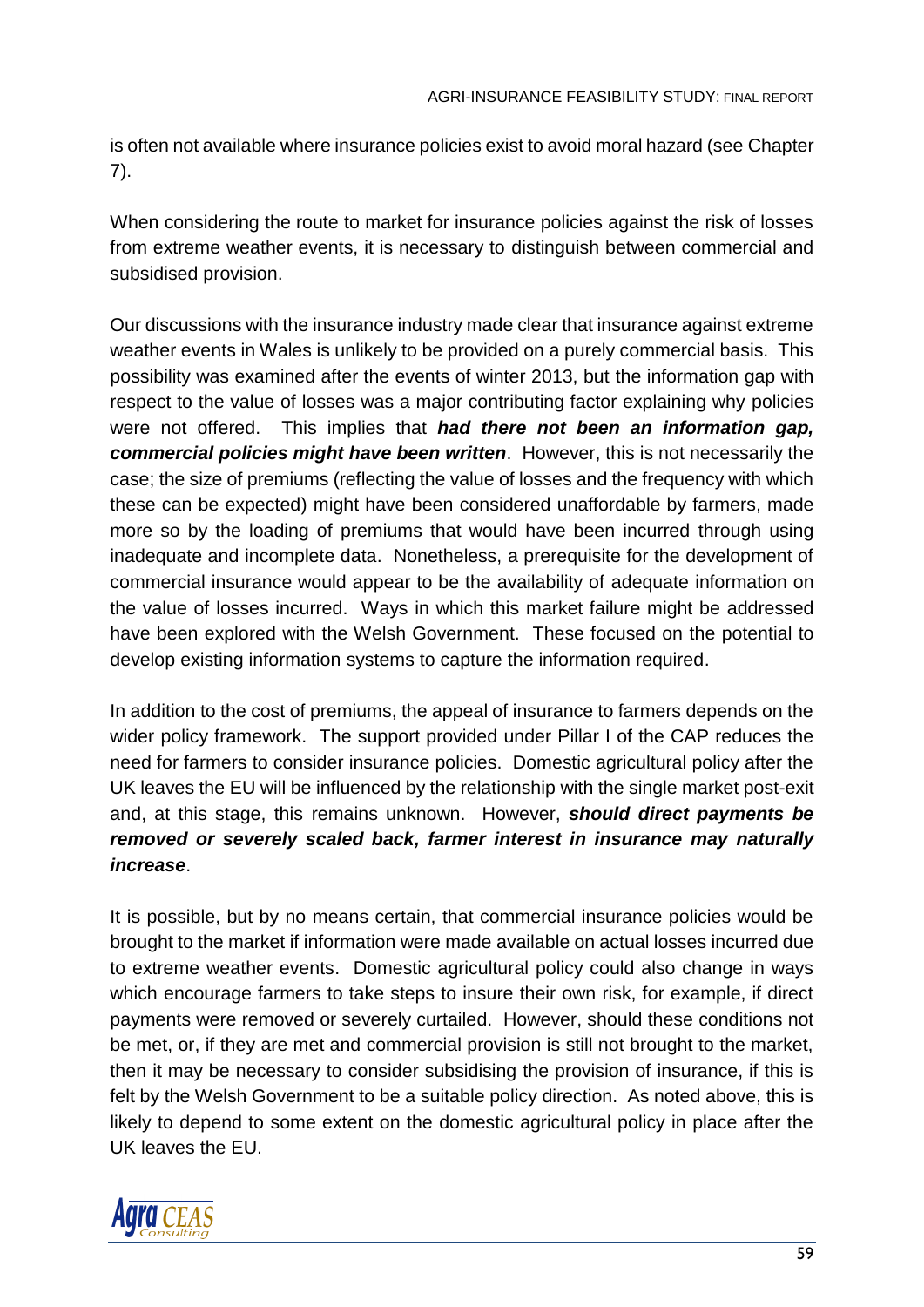is often not available where insurance policies exist to avoid moral hazard (see Chapter 7).

When considering the route to market for insurance policies against the risk of losses from extreme weather events, it is necessary to distinguish between commercial and subsidised provision.

Our discussions with the insurance industry made clear that insurance against extreme weather events in Wales is unlikely to be provided on a purely commercial basis. This possibility was examined after the events of winter 2013, but the information gap with respect to the value of losses was a major contributing factor explaining why policies were not offered. This implies that ***had there not been an information gap, commercial policies might have been written***. However, this is not necessarily the case; the size of premiums (reflecting the value of losses and the frequency with which these can be expected) might have been considered unaffordable by farmers, made more so by the loading of premiums that would have been incurred through using inadequate and incomplete data. Nonetheless, a prerequisite for the development of commercial insurance would appear to be the availability of adequate information on the value of losses incurred. Ways in which this market failure might be addressed have been explored with the Welsh Government. These focused on the potential to develop existing information systems to capture the information required.

In addition to the cost of premiums, the appeal of insurance to farmers depends on the wider policy framework. The support provided under Pillar I of the CAP reduces the need for farmers to consider insurance policies. Domestic agricultural policy after the UK leaves the EU will be influenced by the relationship with the single market post-exit and, at this stage, this remains unknown. However, ***should direct payments be removed or severely scaled back, farmer interest in insurance may naturally increase***.

It is possible, but by no means certain, that commercial insurance policies would be brought to the market if information were made available on actual losses incurred due to extreme weather events. Domestic agricultural policy could also change in ways which encourage farmers to take steps to insure their own risk, for example, if direct payments were removed or severely curtailed. However, should these conditions not be met, or, if they are met and commercial provision is still not brought to the market, then it may be necessary to consider subsidising the provision of insurance, if this is felt by the Welsh Government to be a suitable policy direction. As noted above, this is likely to depend to some extent on the domestic agricultural policy in place after the UK leaves the EU.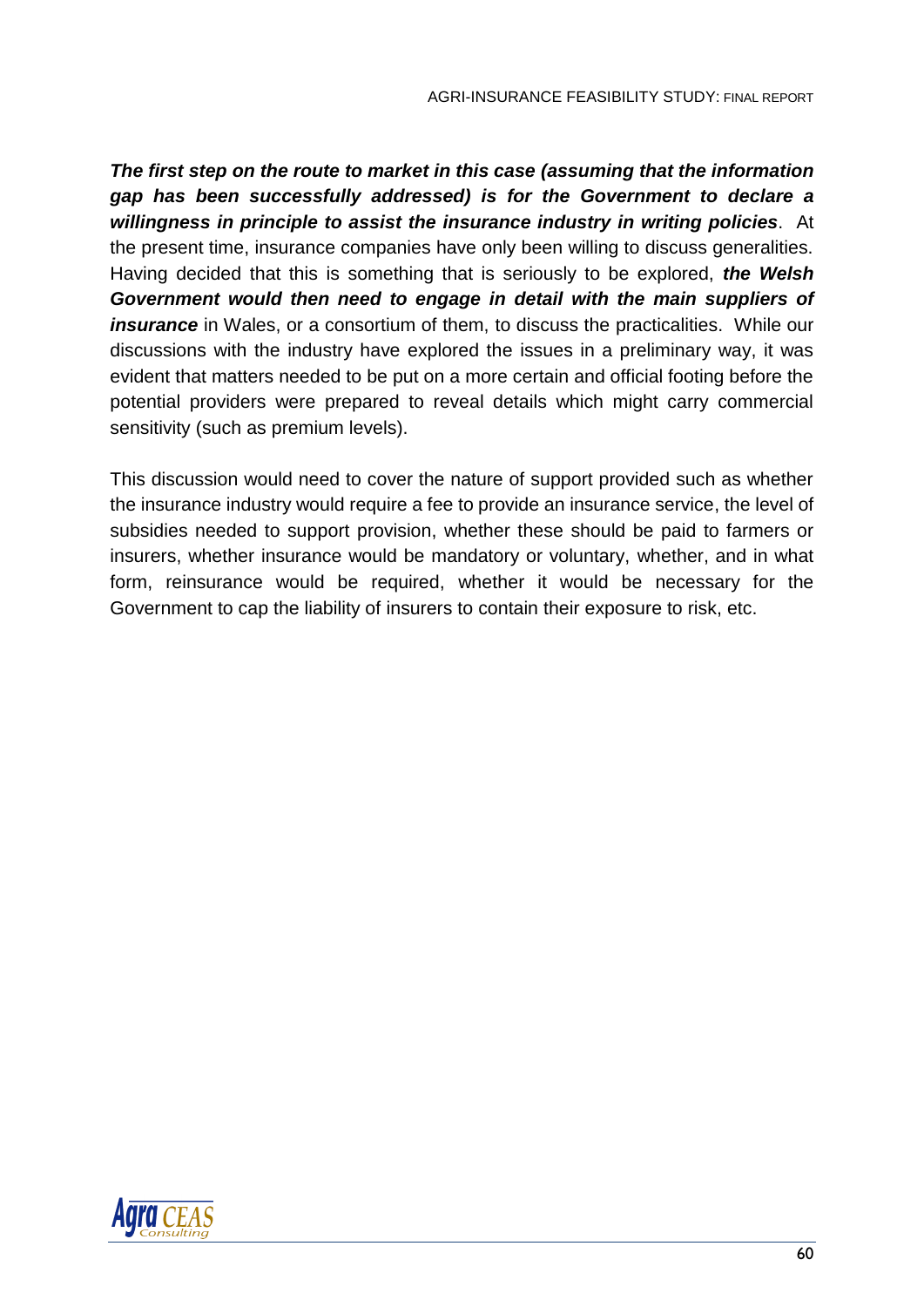***The first step on the route to market in this case (assuming that the information gap has been successfully addressed) is for the Government to declare a willingness in principle to assist the insurance industry in writing policies***. At the present time, insurance companies have only been willing to discuss generalities. Having decided that this is something that is seriously to be explored, ***the Welsh Government would then need to engage in detail with the main suppliers of insurance*** in Wales, or a consortium of them, to discuss the practicalities. While our discussions with the industry have explored the issues in a preliminary way, it was evident that matters needed to be put on a more certain and official footing before the potential providers were prepared to reveal details which might carry commercial sensitivity (such as premium levels).

This discussion would need to cover the nature of support provided such as whether the insurance industry would require a fee to provide an insurance service, the level of subsidies needed to support provision, whether these should be paid to farmers or insurers, whether insurance would be mandatory or voluntary, whether, and in what form, reinsurance would be required, whether it would be necessary for the Government to cap the liability of insurers to contain their exposure to risk, etc.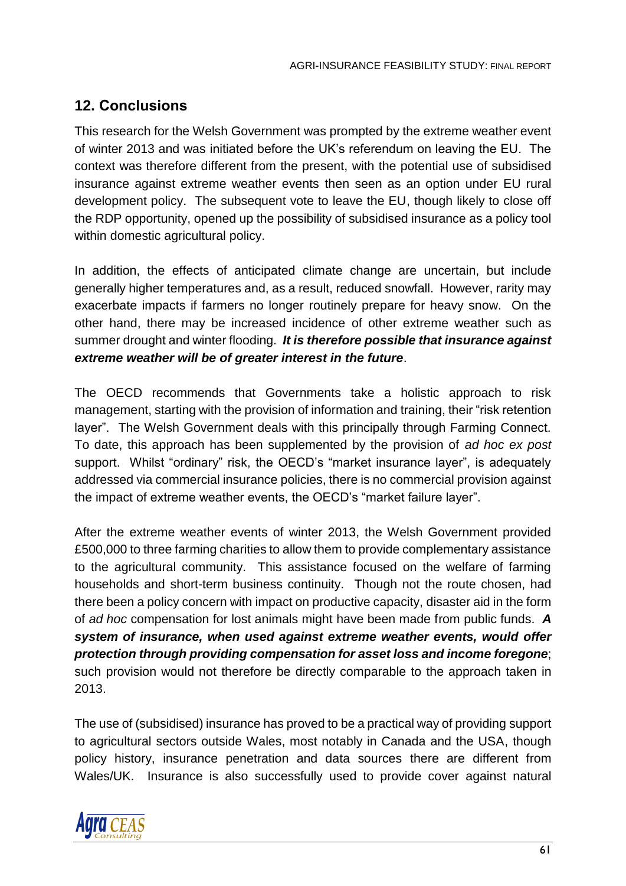## 12. Conclusions

This research for the Welsh Government was prompted by the extreme weather event of winter 2013 and was initiated before the UK's referendum on leaving the EU. The context was therefore different from the present, with the potential use of subsidised insurance against extreme weather events then seen as an option under EU rural development policy. The subsequent vote to leave the EU, though likely to close off the RDP opportunity, opened up the possibility of subsidised insurance as a policy tool within domestic agricultural policy.

In addition, the effects of anticipated climate change are uncertain, but include generally higher temperatures and, as a result, reduced snowfall. However, rarity may exacerbate impacts if farmers no longer routinely prepare for heavy snow. On the other hand, there may be increased incidence of other extreme weather such as summer drought and winter flooding. ***It is therefore possible that insurance against extreme weather will be of greater interest in the future***.

The OECD recommends that Governments take a holistic approach to risk management, starting with the provision of information and training, their "risk retention layer". The Welsh Government deals with this principally through Farming Connect. To date, this approach has been supplemented by the provision of *ad hoc ex post* support. Whilst "ordinary" risk, the OECD's "market insurance layer", is adequately addressed via commercial insurance policies, there is no commercial provision against the impact of extreme weather events, the OECD's "market failure layer".

After the extreme weather events of winter 2013, the Welsh Government provided £500,000 to three farming charities to allow them to provide complementary assistance to the agricultural community. This assistance focused on the welfare of farming households and short-term business continuity. Though not the route chosen, had there been a policy concern with impact on productive capacity, disaster aid in the form of *ad hoc* compensation for lost animals might have been made from public funds. ***A system of insurance, when used against extreme weather events, would offer protection through providing compensation for asset loss and income foregone***; such provision would not therefore be directly comparable to the approach taken in 2013.

The use of (subsidised) insurance has proved to be a practical way of providing support to agricultural sectors outside Wales, most notably in Canada and the USA, though policy history, insurance penetration and data sources there are different from Wales/UK. Insurance is also successfully used to provide cover against natural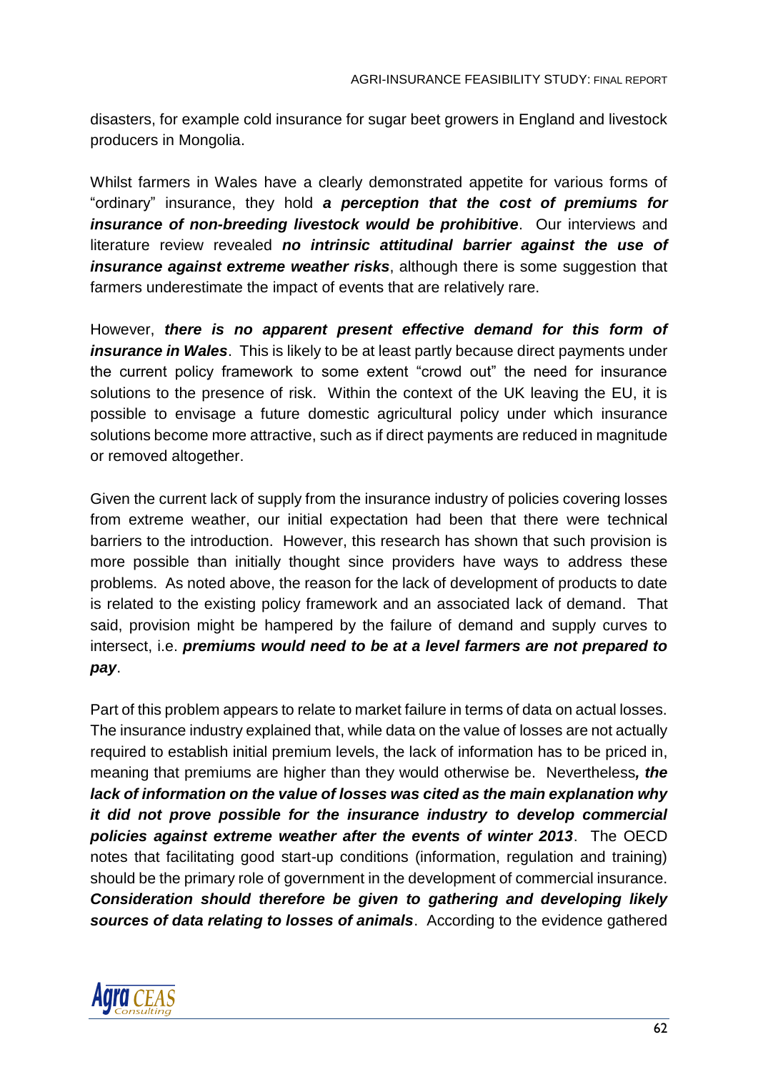disasters, for example cold insurance for sugar beet growers in England and livestock producers in Mongolia.

Whilst farmers in Wales have a clearly demonstrated appetite for various forms of "ordinary" insurance, they hold ***a perception that the cost of premiums for insurance of non-breeding livestock would be prohibitive***. Our interviews and literature review revealed ***no intrinsic attitudinal barrier against the use of insurance against extreme weather risks***, although there is some suggestion that farmers underestimate the impact of events that are relatively rare.

However, ***there is no apparent present effective demand for this form of insurance in Wales***. This is likely to be at least partly because direct payments under the current policy framework to some extent "crowd out" the need for insurance solutions to the presence of risk. Within the context of the UK leaving the EU, it is possible to envisage a future domestic agricultural policy under which insurance solutions become more attractive, such as if direct payments are reduced in magnitude or removed altogether.

Given the current lack of supply from the insurance industry of policies covering losses from extreme weather, our initial expectation had been that there were technical barriers to the introduction. However, this research has shown that such provision is more possible than initially thought since providers have ways to address these problems. As noted above, the reason for the lack of development of products to date is related to the existing policy framework and an associated lack of demand. That said, provision might be hampered by the failure of demand and supply curves to intersect, i.e. ***premiums would need to be at a level farmers are not prepared to pay***.

Part of this problem appears to relate to market failure in terms of data on actual losses. The insurance industry explained that, while data on the value of losses are not actually required to establish initial premium levels, the lack of information has to be priced in, meaning that premiums are higher than they would otherwise be. Nevertheless***, the lack of information on the value of losses was cited as the main explanation why it did not prove possible for the insurance industry to develop commercial policies against extreme weather after the events of winter 2013***. The OECD notes that facilitating good start-up conditions (information, regulation and training) should be the primary role of government in the development of commercial insurance. ***Consideration should therefore be given to gathering and developing likely sources of data relating to losses of animals***. According to the evidence gathered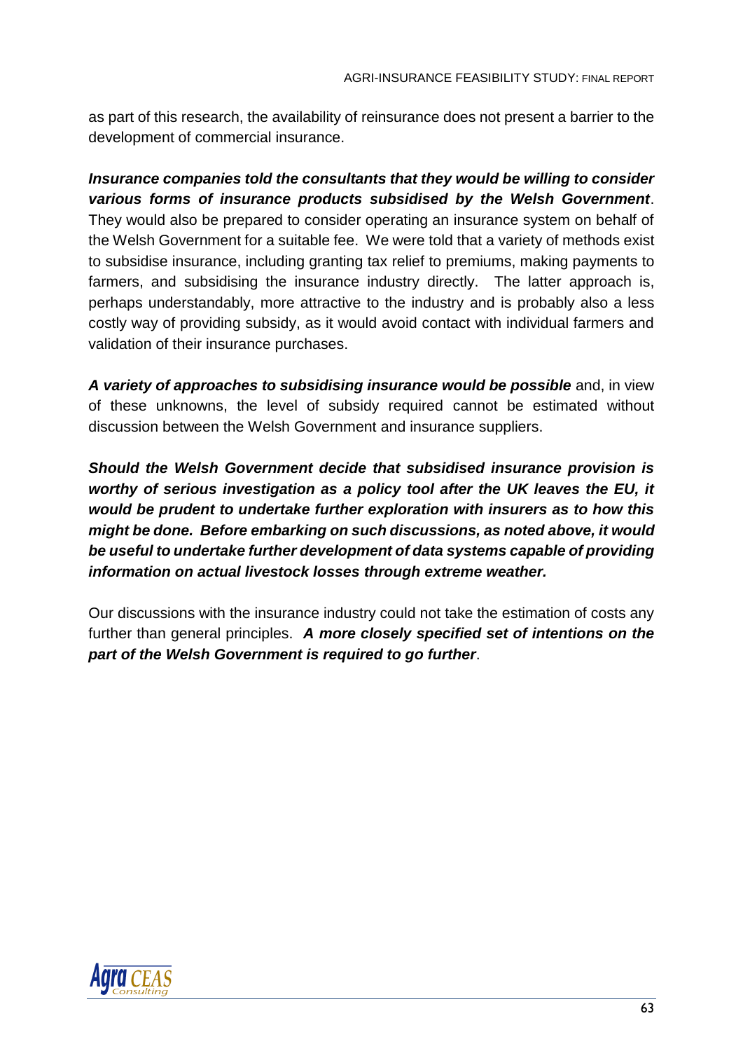as part of this research, the availability of reinsurance does not present a barrier to the development of commercial insurance.

***Insurance companies told the consultants that they would be willing to consider various forms of insurance products subsidised by the Welsh Government***. They would also be prepared to consider operating an insurance system on behalf of the Welsh Government for a suitable fee. We were told that a variety of methods exist to subsidise insurance, including granting tax relief to premiums, making payments to farmers, and subsidising the insurance industry directly. The latter approach is, perhaps understandably, more attractive to the industry and is probably also a less costly way of providing subsidy, as it would avoid contact with individual farmers and validation of their insurance purchases.

***A variety of approaches to subsidising insurance would be possible*** and, in view of these unknowns, the level of subsidy required cannot be estimated without discussion between the Welsh Government and insurance suppliers.

***Should the Welsh Government decide that subsidised insurance provision is worthy of serious investigation as a policy tool after the UK leaves the EU, it would be prudent to undertake further exploration with insurers as to how this might be done. Before embarking on such discussions, as noted above, it would be useful to undertake further development of data systems capable of providing information on actual livestock losses through extreme weather.***

Our discussions with the insurance industry could not take the estimation of costs any further than general principles. ***A more closely specified set of intentions on the part of the Welsh Government is required to go further***.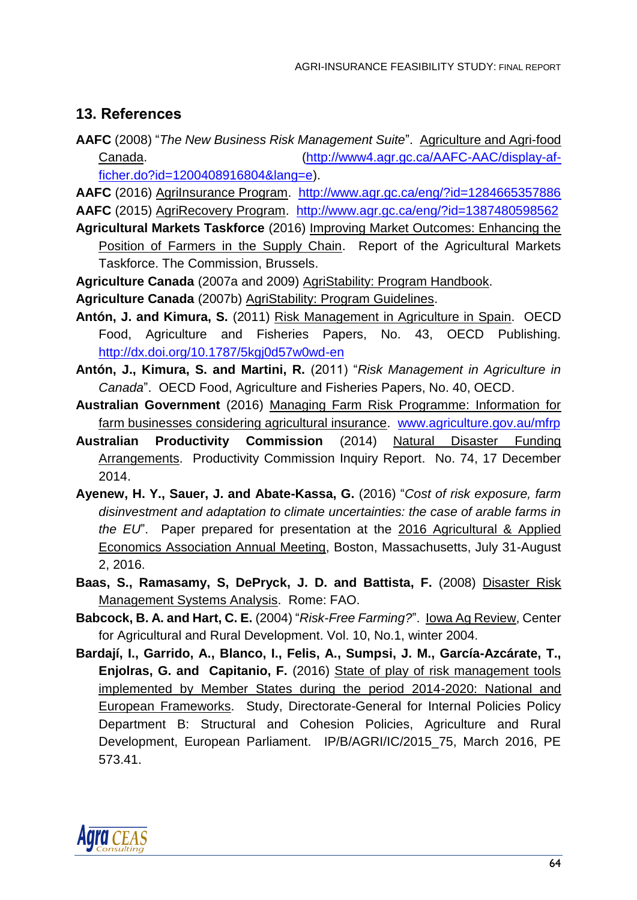## 13. References

**AAFC** (2008) "*The New Business Risk Management Suite*". Agriculture and Agri-food Canada. (http://www4.agr.gc.ca/AAFC-AAC/display-af-ficher.do?id=1200408916804&lang=e).

**AAFC** (2016) AgriInsurance Program. http://www.agr.gc.ca/eng/?id=1284665357886

**AAFC** (2015) AgriRecovery Program. http://www.agr.gc.ca/eng/?id=1387480598562

**Agricultural Markets Taskforce** (2016) Improving Market Outcomes: Enhancing the Position of Farmers in the Supply Chain. Report of the Agricultural Markets Taskforce. The Commission, Brussels.

**Agriculture Canada** (2007a and 2009) AgriStability: Program Handbook.

**Agriculture Canada** (2007b) AgriStability: Program Guidelines.

**Antón, J. and Kimura, S.** (2011) Risk Management in Agriculture in Spain. OECD Food, Agriculture and Fisheries Papers, No. 43, OECD Publishing. http://dx.doi.org/10.1787/5kgj0d57w0wd-en

**Antón, J., Kimura, S. and Martini, R.** (2011) "*Risk Management in Agriculture in Canada*". OECD Food, Agriculture and Fisheries Papers, No. 40, OECD.

**Australian Government** (2016) Managing Farm Risk Programme: Information for farm businesses considering agricultural insurance. www.agriculture.gov.au/mfrp

**Australian Productivity Commission** (2014) Natural Disaster Funding Arrangements. Productivity Commission Inquiry Report. No. 74, 17 December 2014.

**Ayenew, H. Y., Sauer, J. and Abate-Kassa, G.** (2016) "*Cost of risk exposure, farm disinvestment and adaptation to climate uncertainties: the case of arable farms in the EU*". Paper prepared for presentation at the 2016 Agricultural & Applied Economics Association Annual Meeting, Boston, Massachusetts, July 31-August 2, 2016.

**Baas, S., Ramasamy, S, DePryck, J. D. and Battista, F.** (2008) Disaster Risk Management Systems Analysis. Rome: FAO.

**Babcock, B. A. and Hart, C. E.** (2004) "*Risk-Free Farming?*". Iowa Ag Review, Center for Agricultural and Rural Development. Vol. 10, No.1, winter 2004.

**Bardají, I., Garrido, A., Blanco, I., Felis, A., Sumpsi, J. M., García-Azcárate, T., Enjolras, G. and Capitanio, F.** (2016) State of play of risk management tools implemented by Member States during the period 2014-2020: National and European Frameworks. Study, Directorate-General for Internal Policies Policy Department B: Structural and Cohesion Policies, Agriculture and Rural Development, European Parliament. IP/B/AGRI/IC/2015_75, March 2016, PE 573.41.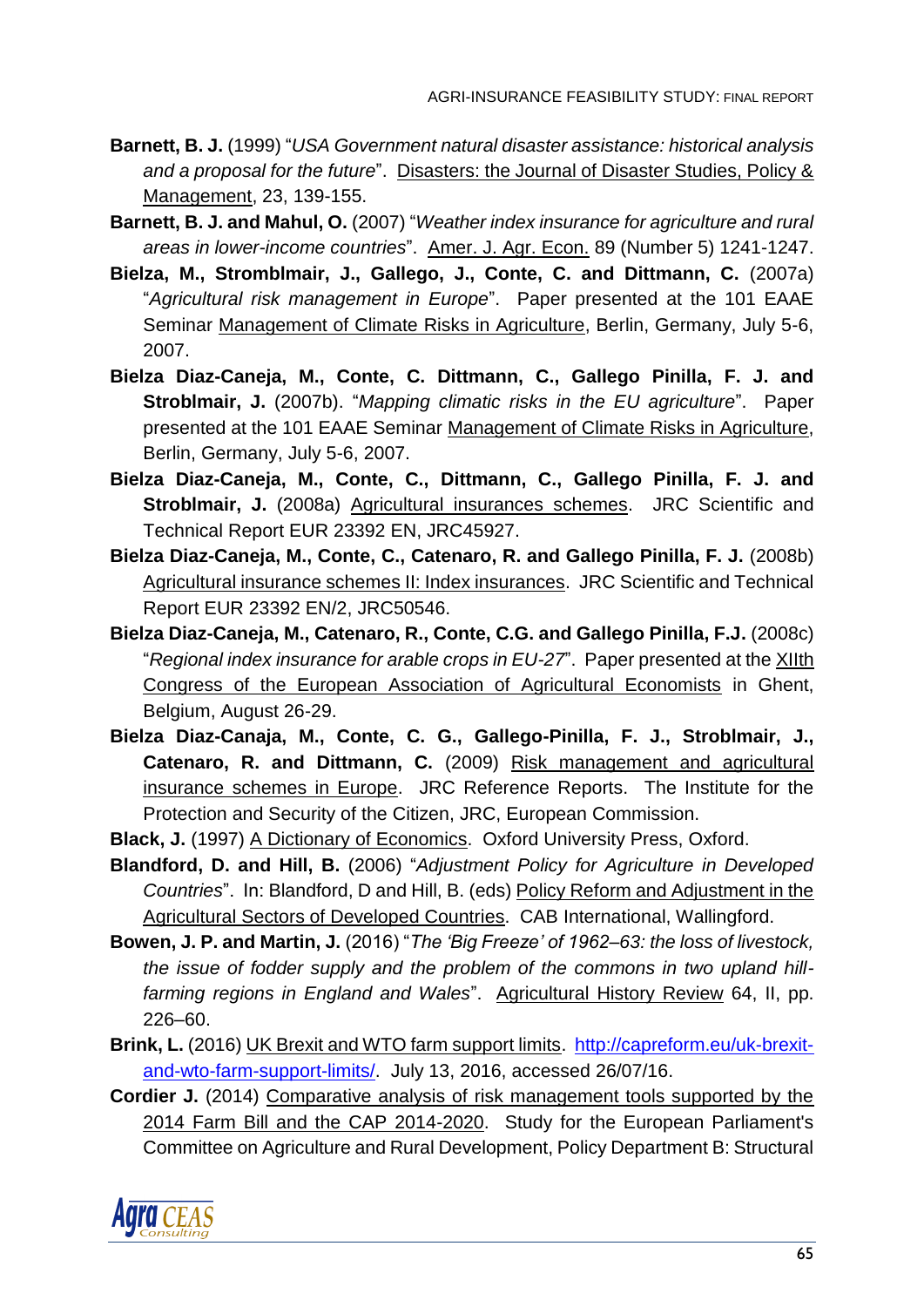**Barnett, B. J.** (1999) "*USA Government natural disaster assistance: historical analysis and a proposal for the future*". Disasters: the Journal of Disaster Studies, Policy & Management, 23, 139-155.

**Barnett, B. J. and Mahul, O.** (2007) "*Weather index insurance for agriculture and rural areas in lower-income countries*". Amer. J. Agr. Econ. 89 (Number 5) 1241-1247.

**Bielza, M., Stromblmair, J., Gallego, J., Conte, C. and Dittmann, C.** (2007a) "*Agricultural risk management in Europe*". Paper presented at the 101 EAAE Seminar Management of Climate Risks in Agriculture, Berlin, Germany, July 5-6, 2007.

**Bielza Diaz-Caneja, M., Conte, C. Dittmann, C., Gallego Pinilla, F. J. and Stroblmair, J.** (2007b). "*Mapping climatic risks in the EU agriculture*". Paper presented at the 101 EAAE Seminar Management of Climate Risks in Agriculture, Berlin, Germany, July 5-6, 2007.

**Bielza Diaz-Caneja, M., Conte, C., Dittmann, C., Gallego Pinilla, F. J. and Stroblmair, J.** (2008a) Agricultural insurances schemes. JRC Scientific and Technical Report EUR 23392 EN, JRC45927.

**Bielza Diaz-Caneja, M., Conte, C., Catenaro, R. and Gallego Pinilla, F. J.** (2008b) Agricultural insurance schemes II: Index insurances. JRC Scientific and Technical Report EUR 23392 EN/2, JRC50546.

**Bielza Diaz-Caneja, M., Catenaro, R., Conte, C.G. and Gallego Pinilla, F.J.** (2008c) "*Regional index insurance for arable crops in EU-27*". Paper presented at the XIIth Congress of the European Association of Agricultural Economists in Ghent, Belgium, August 26-29.

**Bielza Diaz-Canaja, M., Conte, C. G., Gallego-Pinilla, F. J., Stroblmair, J., Catenaro, R. and Dittmann, C.** (2009) Risk management and agricultural insurance schemes in Europe. JRC Reference Reports. The Institute for the Protection and Security of the Citizen, JRC, European Commission.

**Black, J.** (1997) A Dictionary of Economics. Oxford University Press, Oxford.

**Blandford, D. and Hill, B.** (2006) "*Adjustment Policy for Agriculture in Developed Countries*". In: Blandford, D and Hill, B. (eds) Policy Reform and Adjustment in the Agricultural Sectors of Developed Countries. CAB International, Wallingford.

**Bowen, J. P. and Martin, J.** (2016) "*The 'Big Freeze' of 1962–63: the loss of livestock, the issue of fodder supply and the problem of the commons in two upland hill-farming regions in England and Wales*". Agricultural History Review 64, II, pp. 226–60.

**Brink, L.** (2016) UK Brexit and WTO farm support limits. http://capreform.eu/uk-brexit-and-wto-farm-support-limits/. July 13, 2016, accessed 26/07/16.

**Cordier J.** (2014) Comparative analysis of risk management tools supported by the 2014 Farm Bill and the CAP 2014-2020. Study for the European Parliament's Committee on Agriculture and Rural Development, Policy Department B: Structural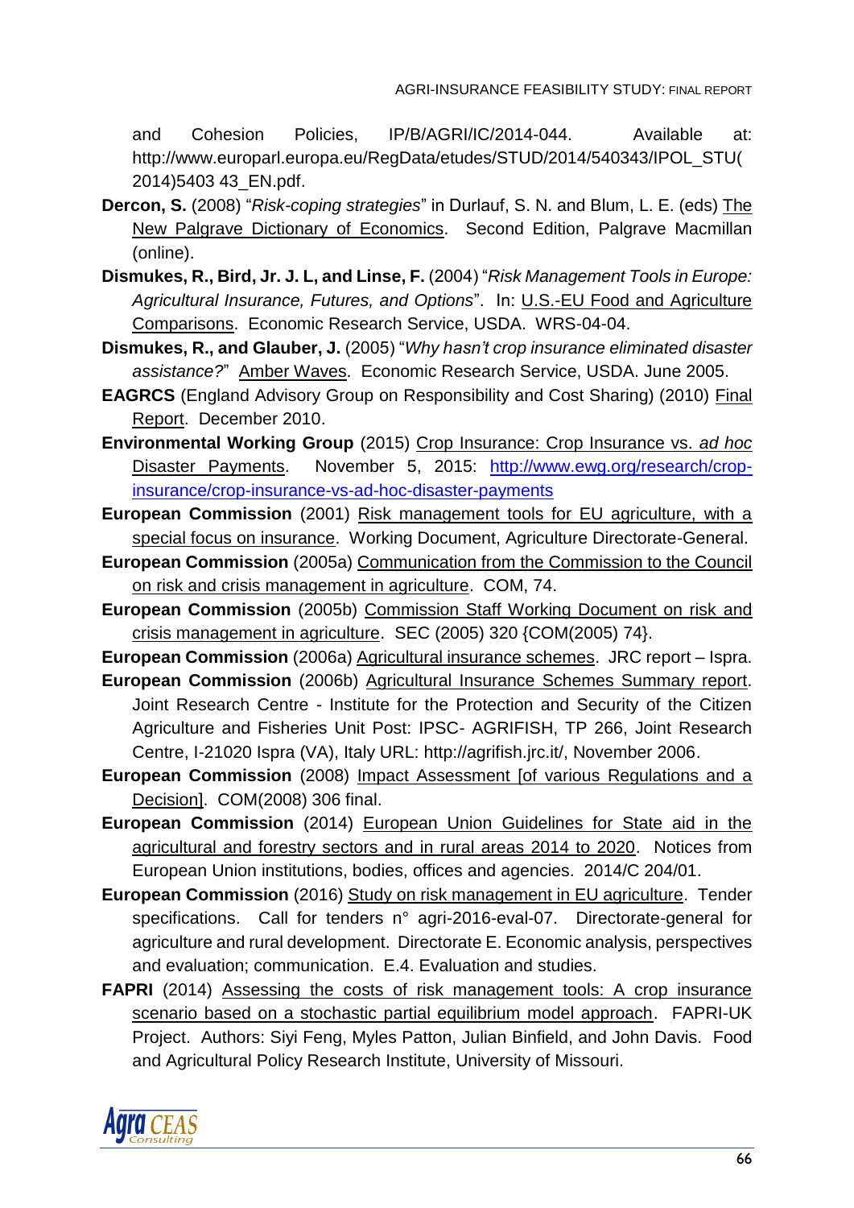and Cohesion Policies, IP/B/AGRI/IC/2014-044. Available at: http://www.europarl.europa.eu/RegData/etudes/STUD/2014/540343/IPOL_STU(2014)5403 43_EN.pdf.

**Dercon, S.** (2008) "*Risk-coping strategies*" in Durlauf, S. N. and Blum, L. E. (eds) The New Palgrave Dictionary of Economics. Second Edition, Palgrave Macmillan (online).

**Dismukes, R., Bird, Jr. J. L, and Linse, F.** (2004) "*Risk Management Tools in Europe: Agricultural Insurance, Futures, and Options*". In: U.S.-EU Food and Agriculture Comparisons. Economic Research Service, USDA. WRS-04-04.

**Dismukes, R., and Glauber, J.** (2005) "*Why hasn't crop insurance eliminated disaster assistance?*" Amber Waves. Economic Research Service, USDA. June 2005.

**EAGRCS** (England Advisory Group on Responsibility and Cost Sharing) (2010) Final Report. December 2010.

**Environmental Working Group** (2015) Crop Insurance: Crop Insurance vs. *ad hoc* Disaster Payments. November 5, 2015: http://www.ewg.org/research/crop-insurance/crop-insurance-vs-ad-hoc-disaster-payments

**European Commission** (2001) Risk management tools for EU agriculture, with a special focus on insurance. Working Document, Agriculture Directorate-General.

**European Commission** (2005a) Communication from the Commission to the Council on risk and crisis management in agriculture. COM, 74.

**European Commission** (2005b) Commission Staff Working Document on risk and crisis management in agriculture. SEC (2005) 320 {COM(2005) 74}.

**European Commission** (2006a) Agricultural insurance schemes. JRC report – Ispra.

**European Commission** (2006b) Agricultural Insurance Schemes Summary report. Joint Research Centre - Institute for the Protection and Security of the Citizen Agriculture and Fisheries Unit Post: IPSC- AGRIFISH, TP 266, Joint Research Centre, I-21020 Ispra (VA), Italy URL: http://agrifish.jrc.it/, November 2006.

**European Commission** (2008) Impact Assessment [of various Regulations and a Decision]. COM(2008) 306 final.

**European Commission** (2014) European Union Guidelines for State aid in the agricultural and forestry sectors and in rural areas 2014 to 2020. Notices from European Union institutions, bodies, offices and agencies. 2014/C 204/01.

**European Commission** (2016) Study on risk management in EU agriculture. Tender specifications. Call for tenders n° agri-2016-eval-07. Directorate-general for agriculture and rural development. Directorate E. Economic analysis, perspectives and evaluation; communication. E.4. Evaluation and studies.

**FAPRI** (2014) Assessing the costs of risk management tools: A crop insurance scenario based on a stochastic partial equilibrium model approach. FAPRI-UK Project. Authors: Siyi Feng, Myles Patton, Julian Binfield, and John Davis. Food and Agricultural Policy Research Institute, University of Missouri.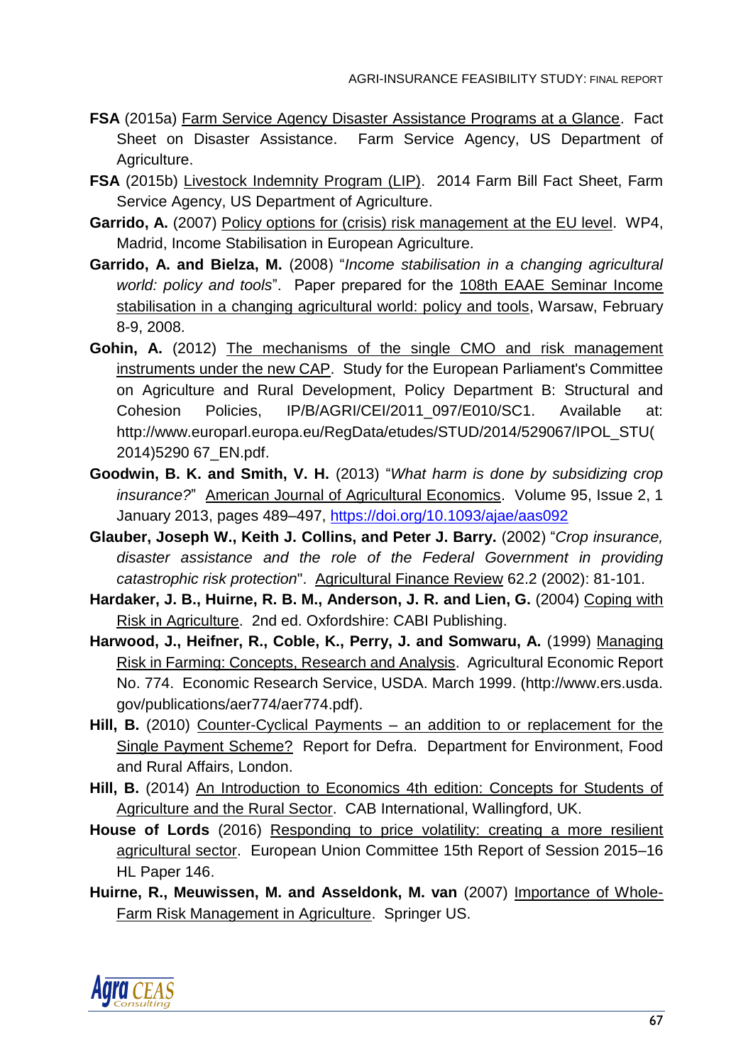**FSA** (2015a) Farm Service Agency Disaster Assistance Programs at a Glance. Fact Sheet on Disaster Assistance. Farm Service Agency, US Department of Agriculture.

**FSA** (2015b) Livestock Indemnity Program (LIP). 2014 Farm Bill Fact Sheet, Farm Service Agency, US Department of Agriculture.

**Garrido, A.** (2007) Policy options for (crisis) risk management at the EU level. WP4, Madrid, Income Stabilisation in European Agriculture.

**Garrido, A. and Bielza, M.** (2008) "*Income stabilisation in a changing agricultural world: policy and tools*". Paper prepared for the 108th EAAE Seminar Income stabilisation in a changing agricultural world: policy and tools, Warsaw, February 8-9, 2008.

**Gohin, A.** (2012) The mechanisms of the single CMO and risk management instruments under the new CAP. Study for the European Parliament's Committee on Agriculture and Rural Development, Policy Department B: Structural and Cohesion Policies, IP/B/AGRI/CEI/2011_097/E010/SC1. Available at: http://www.europarl.europa.eu/RegData/etudes/STUD/2014/529067/IPOL_STU(2014)5290 67_EN.pdf.

**Goodwin, B. K. and Smith, V. H.** (2013) "*What harm is done by subsidizing crop insurance?*" American Journal of Agricultural Economics. Volume 95, Issue 2, 1 January 2013, pages 489–497, https://doi.org/10.1093/ajae/aas092

**Glauber, Joseph W., Keith J. Collins, and Peter J. Barry.** (2002) "*Crop insurance, disaster assistance and the role of the Federal Government in providing catastrophic risk protection*". Agricultural Finance Review 62.2 (2002): 81-101.

**Hardaker, J. B., Huirne, R. B. M., Anderson, J. R. and Lien, G.** (2004) Coping with Risk in Agriculture. 2nd ed. Oxfordshire: CABI Publishing.

**Harwood, J., Heifner, R., Coble, K., Perry, J. and Somwaru, A.** (1999) Managing Risk in Farming: Concepts, Research and Analysis. Agricultural Economic Report No. 774. Economic Research Service, USDA. March 1999. (http://www.ers.usda.gov/publications/aer774/aer774.pdf).

**Hill, B.** (2010) Counter-Cyclical Payments – an addition to or replacement for the Single Payment Scheme? Report for Defra. Department for Environment, Food and Rural Affairs, London.

**Hill, B.** (2014) An Introduction to Economics 4th edition: Concepts for Students of Agriculture and the Rural Sector. CAB International, Wallingford, UK.

**House of Lords** (2016) Responding to price volatility: creating a more resilient agricultural sector. European Union Committee 15th Report of Session 2015–16 HL Paper 146.

**Huirne, R., Meuwissen, M. and Asseldonk, M. van** (2007) Importance of Whole-Farm Risk Management in Agriculture. Springer US.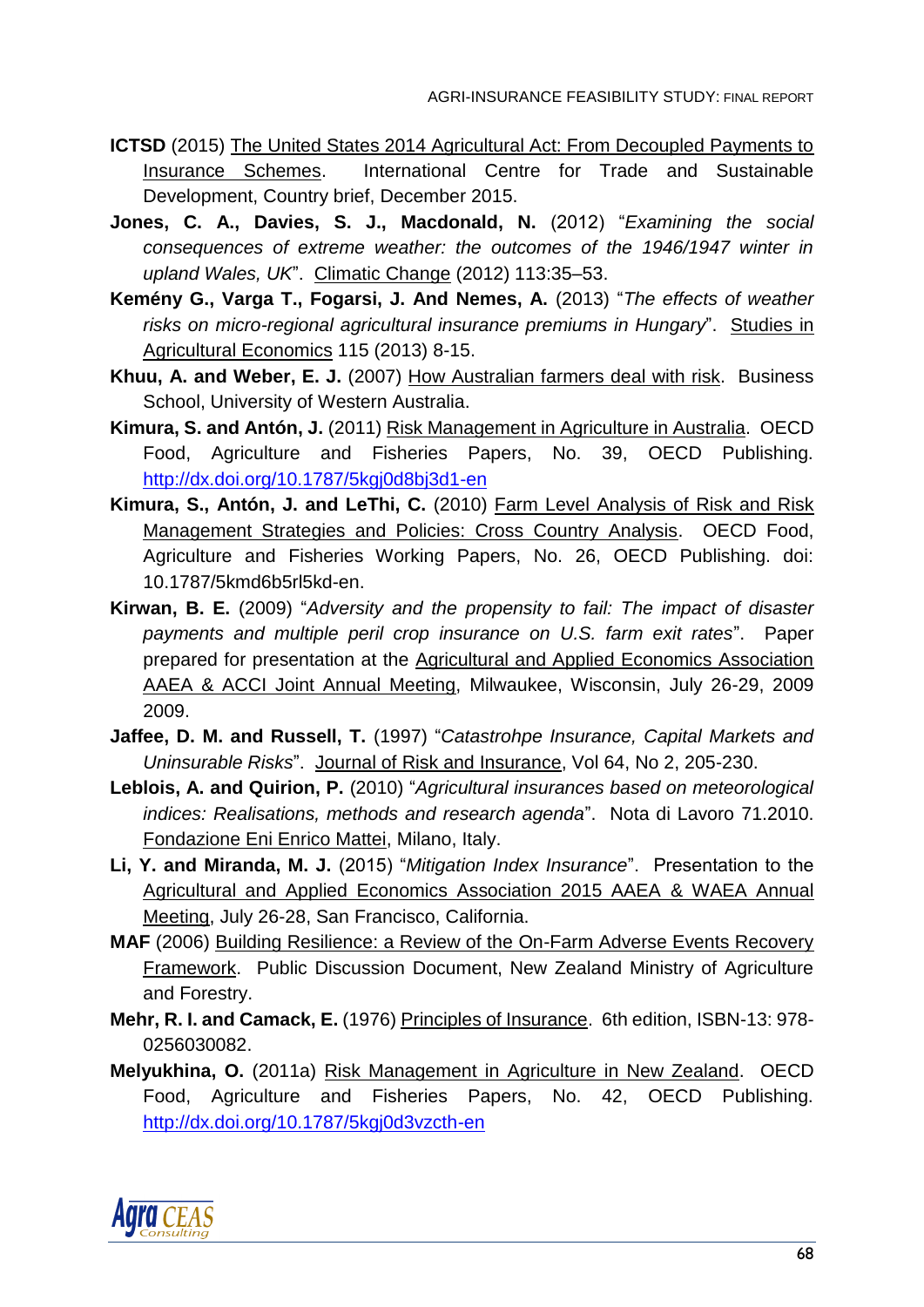**ICTSD** (2015) The United States 2014 Agricultural Act: From Decoupled Payments to Insurance Schemes. International Centre for Trade and Sustainable Development, Country brief, December 2015.

**Jones, C. A., Davies, S. J., Macdonald, N.** (2012) "*Examining the social consequences of extreme weather: the outcomes of the 1946/1947 winter in upland Wales, UK*". Climatic Change (2012) 113:35–53.

**Kemény G., Varga T., Fogarsi, J. And Nemes, A.** (2013) "*The effects of weather risks on micro-regional agricultural insurance premiums in Hungary*". Studies in Agricultural Economics 115 (2013) 8-15.

**Khuu, A. and Weber, E. J.** (2007) How Australian farmers deal with risk. Business School, University of Western Australia.

**Kimura, S. and Antón, J.** (2011) Risk Management in Agriculture in Australia. OECD Food, Agriculture and Fisheries Papers, No. 39, OECD Publishing. http://dx.doi.org/10.1787/5kgj0d8bj3d1-en

**Kimura, S., Antón, J. and LeThi, C.** (2010) Farm Level Analysis of Risk and Risk Management Strategies and Policies: Cross Country Analysis. OECD Food, Agriculture and Fisheries Working Papers, No. 26, OECD Publishing. doi: 10.1787/5kmd6b5rl5kd-en.

**Kirwan, B. E.** (2009) "*Adversity and the propensity to fail: The impact of disaster payments and multiple peril crop insurance on U.S. farm exit rates*". Paper prepared for presentation at the Agricultural and Applied Economics Association AAEA & ACCI Joint Annual Meeting, Milwaukee, Wisconsin, July 26-29, 2009 2009.

**Jaffee, D. M. and Russell, T.** (1997) "*Catastrohpe Insurance, Capital Markets and Uninsurable Risks*". Journal of Risk and Insurance, Vol 64, No 2, 205-230.

**Leblois, A. and Quirion, P.** (2010) "*Agricultural insurances based on meteorological indices: Realisations, methods and research agenda*". Nota di Lavoro 71.2010. Fondazione Eni Enrico Mattei, Milano, Italy.

**Li, Y. and Miranda, M. J.** (2015) "*Mitigation Index Insurance*". Presentation to the Agricultural and Applied Economics Association 2015 AAEA & WAEA Annual Meeting, July 26-28, San Francisco, California.

**MAF** (2006) Building Resilience: a Review of the On-Farm Adverse Events Recovery Framework. Public Discussion Document, New Zealand Ministry of Agriculture and Forestry.

**Mehr, R. I. and Camack, E.** (1976) Principles of Insurance. 6th edition, ISBN-13: 978-0256030082.

**Melyukhina, O.** (2011a) Risk Management in Agriculture in New Zealand. OECD Food, Agriculture and Fisheries Papers, No. 42, OECD Publishing. http://dx.doi.org/10.1787/5kgj0d3vzcth-en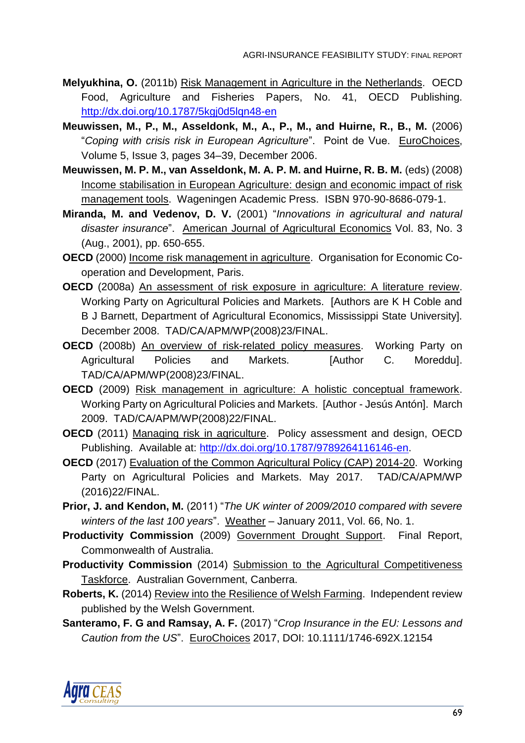**Melyukhina, O.** (2011b) Risk Management in Agriculture in the Netherlands. OECD Food, Agriculture and Fisheries Papers, No. 41, OECD Publishing. http://dx.doi.org/10.1787/5kgj0d5lqn48-en

**Meuwissen, M., P., M., Asseldonk, M., A., P., M., and Huirne, R., B., M.** (2006) "*Coping with crisis risk in European Agriculture*". Point de Vue. EuroChoices, Volume 5, Issue 3, pages 34–39, December 2006.

**Meuwissen, M. P. M., van Asseldonk, M. A. P. M. and Huirne, R. B. M.** (eds) (2008) Income stabilisation in European Agriculture: design and economic impact of risk management tools. Wageningen Academic Press. ISBN 970-90-8686-079-1.

**Miranda, M. and Vedenov, D. V.** (2001) "*Innovations in agricultural and natural disaster insurance*". American Journal of Agricultural Economics Vol. 83, No. 3 (Aug., 2001), pp. 650-655.

**OECD** (2000) Income risk management in agriculture. Organisation for Economic Co-operation and Development, Paris.

**OECD** (2008a) An assessment of risk exposure in agriculture: A literature review. Working Party on Agricultural Policies and Markets. [Authors are K H Coble and B J Barnett, Department of Agricultural Economics, Mississippi State University]. December 2008. TAD/CA/APM/WP(2008)23/FINAL.

**OECD** (2008b) An overview of risk-related policy measures. Working Party on Agricultural Policies and Markets. [Author C. Moreddu]. TAD/CA/APM/WP(2008)23/FINAL.

**OECD** (2009) Risk management in agriculture: A holistic conceptual framework. Working Party on Agricultural Policies and Markets. [Author - Jesús Antón]. March 2009. TAD/CA/APM/WP(2008)22/FINAL.

**OECD** (2011) Managing risk in agriculture. Policy assessment and design, OECD Publishing. Available at: http://dx.doi.org/10.1787/9789264116146-en.

**OECD** (2017) Evaluation of the Common Agricultural Policy (CAP) 2014-20. Working Party on Agricultural Policies and Markets. May 2017. TAD/CA/APM/WP (2016)22/FINAL.

**Prior, J. and Kendon, M.** (2011) "*The UK winter of 2009/2010 compared with severe winters of the last 100 years*". Weather – January 2011, Vol. 66, No. 1.

**Productivity Commission** (2009) Government Drought Support. Final Report, Commonwealth of Australia.

**Productivity Commission** (2014) Submission to the Agricultural Competitiveness Taskforce. Australian Government, Canberra.

**Roberts, K.** (2014) Review into the Resilience of Welsh Farming. Independent review published by the Welsh Government.

**Santeramo, F. G and Ramsay, A. F.** (2017) "*Crop Insurance in the EU: Lessons and Caution from the US*". EuroChoices 2017, DOI: 10.1111/1746-692X.12154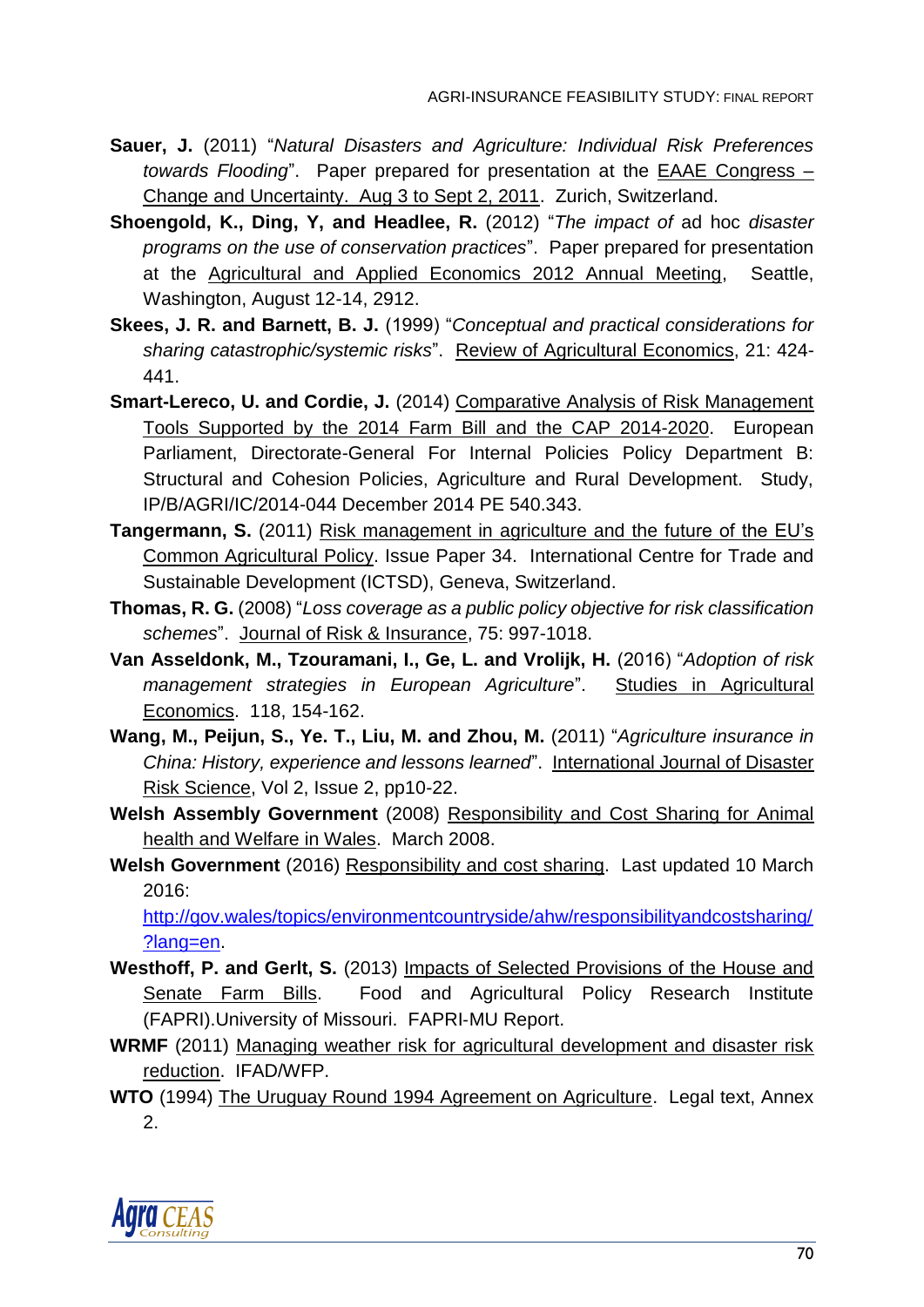**Sauer, J.** (2011) "*Natural Disasters and Agriculture: Individual Risk Preferences towards Flooding*". Paper prepared for presentation at the EAAE Congress – Change and Uncertainty. Aug 3 to Sept 2, 2011. Zurich, Switzerland.

**Shoengold, K., Ding, Y, and Headlee, R.** (2012) "*The impact of* ad hoc *disaster programs on the use of conservation practices*". Paper prepared for presentation at the Agricultural and Applied Economics 2012 Annual Meeting, Seattle, Washington, August 12-14, 2912.

**Skees, J. R. and Barnett, B. J.** (1999) "*Conceptual and practical considerations for sharing catastrophic/systemic risks*". Review of Agricultural Economics, 21: 424-441.

**Smart-Lereco, U. and Cordie, J.** (2014) Comparative Analysis of Risk Management Tools Supported by the 2014 Farm Bill and the CAP 2014-2020. European Parliament, Directorate-General For Internal Policies Policy Department B: Structural and Cohesion Policies, Agriculture and Rural Development. Study, IP/B/AGRI/IC/2014-044 December 2014 PE 540.343.

**Tangermann, S.** (2011) Risk management in agriculture and the future of the EU's Common Agricultural Policy. Issue Paper 34. International Centre for Trade and Sustainable Development (ICTSD), Geneva, Switzerland.

**Thomas, R. G.** (2008) "*Loss coverage as a public policy objective for risk classification schemes*". Journal of Risk & Insurance, 75: 997-1018.

**Van Asseldonk, M., Tzouramani, I., Ge, L. and Vrolijk, H.** (2016) "*Adoption of risk management strategies in European Agriculture*". Studies in Agricultural Economics. 118, 154-162.

**Wang, M., Peijun, S., Ye. T., Liu, M. and Zhou, M.** (2011) "*Agriculture insurance in China: History, experience and lessons learned*". International Journal of Disaster Risk Science, Vol 2, Issue 2, pp10-22.

**Welsh Assembly Government** (2008) Responsibility and Cost Sharing for Animal health and Welfare in Wales. March 2008.

**Welsh Government** (2016) Responsibility and cost sharing. Last updated 10 March 2016: http://gov.wales/topics/environmentcountryside/ahw/responsibilityandcostsharing/?lang=en.

**Westhoff, P. and Gerlt, S.** (2013) Impacts of Selected Provisions of the House and Senate Farm Bills. Food and Agricultural Policy Research Institute (FAPRI).University of Missouri. FAPRI-MU Report.

**WRMF** (2011) Managing weather risk for agricultural development and disaster risk reduction. IFAD/WFP.

**WTO** (1994) The Uruguay Round 1994 Agreement on Agriculture. Legal text, Annex 2.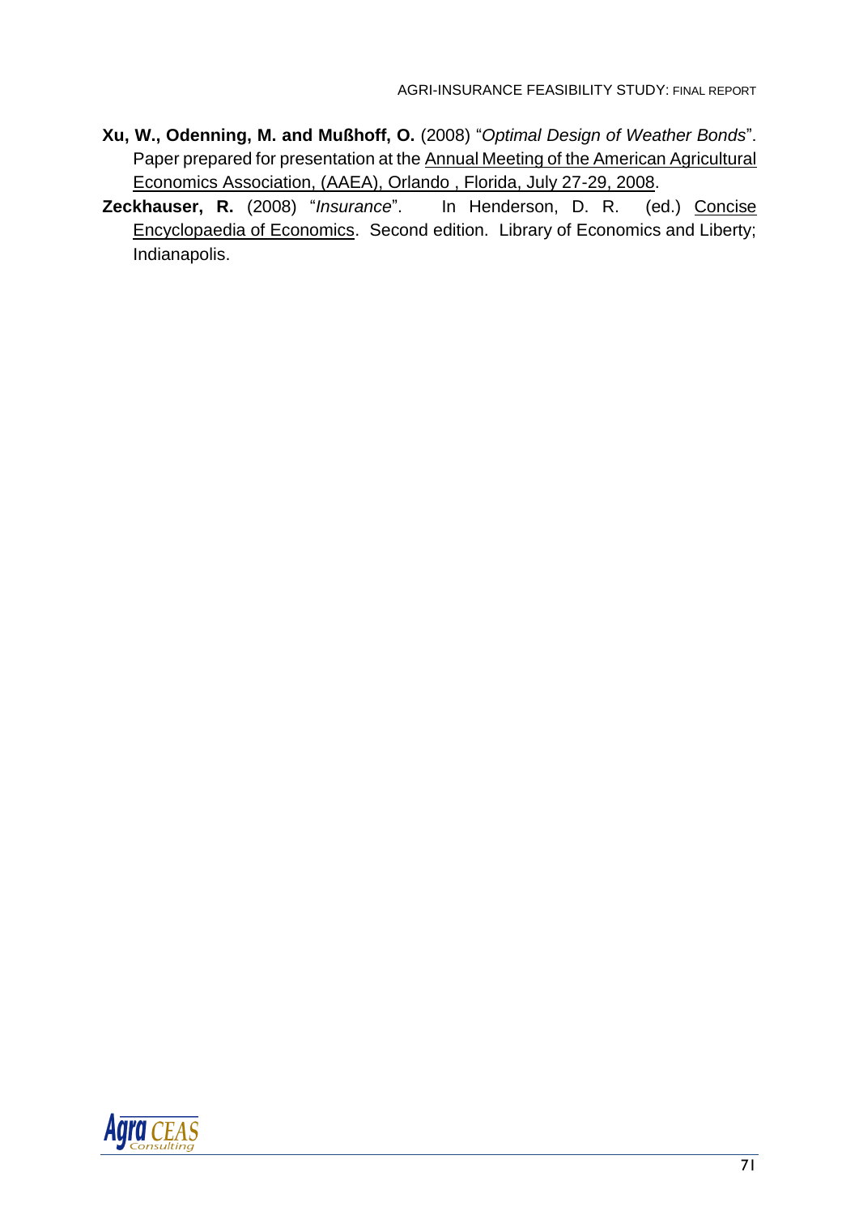**Xu, W., Odenning, M. and Mußhoff, O.** (2008) "*Optimal Design of Weather Bonds*". Paper prepared for presentation at the Annual Meeting of the American Agricultural Economics Association, (AAEA), Orlando , Florida, July 27-29, 2008.

**Zeckhauser, R.** (2008) "*Insurance*". In Henderson, D. R. (ed.) Concise Encyclopaedia of Economics. Second edition. Library of Economics and Liberty; Indianapolis.